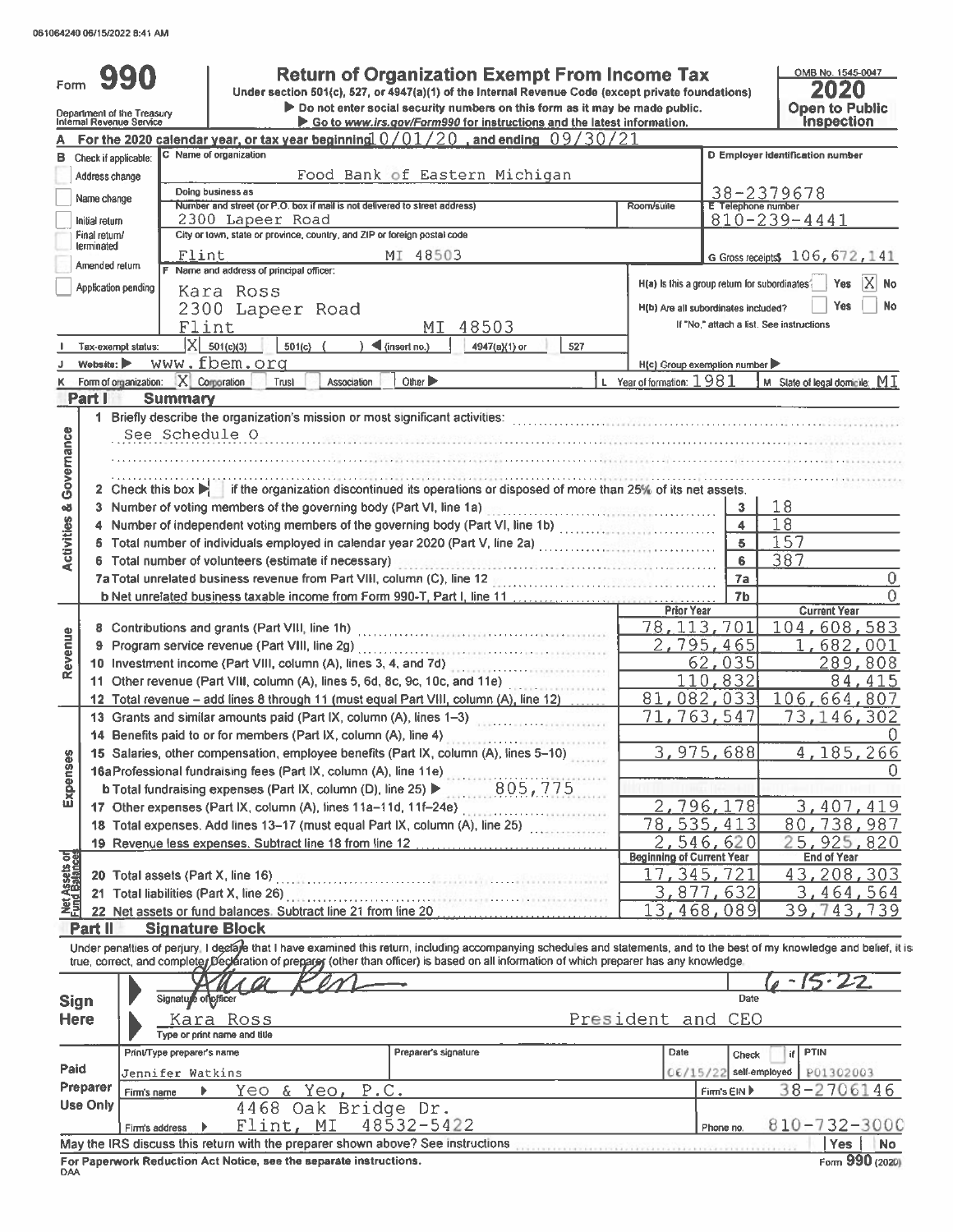061064240 06/15/2022 8:41 AM

# Form 990 — Return of Organization Exempt From Income Tax

Under section 501(c), 527, or 4947(a)(1) of the Internal Revenue Code (except private foundations)

▶ Do not enter social security numbers on this form as it may be made public.

▶ Go to www.irs.gov/Form990 for instructions and the latest information.

Department of the Treasury
Internal Revenue Service

OMB No. 1545-0047

**2020**

**Open to Public Inspection**

**A** For the 2020 calendar year, or tax year beginning 10/01/20, and ending 09/30/21

**B** Check if applicable:
- Address change
- Name change
- Initial return
- Final return/terminated
- Amended return
- Application pending

**C** Name of organization: Food Bank of Eastern Michigan

Doing business as

Number and street (or P.O. box if mail is not delivered to street address): 2300 Lapeer Road

Room/suite

City or town, state or province, country, and ZIP or foreign postal code: Flint MI 48503

**D** Employer identification number: 38-2379678

**E** Telephone number: 810-239-4441

**G** Gross receipts $ 106,672,141

**F** Name and address of principal officer:
Kara Ross
2300 Lapeer Road
Flint MI 48503

H(a) Is this a group return for subordinates? Yes [ ] No [X]

H(b) Are all subordinates included? Yes [ ] No [ ]
If "No," attach a list. See instructions

**I** Tax-exempt status: [X] 501(c)(3) [ ] 501(c) ( ) ◀ (insert no.) [ ] 4947(a)(1) or [ ] 527

**J** Website: ▶ www.fbem.org

H(c) Group exemption number ▶

**K** Form of organization: [X] Corporation [ ] Trust [ ] Association [ ] Other ▶

**L** Year of formation: 1981

**M** State of legal domicile: MI

## Part I Summary

### Activities & Governance

1 Briefly describe the organization's mission or most significant activities:
See Schedule O

2 Check this box ▶ [ ] if the organization discontinued its operations or disposed of more than 25% of its net assets.

| | | Line | Value |
|---|---|---|---|
| 3 | Number of voting members of the governing body (Part VI, line 1a) | 3 | 18 |
| 4 | Number of independent voting members of the governing body (Part VI, line 1b) | 4 | 18 |
| 5 | Total number of individuals employed in calendar year 2020 (Part V, line 2a) | 5 | 157 |
| 6 | Total number of volunteers (estimate if necessary) | 6 | 387 |
| 7a | Total unrelated business revenue from Part VIII, column (C), line 12 | 7a | 0 |
| b | Net unrelated business taxable income from Form 990-T, Part I, line 11 | 7b | 0 |

### Revenue, Expenses

| | | Prior Year | Current Year |
|---|---|---|---|
| 8 | Contributions and grants (Part VIII, line 1h) | 78,113,701 | 104,608,583 |
| 9 | Program service revenue (Part VIII, line 2g) | 2,795,465 | 1,682,001 |
| 10 | Investment income (Part VIII, column (A), lines 3, 4, and 7d) | 62,035 | 289,808 |
| 11 | Other revenue (Part VIII, column (A), lines 5, 6d, 8c, 9c, 10c, and 11e) | 110,832 | 84,415 |
| 12 | Total revenue – add lines 8 through 11 (must equal Part VIII, column (A), line 12) | 81,082,033 | 106,664,807 |
| 13 | Grants and similar amounts paid (Part IX, column (A), lines 1–3) | 71,763,547 | 73,146,302 |
| 14 | Benefits paid to or for members (Part IX, column (A), line 4) | | 0 |
| 15 | Salaries, other compensation, employee benefits (Part IX, column (A), lines 5–10) | 3,975,688 | 4,185,266 |
| 16a | Professional fundraising fees (Part IX, column (A), line 11e) | | 0 |
| b | Total fundraising expenses (Part IX, column (D), line 25) ▶ 805,775 | | |
| 17 | Other expenses (Part IX, column (A), lines 11a–11d, 11f–24e) | 2,796,178 | 3,407,419 |
| 18 | Total expenses. Add lines 13–17 (must equal Part IX, column (A), line 25) | 78,535,413 | 80,738,987 |
| 19 | Revenue less expenses. Subtract line 18 from line 12 | 2,546,620 | 25,925,820 |

### Net Assets or Fund Balances

| | | Beginning of Current Year | End of Year |
|---|---|---|---|
| 20 | Total assets (Part X, line 16) | 17,345,721 | 43,208,303 |
| 21 | Total liabilities (Part X, line 26) | 3,877,632 | 3,464,564 |
| 22 | Net assets or fund balances. Subtract line 21 from line 20 | 13,468,089 | 39,743,739 |

## Part II Signature Block

Under penalties of perjury, I declare that I have examined this return, including accompanying schedules and statements, and to the best of my knowledge and belief, it is true, correct, and complete. Declaration of preparer (other than officer) is based on all information of which preparer has any knowledge.

**Sign Here**

Signature of officer: [signature] — Date: 6-15-22

Kara Ross — President and CEO
Type or print name and title

**Paid Preparer Use Only**

| Print/Type preparer's name | Preparer's signature | Date | Check if self-employed | PTIN |
|---|---|---|---|---|
| Jennifer Watkins | | 06/15/22 | [ ] | P01302003 |

Firm's name ▶ Yeo & Yeo, P.C. — Firm's EIN ▶ 38-2706146

Firm's address ▶ 4468 Oak Bridge Dr. Flint, MI 48532-5422 — Phone no. 810-732-3000

May the IRS discuss this return with the preparer shown above? See instructions — Yes [ ] No [ ]

For Paperwork Reduction Act Notice, see the separate instructions.

DAA

Form **990** (2020)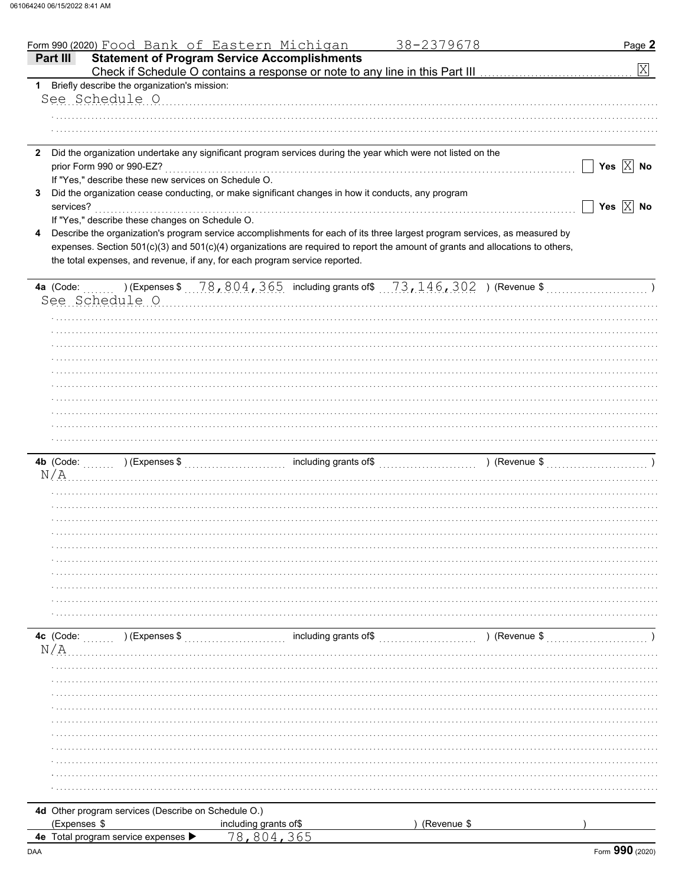Form 990 (2020) Food Bank of Eastern Michigan 38-2379678

## Part III Statement of Program Service Accomplishments

Check if Schedule O contains a response or note to any line in this Part III [X]

**1** Briefly describe the organization's mission:

See Schedule O

**2** Did the organization undertake any significant program services during the year which were not listed on the prior Form 990 or 990-EZ? [ ] Yes [X] No

If "Yes," describe these new services on Schedule O.

**3** Did the organization cease conducting, or make significant changes in how it conducts, any program services? [ ] Yes [X] No

If "Yes," describe these changes on Schedule O.

**4** Describe the organization's program service accomplishments for each of its three largest program services, as measured by expenses. Section 501(c)(3) and 501(c)(4) organizations are required to report the amount of grants and allocations to others, the total expenses, and revenue, if any, for each program service reported.

**4a** (Code: ) (Expenses $ 78,804,365 including grants of$ 73,146,302 ) (Revenue $ )

See Schedule O

**4b** (Code: ) (Expenses $ including grants of$ ) (Revenue $ )

N/A

**4c** (Code: ) (Expenses $ including grants of$ ) (Revenue $ )

N/A

**4d** Other program services (Describe on Schedule O.)

(Expenses $ including grants of$ ) (Revenue $ )

**4e** Total program service expenses ▶ 78,804,365

Form **990** (2020)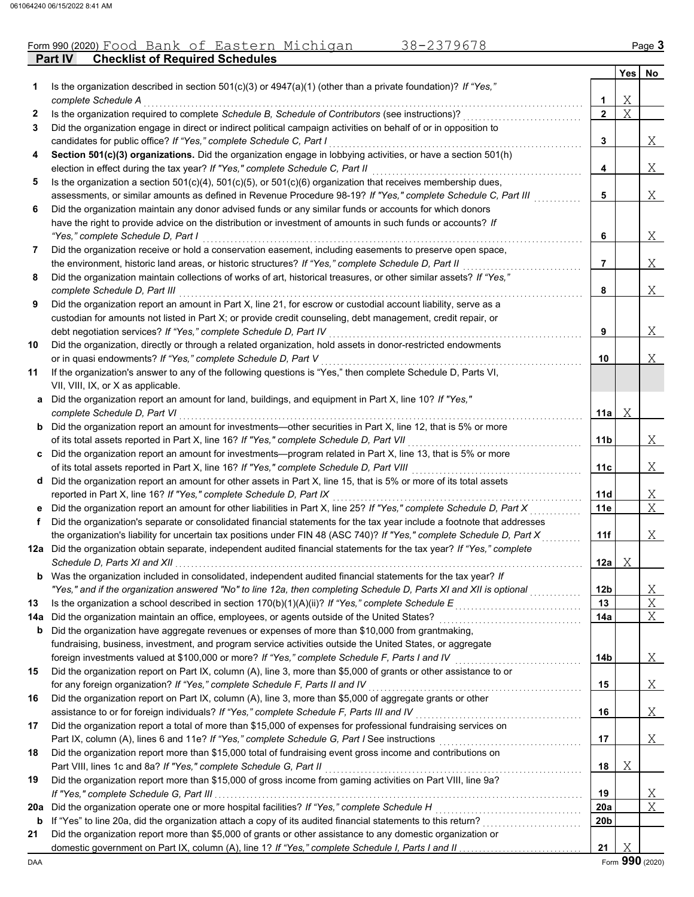Form 990 (2020) Food Bank of Eastern Michigan 38-2379678

## Part IV Checklist of Required Schedules

| | | | Yes | No |
|---|---|---|---|---|
| **1** | Is the organization described in section 501(c)(3) or 4947(a)(1) (other than a private foundation)? *If "Yes," complete Schedule A* | **1** | X | |
| **2** | Is the organization required to complete *Schedule B, Schedule of Contributors* (see instructions)? | **2** | X | |
| **3** | Did the organization engage in direct or indirect political campaign activities on behalf of or in opposition to candidates for public office? *If "Yes," complete Schedule C, Part I* | **3** | | X |
| **4** | **Section 501(c)(3) organizations.** Did the organization engage in lobbying activities, or have a section 501(h) election in effect during the tax year? *If "Yes," complete Schedule C, Part II* | **4** | | X |
| **5** | Is the organization a section 501(c)(4), 501(c)(5), or 501(c)(6) organization that receives membership dues, assessments, or similar amounts as defined in Revenue Procedure 98-19? *If "Yes," complete Schedule C, Part III* | **5** | | X |
| **6** | Did the organization maintain any donor advised funds or any similar funds or accounts for which donors have the right to provide advice on the distribution or investment of amounts in such funds or accounts? *If "Yes," complete Schedule D, Part I* | **6** | | X |
| **7** | Did the organization receive or hold a conservation easement, including easements to preserve open space, the environment, historic land areas, or historic structures? *If "Yes," complete Schedule D, Part II* | **7** | | X |
| **8** | Did the organization maintain collections of works of art, historical treasures, or other similar assets? *If "Yes," complete Schedule D, Part III* | **8** | | X |
| **9** | Did the organization report an amount in Part X, line 21, for escrow or custodial account liability, serve as a custodian for amounts not listed in Part X; or provide credit counseling, debt management, credit repair, or debt negotiation services? *If "Yes," complete Schedule D, Part IV* | **9** | | X |
| **10** | Did the organization, directly or through a related organization, hold assets in donor-restricted endowments or in quasi endowments? *If "Yes," complete Schedule D, Part V* | **10** | | X |
| **11** | If the organization's answer to any of the following questions is "Yes," then complete Schedule D, Parts VI, VII, VIII, IX, or X as applicable. | | | |
| **a** | Did the organization report an amount for land, buildings, and equipment in Part X, line 10? *If "Yes," complete Schedule D, Part VI* | **11a** | X | |
| **b** | Did the organization report an amount for investments—other securities in Part X, line 12, that is 5% or more of its total assets reported in Part X, line 16? *If "Yes," complete Schedule D, Part VII* | **11b** | | X |
| **c** | Did the organization report an amount for investments—program related in Part X, line 13, that is 5% or more of its total assets reported in Part X, line 16? *If "Yes," complete Schedule D, Part VIII* | **11c** | | X |
| **d** | Did the organization report an amount for other assets in Part X, line 15, that is 5% or more of its total assets reported in Part X, line 16? *If "Yes," complete Schedule D, Part IX* | **11d** | | X |
| **e** | Did the organization report an amount for other liabilities in Part X, line 25? *If "Yes," complete Schedule D, Part X* | **11e** | | X |
| **f** | Did the organization's separate or consolidated financial statements for the tax year include a footnote that addresses the organization's liability for uncertain tax positions under FIN 48 (ASC 740)? *If "Yes," complete Schedule D, Part X* | **11f** | | X |
| **12a** | Did the organization obtain separate, independent audited financial statements for the tax year? *If "Yes," complete Schedule D, Parts XI and XII* | **12a** | X | |
| **b** | Was the organization included in consolidated, independent audited financial statements for the tax year? *If "Yes," and if the organization answered "No" to line 12a, then completing Schedule D, Parts XI and XII is optional* | **12b** | | X |
| **13** | Is the organization a school described in section 170(b)(1)(A)(ii)? *If "Yes," complete Schedule E* | **13** | | X |
| **14a** | Did the organization maintain an office, employees, or agents outside of the United States? | **14a** | | X |
| **b** | Did the organization have aggregate revenues or expenses of more than $10,000 from grantmaking, fundraising, business, investment, and program service activities outside the United States, or aggregate foreign investments valued at $100,000 or more? *If "Yes," complete Schedule F, Parts I and IV* | **14b** | | X |
| **15** | Did the organization report on Part IX, column (A), line 3, more than $5,000 of grants or other assistance to or for any foreign organization? *If "Yes," complete Schedule F, Parts II and IV* | **15** | | X |
| **16** | Did the organization report on Part IX, column (A), line 3, more than $5,000 of aggregate grants or other assistance to or for foreign individuals? *If "Yes," complete Schedule F, Parts III and IV* | **16** | | X |
| **17** | Did the organization report a total of more than $15,000 of expenses for professional fundraising services on Part IX, column (A), lines 6 and 11e? *If "Yes," complete Schedule G, Part I* See instructions | **17** | | X |
| **18** | Did the organization report more than $15,000 total of fundraising event gross income and contributions on Part VIII, lines 1c and 8a? *If "Yes," complete Schedule G, Part II* | **18** | X | |
| **19** | Did the organization report more than $15,000 of gross income from gaming activities on Part VIII, line 9a? *If "Yes," complete Schedule G, Part III* | **19** | | X |
| **20a** | Did the organization operate one or more hospital facilities? *If "Yes," complete Schedule H* | **20a** | | X |
| **b** | If "Yes" to line 20a, did the organization attach a copy of its audited financial statements to this return? | **20b** | | |
| **21** | Did the organization report more than $5,000 of grants or other assistance to any domestic organization or domestic government on Part IX, column (A), line 1? *If "Yes," complete Schedule I, Parts I and II* | **21** | X | |

DAA Form **990** (2020)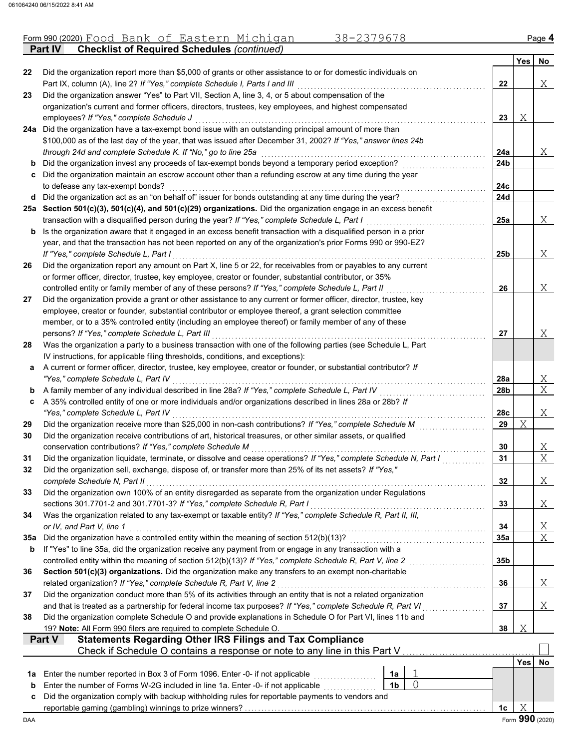Form 990 (2020) Food Bank of Eastern Michigan 38-2379678 Page 4

## Part IV Checklist of Required Schedules *(continued)*

| | | | Yes | No |
|---|---|---|---|---|
| 22 | Did the organization report more than $5,000 of grants or other assistance to or for domestic individuals on Part IX, column (A), line 2? *If "Yes," complete Schedule I, Parts I and III* | 22 | | X |
| 23 | Did the organization answer "Yes" to Part VII, Section A, line 3, 4, or 5 about compensation of the organization's current and former officers, directors, trustees, key employees, and highest compensated employees? *If "Yes," complete Schedule J* | 23 | X | |
| 24a | Did the organization have a tax-exempt bond issue with an outstanding principal amount of more than $100,000 as of the last day of the year, that was issued after December 31, 2002? *If "Yes," answer lines 24b through 24d and complete Schedule K. If "No," go to line 25a* | 24a | | X |
| b | Did the organization invest any proceeds of tax-exempt bonds beyond a temporary period exception? | 24b | | |
| c | Did the organization maintain an escrow account other than a refunding escrow at any time during the year to defease any tax-exempt bonds? | 24c | | |
| d | Did the organization act as an "on behalf of" issuer for bonds outstanding at any time during the year? | 24d | | |
| 25a | **Section 501(c)(3), 501(c)(4), and 501(c)(29) organizations.** Did the organization engage in an excess benefit transaction with a disqualified person during the year? *If "Yes," complete Schedule L, Part I* | 25a | | X |
| b | Is the organization aware that it engaged in an excess benefit transaction with a disqualified person in a prior year, and that the transaction has not been reported on any of the organization's prior Forms 990 or 990-EZ? *If "Yes," complete Schedule L, Part I* | 25b | | X |
| 26 | Did the organization report any amount on Part X, line 5 or 22, for receivables from or payables to any current or former officer, director, trustee, key employee, creator or founder, substantial contributor, or 35% controlled entity or family member of any of these persons? *If "Yes," complete Schedule L, Part II* | 26 | | X |
| 27 | Did the organization provide a grant or other assistance to any current or former officer, director, trustee, key employee, creator or founder, substantial contributor or employee thereof, a grant selection committee member, or to a 35% controlled entity (including an employee thereof) or family member of any of these persons? *If "Yes," complete Schedule L, Part III* | 27 | | X |
| 28 | Was the organization a party to a business transaction with one of the following parties (see Schedule L, Part IV instructions, for applicable filing thresholds, conditions, and exceptions): | | | |
| a | A current or former officer, director, trustee, key employee, creator or founder, or substantial contributor? *If "Yes," complete Schedule L, Part IV* | 28a | | X |
| b | A family member of any individual described in line 28a? *If "Yes," complete Schedule L, Part IV* | 28b | | X |
| c | A 35% controlled entity of one or more individuals and/or organizations described in lines 28a or 28b? *If "Yes," complete Schedule L, Part IV* | 28c | | X |
| 29 | Did the organization receive more than $25,000 in non-cash contributions? *If "Yes," complete Schedule M* | 29 | X | |
| 30 | Did the organization receive contributions of art, historical treasures, or other similar assets, or qualified conservation contributions? *If "Yes," complete Schedule M* | 30 | | X |
| 31 | Did the organization liquidate, terminate, or dissolve and cease operations? *If "Yes," complete Schedule N, Part I* | 31 | | X |
| 32 | Did the organization sell, exchange, dispose of, or transfer more than 25% of its net assets? *If "Yes," complete Schedule N, Part II* | 32 | | X |
| 33 | Did the organization own 100% of an entity disregarded as separate from the organization under Regulations sections 301.7701-2 and 301.7701-3? *If "Yes," complete Schedule R, Part I* | 33 | | X |
| 34 | Was the organization related to any tax-exempt or taxable entity? *If "Yes," complete Schedule R, Part II, III, or IV, and Part V, line 1* | 34 | | X |
| 35a | Did the organization have a controlled entity within the meaning of section 512(b)(13)? | 35a | | X |
| b | If "Yes" to line 35a, did the organization receive any payment from or engage in any transaction with a controlled entity within the meaning of section 512(b)(13)? *If "Yes," complete Schedule R, Part V, line 2* | 35b | | |
| 36 | **Section 501(c)(3) organizations.** Did the organization make any transfers to an exempt non-charitable related organization? *If "Yes," complete Schedule R, Part V, line 2* | 36 | | X |
| 37 | Did the organization conduct more than 5% of its activities through an entity that is not a related organization and that is treated as a partnership for federal income tax purposes? *If "Yes," complete Schedule R, Part VI* | 37 | | X |
| 38 | Did the organization complete Schedule O and provide explanations in Schedule O for Part VI, lines 11b and 19? **Note:** All Form 990 filers are required to complete Schedule O. | 38 | X | |

## Part V Statements Regarding Other IRS Filings and Tax Compliance

Check if Schedule O contains a response or note to any line in this Part V ☐

| | | | | | Yes | No |
|---|---|---|---|---|---|---|
| 1a | Enter the number reported in Box 3 of Form 1096. Enter -0- if not applicable | 1a | 1 | | | |
| b | Enter the number of Forms W-2G included in line 1a. Enter -0- if not applicable | 1b | 0 | | | |
| c | Did the organization comply with backup withholding rules for reportable payments to vendors and reportable gaming (gambling) winnings to prize winners? | | | 1c | X | |

DAA Form 990 (2020)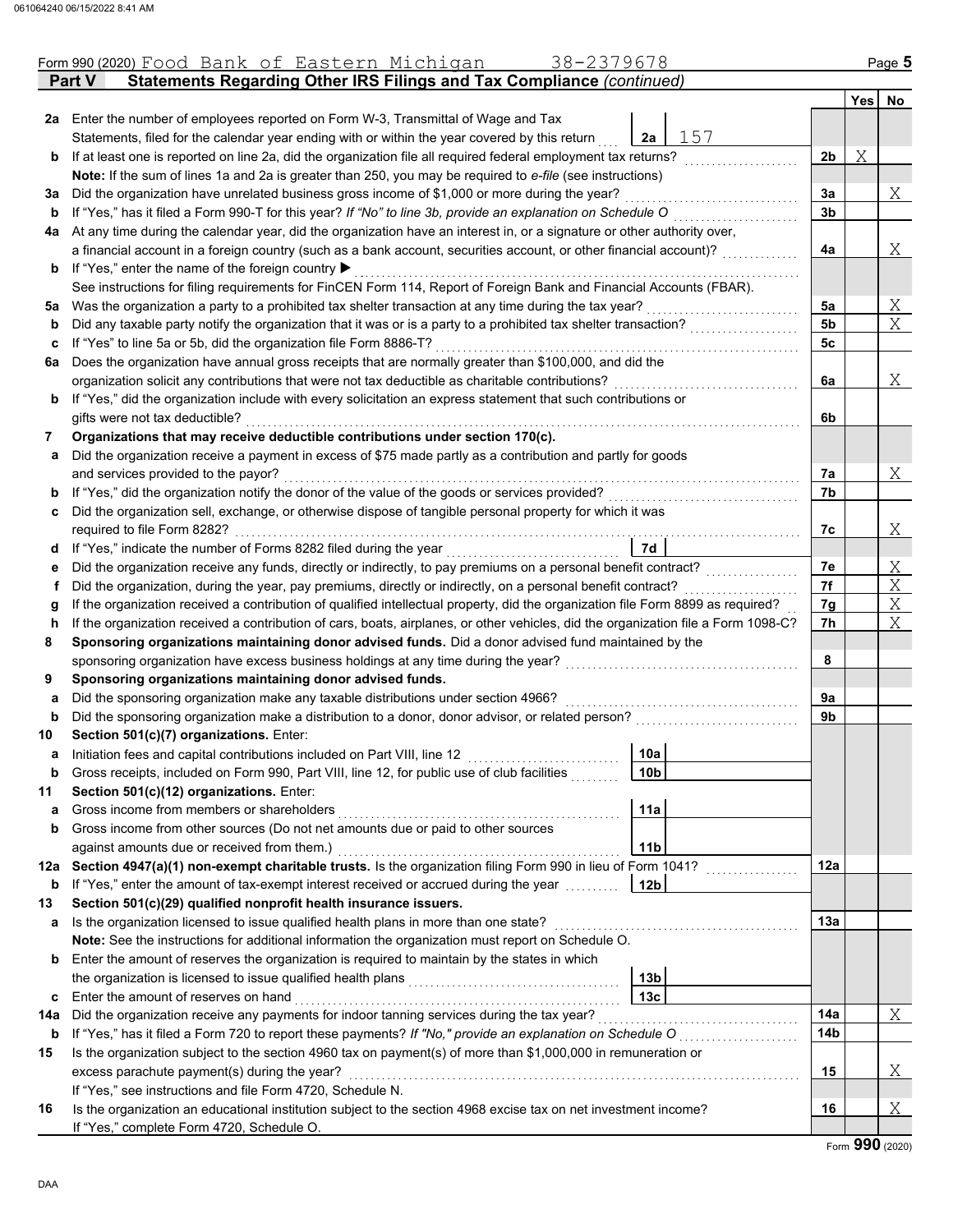Form 990 (2020) Food Bank of Eastern Michigan 38-2379678

## Part V Statements Regarding Other IRS Filings and Tax Compliance *(continued)*

| | | | | | Yes | No |
|---|---|---|---|---|---|---|
| **2a** | Enter the number of employees reported on Form W-3, Transmittal of Wage and Tax Statements, filed for the calendar year ending with or within the year covered by this return | 2a | 157 | | | |
| **b** | If at least one is reported on line 2a, did the organization file all required federal employment tax returns? | | | 2b | X | |
| | **Note:** If the sum of lines 1a and 2a is greater than 250, you may be required to *e-file* (see instructions) | | | | | |
| **3a** | Did the organization have unrelated business gross income of $1,000 or more during the year? | | | 3a | | X |
| **b** | If "Yes," has it filed a Form 990-T for this year? *If "No" to line 3b, provide an explanation on Schedule O* | | | 3b | | |
| **4a** | At any time during the calendar year, did the organization have an interest in, or a signature or other authority over, a financial account in a foreign country (such as a bank account, securities account, or other financial account)? | | | 4a | | X |
| **b** | If "Yes," enter the name of the foreign country ▶ | | | | | |
| | See instructions for filing requirements for FinCEN Form 114, Report of Foreign Bank and Financial Accounts (FBAR). | | | | | |
| **5a** | Was the organization a party to a prohibited tax shelter transaction at any time during the tax year? | | | 5a | | X |
| **b** | Did any taxable party notify the organization that it was or is a party to a prohibited tax shelter transaction? | | | 5b | | X |
| **c** | If "Yes" to line 5a or 5b, did the organization file Form 8886-T? | | | 5c | | |
| **6a** | Does the organization have annual gross receipts that are normally greater than $100,000, and did the organization solicit any contributions that were not tax deductible as charitable contributions? | | | 6a | | X |
| **b** | If "Yes," did the organization include with every solicitation an express statement that such contributions or gifts were not tax deductible? | | | 6b | | |
| **7** | **Organizations that may receive deductible contributions under section 170(c).** | | | | | |
| **a** | Did the organization receive a payment in excess of $75 made partly as a contribution and partly for goods and services provided to the payor? | | | 7a | | X |
| **b** | If "Yes," did the organization notify the donor of the value of the goods or services provided? | | | 7b | | |
| **c** | Did the organization sell, exchange, or otherwise dispose of tangible personal property for which it was required to file Form 8282? | | | 7c | | X |
| **d** | If "Yes," indicate the number of Forms 8282 filed during the year | 7d | | | | |
| **e** | Did the organization receive any funds, directly or indirectly, to pay premiums on a personal benefit contract? | | | 7e | | X |
| **f** | Did the organization, during the year, pay premiums, directly or indirectly, on a personal benefit contract? | | | 7f | | X |
| **g** | If the organization received a contribution of qualified intellectual property, did the organization file Form 8899 as required? | | | 7g | | X |
| **h** | If the organization received a contribution of cars, boats, airplanes, or other vehicles, did the organization file a Form 1098-C? | | | 7h | | X |
| **8** | **Sponsoring organizations maintaining donor advised funds.** Did a donor advised fund maintained by the sponsoring organization have excess business holdings at any time during the year? | | | 8 | | |
| **9** | **Sponsoring organizations maintaining donor advised funds.** | | | | | |
| **a** | Did the sponsoring organization make any taxable distributions under section 4966? | | | 9a | | |
| **b** | Did the sponsoring organization make a distribution to a donor, donor advisor, or related person? | | | 9b | | |
| **10** | **Section 501(c)(7) organizations.** Enter: | | | | | |
| **a** | Initiation fees and capital contributions included on Part VIII, line 12 | 10a | | | | |
| **b** | Gross receipts, included on Form 990, Part VIII, line 12, for public use of club facilities | 10b | | | | |
| **11** | **Section 501(c)(12) organizations.** Enter: | | | | | |
| **a** | Gross income from members or shareholders | 11a | | | | |
| **b** | Gross income from other sources (Do not net amounts due or paid to other sources against amounts due or received from them.) | 11b | | | | |
| **12a** | **Section 4947(a)(1) non-exempt charitable trusts.** Is the organization filing Form 990 in lieu of Form 1041? | | | 12a | | |
| **b** | If "Yes," enter the amount of tax-exempt interest received or accrued during the year | 12b | | | | |
| **13** | **Section 501(c)(29) qualified nonprofit health insurance issuers.** | | | | | |
| **a** | Is the organization licensed to issue qualified health plans in more than one state? | | | 13a | | |
| | **Note:** See the instructions for additional information the organization must report on Schedule O. | | | | | |
| **b** | Enter the amount of reserves the organization is required to maintain by the states in which the organization is licensed to issue qualified health plans | 13b | | | | |
| **c** | Enter the amount of reserves on hand | 13c | | | | |
| **14a** | Did the organization receive any payments for indoor tanning services during the tax year? | | | 14a | | X |
| **b** | If "Yes," has it filed a Form 720 to report these payments? *If "No," provide an explanation on Schedule O* | | | 14b | | |
| **15** | Is the organization subject to the section 4960 tax on payment(s) of more than $1,000,000 in remuneration or excess parachute payment(s) during the year? | | | 15 | | X |
| | If "Yes," see instructions and file Form 4720, Schedule N. | | | | | |
| **16** | Is the organization an educational institution subject to the section 4968 excise tax on net investment income? | | | 16 | | X |
| | If "Yes," complete Form 4720, Schedule O. | | | | | |

Form **990** (2020)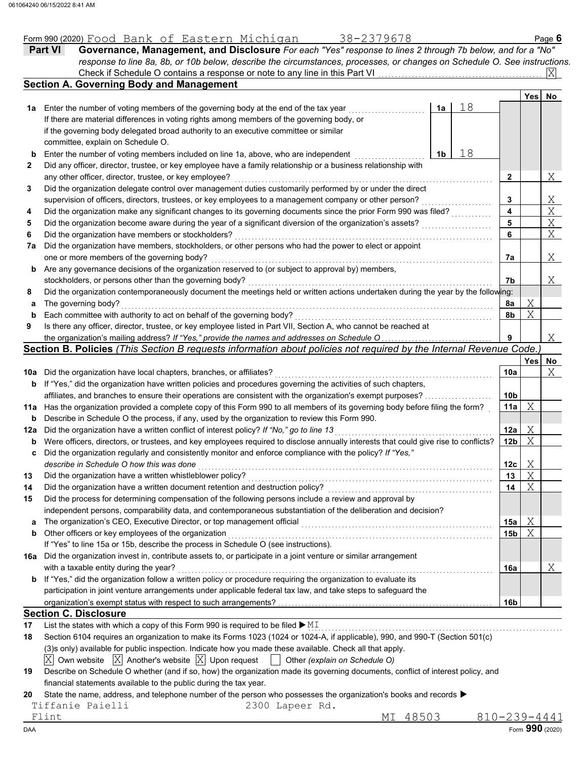Form 990 (2020) Food Bank of Eastern Michigan 38-2379678 Page 6

## Part VI Governance, Management, and Disclosure

*For each "Yes" response to lines 2 through 7b below, and for a "No" response to line 8a, 8b, or 10b below, describe the circumstances, processes, or changes on Schedule O. See instructions.*

Check if Schedule O contains a response or note to any line in this Part VI . . . . . [X]

### Section A. Governing Body and Management

| | | | | Yes | No |
|---|---|---|---|---|---|
| **1a** | Enter the number of voting members of the governing body at the end of the tax year | **1a** | 18 | | |
| | If there are material differences in voting rights among members of the governing body, or if the governing body delegated broad authority to an executive committee or similar committee, explain on Schedule O. | | | | |
| **b** | Enter the number of voting members included on line 1a, above, who are independent | **1b** | 18 | | |
| **2** | Did any officer, director, trustee, or key employee have a family relationship or a business relationship with any other officer, director, trustee, or key employee? | | **2** | | X |
| **3** | Did the organization delegate control over management duties customarily performed by or under the direct supervision of officers, directors, trustees, or key employees to a management company or other person? | | **3** | | X |
| **4** | Did the organization make any significant changes to its governing documents since the prior Form 990 was filed? | | **4** | | X |
| **5** | Did the organization become aware during the year of a significant diversion of the organization's assets? | | **5** | | X |
| **6** | Did the organization have members or stockholders? | | **6** | | X |
| **7a** | Did the organization have members, stockholders, or other persons who had the power to elect or appoint one or more members of the governing body? | | **7a** | | X |
| **b** | Are any governance decisions of the organization reserved to (or subject to approval by) members, stockholders, or persons other than the governing body? | | **7b** | | X |
| **8** | Did the organization contemporaneously document the meetings held or written actions undertaken during the year by the following: | | | | |
| **a** | The governing body? | | **8a** | X | |
| **b** | Each committee with authority to act on behalf of the governing body? | | **8b** | X | |
| **9** | Is there any officer, director, trustee, or key employee listed in Part VII, Section A, who cannot be reached at the organization's mailing address? *If "Yes," provide the names and addresses on Schedule O* | | **9** | | X |

### Section B. Policies *(This Section B requests information about policies not required by the Internal Revenue Code.)*

| | | | Yes | No |
|---|---|---|---|---|
| **10a** | Did the organization have local chapters, branches, or affiliates? | **10a** | | X |
| **b** | If "Yes," did the organization have written policies and procedures governing the activities of such chapters, affiliates, and branches to ensure their operations are consistent with the organization's exempt purposes? | **10b** | | |
| **11a** | Has the organization provided a complete copy of this Form 990 to all members of its governing body before filing the form? | **11a** | X | |
| **b** | Describe in Schedule O the process, if any, used by the organization to review this Form 990. | | | |
| **12a** | Did the organization have a written conflict of interest policy? *If "No," go to line 13* | **12a** | X | |
| **b** | Were officers, directors, or trustees, and key employees required to disclose annually interests that could give rise to conflicts? | **12b** | X | |
| **c** | Did the organization regularly and consistently monitor and enforce compliance with the policy? *If "Yes," describe in Schedule O how this was done* | **12c** | X | |
| **13** | Did the organization have a written whistleblower policy? | **13** | X | |
| **14** | Did the organization have a written document retention and destruction policy? | **14** | X | |
| **15** | Did the process for determining compensation of the following persons include a review and approval by independent persons, comparability data, and contemporaneous substantiation of the deliberation and decision? | | | |
| **a** | The organization's CEO, Executive Director, or top management official | **15a** | X | |
| **b** | Other officers or key employees of the organization | **15b** | X | |
| | If "Yes" to line 15a or 15b, describe the process in Schedule O (see instructions). | | | |
| **16a** | Did the organization invest in, contribute assets to, or participate in a joint venture or similar arrangement with a taxable entity during the year? | **16a** | | X |
| **b** | If "Yes," did the organization follow a written policy or procedure requiring the organization to evaluate its participation in joint venture arrangements under applicable federal tax law, and take steps to safeguard the organization's exempt status with respect to such arrangements? | **16b** | | |

### Section C. Disclosure

**17** List the states with which a copy of this Form 990 is required to be filed ▶ MI

**18** Section 6104 requires an organization to make its Forms 1023 (1024 or 1024-A, if applicable), 990, and 990-T (Section 501(c)(3)s only) available for public inspection. Indicate how you made these available. Check all that apply.

[X] Own website [X] Another's website [X] Upon request [ ] Other *(explain on Schedule O)*

**19** Describe on Schedule O whether (and if so, how) the organization made its governing documents, conflict of interest policy, and financial statements available to the public during the tax year.

**20** State the name, address, and telephone number of the person who possesses the organization's books and records ▶

Tiffanie Paielli 2300 Lapeer Rd.
Flint MI 48503 810-239-4441

DAA Form **990** (2020)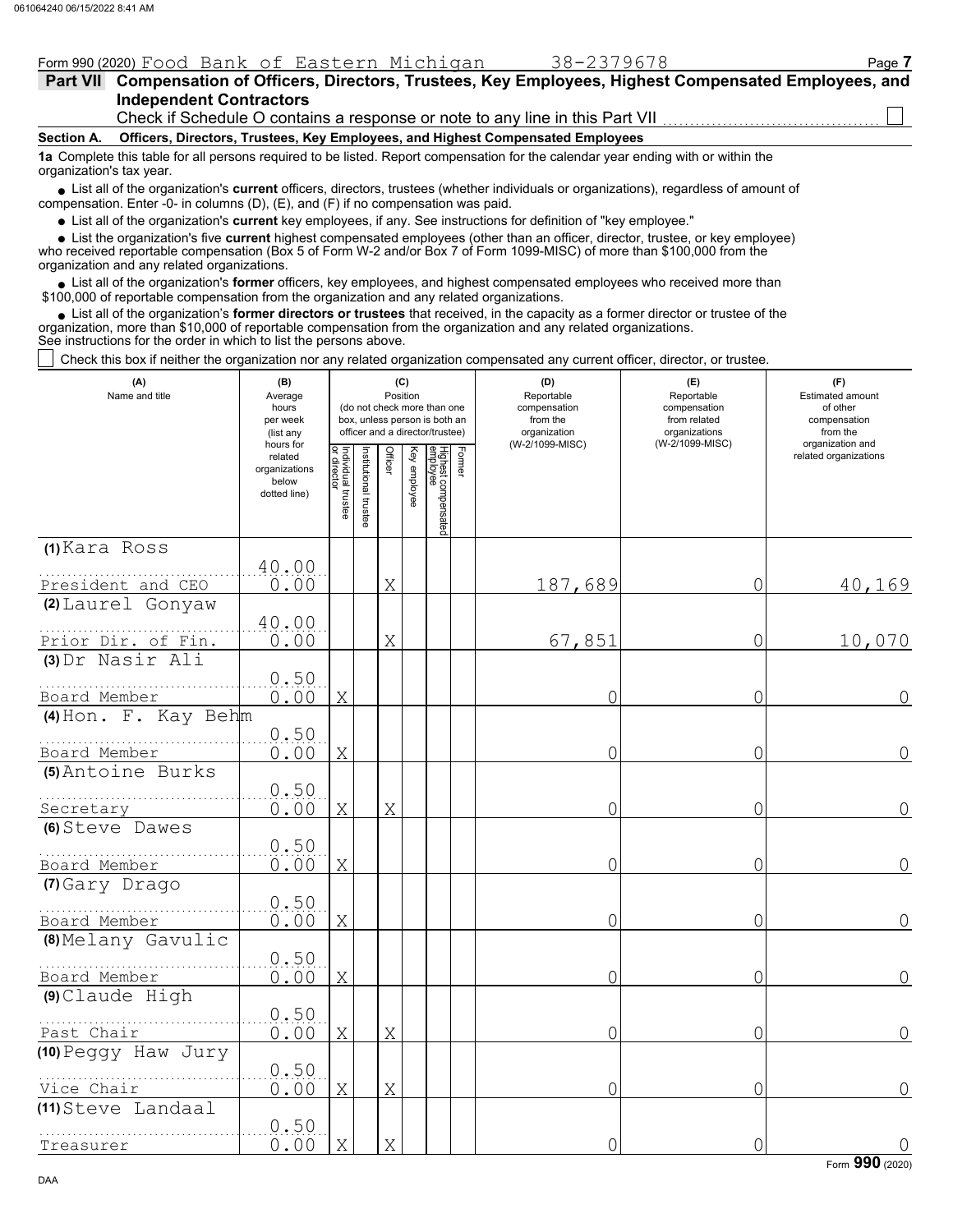Form 990 (2020) Food Bank of Eastern Michigan 38-2379678

## Part VII Compensation of Officers, Directors, Trustees, Key Employees, Highest Compensated Employees, and Independent Contractors

Check if Schedule O contains a response or note to any line in this Part VII ☐

### Section A. Officers, Directors, Trustees, Key Employees, and Highest Compensated Employees

**1a** Complete this table for all persons required to be listed. Report compensation for the calendar year ending with or within the organization's tax year.

- List all of the organization's **current** officers, directors, trustees (whether individuals or organizations), regardless of amount of compensation. Enter -0- in columns (D), (E), and (F) if no compensation was paid.
- List all of the organization's **current** key employees, if any. See instructions for definition of "key employee."
- List the organization's five **current** highest compensated employees (other than an officer, director, trustee, or key employee) who received reportable compensation (Box 5 of Form W-2 and/or Box 7 of Form 1099-MISC) of more than $100,000 from the organization and any related organizations.
- List all of the organization's **former** officers, key employees, and highest compensated employees who received more than $100,000 of reportable compensation from the organization and any related organizations.
- List all of the organization's **former directors or trustees** that received, in the capacity as a former director or trustee of the organization, more than $10,000 of reportable compensation from the organization and any related organizations.

See instructions for the order in which to list the persons above.

☐ Check this box if neither the organization nor any related organization compensated any current officer, director, or trustee.

| (A) Name and title | (B) Average hours per week (list any hours for related organizations below dotted line) | (C) Position: Individual trustee or director | Institutional trustee | Officer | Key employee | Highest compensated employee | Former | (D) Reportable compensation from the organization (W-2/1099-MISC) | (E) Reportable compensation from related organizations (W-2/1099-MISC) | (F) Estimated amount of other compensation from the organization and related organizations |
|---|---|---|---|---|---|---|---|---|---|---|
| (1) Kara Ross<br>President and CEO | 40.00<br>0.00 | | | X | | | | 187,689 | 0 | 40,169 |
| (2) Laurel Gonyaw<br>Prior Dir. of Fin. | 40.00<br>0.00 | | | X | | | | 67,851 | 0 | 10,070 |
| (3) Dr Nasir Ali<br>Board Member | 0.50<br>0.00 | X | | | | | | 0 | 0 | 0 |
| (4) Hon. F. Kay Behm<br>Board Member | 0.50<br>0.00 | X | | | | | | 0 | 0 | 0 |
| (5) Antoine Burks<br>Secretary | 0.50<br>0.00 | X | | X | | | | 0 | 0 | 0 |
| (6) Steve Dawes<br>Board Member | 0.50<br>0.00 | X | | | | | | 0 | 0 | 0 |
| (7) Gary Drago<br>Board Member | 0.50<br>0.00 | X | | | | | | 0 | 0 | 0 |
| (8) Melany Gavulic<br>Board Member | 0.50<br>0.00 | X | | | | | | 0 | 0 | 0 |
| (9) Claude High<br>Past Chair | 0.50<br>0.00 | X | | X | | | | 0 | 0 | 0 |
| (10) Peggy Haw Jury<br>Vice Chair | 0.50<br>0.00 | X | | X | | | | 0 | 0 | 0 |
| (11) Steve Landaal<br>Treasurer | 0.50<br>0.00 | X | | X | | | | 0 | 0 | 0 |

Form **990** (2020)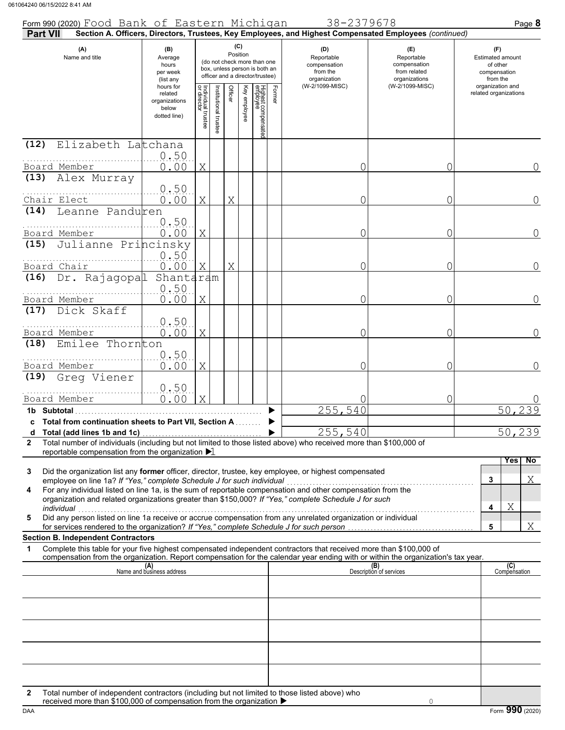Form 990 (2020) Food Bank of Eastern Michigan 38-2379678

**Part VII Section A. Officers, Directors, Trustees, Key Employees, and Highest Compensated Employees** *(continued)*

| (A) Name and title | (B) Average hours per week (list any hours for related organizations below dotted line) | (C) Position: Individual trustee or director | Institutional trustee | Officer | Key employee | Highest compensated employee | Former | (D) Reportable compensation from the organization (W-2/1099-MISC) | (E) Reportable compensation from related organizations (W-2/1099-MISC) | (F) Estimated amount of other compensation from the organization and related organizations |
|---|---|---|---|---|---|---|---|---|---|---|
| (12) Elizabeth Latchana<br>Board Member | 0.50<br>0.00 | X | | | | | | 0 | 0 | 0 |
| (13) Alex Murray<br>Chair Elect | 0.50<br>0.00 | X | | X | | | | 0 | 0 | 0 |
| (14) Leanne Panduren<br>Board Member | 0.50<br>0.00 | X | | | | | | 0 | 0 | 0 |
| (15) Julianne Princinsky<br>Board Chair | 0.50<br>0.00 | X | | X | | | | 0 | 0 | 0 |
| (16) Dr. Rajagopal Shantaram<br>Board Member | 0.50<br>0.00 | X | | | | | | 0 | 0 | 0 |
| (17) Dick Skaff<br>Board Member | 0.50<br>0.00 | X | | | | | | 0 | 0 | 0 |
| (18) Emilee Thornton<br>Board Member | 0.50<br>0.00 | X | | | | | | 0 | 0 | 0 |
| (19) Greg Viener<br>Board Member | 0.50<br>0.00 | X | | | | | | 0 | 0 | 0 |
| **1b Subtotal** | | | | | | | | 255,540 | | 50,239 |
| **c Total from continuation sheets to Part VII, Section A** | | | | | | | | | | |
| **d Total (add lines 1b and 1c)** | | | | | | | | 255,540 | | 50,239 |

2 Total number of individuals (including but not limited to those listed above) who received more than $100,000 of reportable compensation from the organization ▶ 1

| | | | Yes | No |
|---|---|---|---|---|
| 3 | Did the organization list any **former** officer, director, trustee, key employee, or highest compensated employee on line 1a? *If "Yes," complete Schedule J for such individual* | 3 | | X |
| 4 | For any individual listed on line 1a, is the sum of reportable compensation and other compensation from the organization and related organizations greater than $150,000? *If "Yes," complete Schedule J for such individual* | 4 | X | |
| 5 | Did any person listed on line 1a receive or accrue compensation from any unrelated organization or individual for services rendered to the organization? *If "Yes," complete Schedule J for such person* | 5 | | X |

**Section B. Independent Contractors**

1 Complete this table for your five highest compensated independent contractors that received more than $100,000 of compensation from the organization. Report compensation for the calendar year ending with or within the organization's tax year.

| (A) Name and business address | (B) Description of services | (C) Compensation |
|---|---|---|
| | | |
| | | |
| | | |
| | | |
| | | |

2 Total number of independent contractors (including but not limited to those listed above) who received more than $100,000 of compensation from the organization ▶ 0

Form **990** (2020)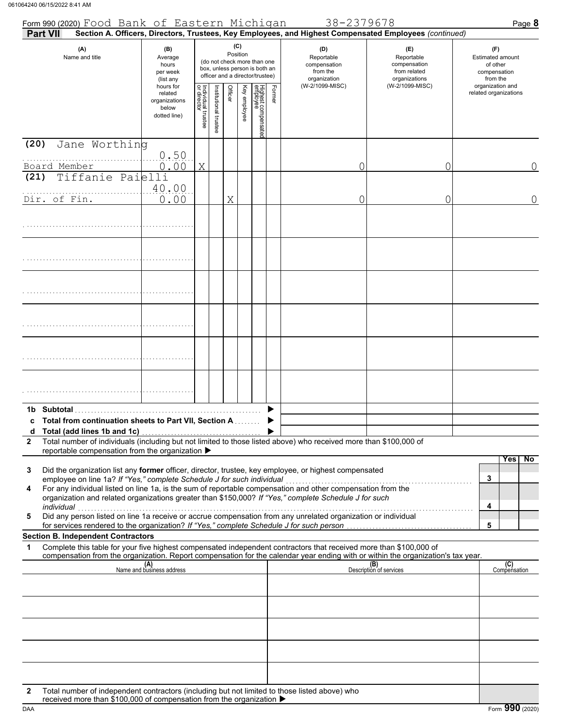Form 990 (2020) Food Bank of Eastern Michigan 38-2379678 Page 8

**Part VII** **Section A. Officers, Directors, Trustees, Key Employees, and Highest Compensated Employees** *(continued)*

| (A) Name and title | (B) Average hours per week (list any hours for related organizations below dotted line) | (C) Position (do not check more than one box, unless person is both an officer and a director/trustee) | | | | | | (D) Reportable compensation from the organization (W-2/1099-MISC) | (E) Reportable compensation from related organizations (W-2/1099-MISC) | (F) Estimated amount of other compensation from the organization and related organizations |
|---|---|---|---|---|---|---|---|---|---|---|
| | | Individual trustee or director | Institutional trustee | Officer | Key employee | Highest compensated employee | Former | | | |
| (20) Jane Worthing<br>Board Member | 0.50<br>0.00 | X | | | | | | 0 | 0 | 0 |
| (21) Tiffanie Paielli<br>Dir. of Fin. | 40.00<br>0.00 | | | X | | | | 0 | 0 | 0 |
| | | | | | | | | | | |
| | | | | | | | | | | |
| | | | | | | | | | | |
| | | | | | | | | | | |
| | | | | | | | | | | |
| | | | | | | | | | | |
| **1b Subtotal** | | | | | | | | | | |
| **c Total from continuation sheets to Part VII, Section A** | | | | | | | | | | |
| **d Total (add lines 1b and 1c)** | | | | | | | | | | |

**2** Total number of individuals (including but not limited to those listed above) who received more than $100,000 of reportable compensation from the organization ▶

| | | | Yes | No |
|---|---|---|---|---|
| **3** | Did the organization list any **former** officer, director, trustee, key employee, or highest compensated employee on line 1a? *If "Yes," complete Schedule J for such individual* | 3 | | |
| **4** | For any individual listed on line 1a, is the sum of reportable compensation and other compensation from the organization and related organizations greater than $150,000? *If "Yes," complete Schedule J for such individual* | 4 | | |
| **5** | Did any person listed on line 1a receive or accrue compensation from any unrelated organization or individual for services rendered to the organization? *If "Yes," complete Schedule J for such person* | 5 | | |

**Section B. Independent Contractors**

**1** Complete this table for your five highest compensated independent contractors that received more than $100,000 of compensation from the organization. Report compensation for the calendar year ending with or within the organization's tax year.

| (A) Name and business address | (B) Description of services | (C) Compensation |
|---|---|---|
| | | |
| | | |
| | | |
| | | |
| | | |

**2** Total number of independent contractors (including but not limited to those listed above) who received more than $100,000 of compensation from the organization ▶

DAA Form **990** (2020)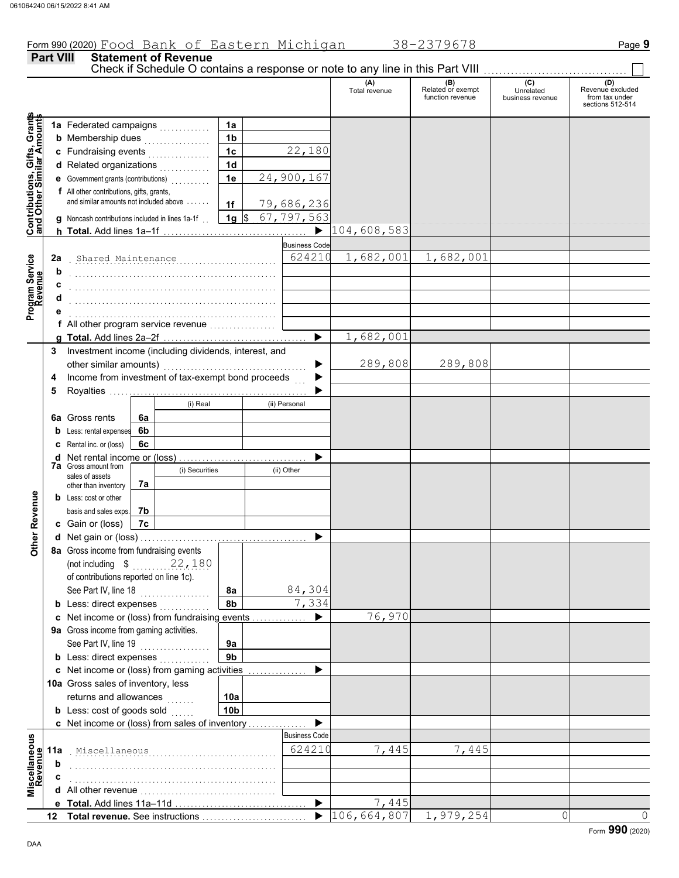Form 990 (2020) Food Bank of Eastern Michigan 38-2379678

## Part VIII Statement of Revenue

Check if Schedule O contains a response or note to any line in this Part VIII ☐

| | | | (A) Total revenue | (B) Related or exempt function revenue | (C) Unrelated business revenue | (D) Revenue excluded from tax under sections 512-514 |
|---|---|---|---|---|---|---|
| **Contributions, Gifts, Grants and Other Similar Amounts** | | | | | | |
| 1a Federated campaigns | 1a | | | | | |
| b Membership dues | 1b | | | | | |
| c Fundraising events | 1c | 22,180 | | | | |
| d Related organizations | 1d | | | | | |
| e Government grants (contributions) | 1e | 24,900,167 | | | | |
| f All other contributions, gifts, grants, and similar amounts not included above | 1f | 79,686,236 | | | | |
| g Noncash contributions included in lines 1a-1f | 1g | $ 67,797,563 | | | | |
| h **Total.** Add lines 1a–1f | | ▶ | 104,608,583 | | | |
| **Program Service Revenue** | | Business Code | | | | |
| 2a Shared Maintenance | | 624210 | 1,682,001 | 1,682,001 | | |
| b | | | | | | |
| c | | | | | | |
| d | | | | | | |
| e | | | | | | |
| f All other program service revenue | | | | | | |
| g **Total.** Add lines 2a–2f | | ▶ | 1,682,001 | | | |
| **Other Revenue** | | | | | | |
| 3 Investment income (including dividends, interest, and other similar amounts) | | ▶ | 289,808 | 289,808 | | |
| 4 Income from investment of tax-exempt bond proceeds | | ▶ | | | | |
| 5 Royalties | | ▶ | | | | |
| | | (i) Real | (ii) Personal | | | |
| 6a Gross rents | 6a | | | | | |
| b Less: rental expenses | 6b | | | | | |
| c Rental inc. or (loss) | 6c | | | | | |
| d Net rental income or (loss) | | ▶ | | | | |
| | | (i) Securities | (ii) Other | | | |
| 7a Gross amount from sales of assets other than inventory | 7a | | | | | |
| b Less: cost or other basis and sales exps. | 7b | | | | | |
| c Gain or (loss) | 7c | | | | | |
| d Net gain or (loss) | | ▶ | | | | |
| 8a Gross income from fundraising events (not including $ 22,180 of contributions reported on line 1c). See Part IV, line 18 | 8a | 84,304 | | | | |
| b Less: direct expenses | 8b | 7,334 | | | | |
| c Net income or (loss) from fundraising events | | ▶ | 76,970 | | | |
| 9a Gross income from gaming activities. See Part IV, line 19 | 9a | | | | | |
| b Less: direct expenses | 9b | | | | | |
| c Net income or (loss) from gaming activities | | ▶ | | | | |
| 10a Gross sales of inventory, less returns and allowances | 10a | | | | | |
| b Less: cost of goods sold | 10b | | | | | |
| c Net income or (loss) from sales of inventory | | ▶ | | | | |
| **Miscellaneous Revenue** | | Business Code | | | | |
| 11a Miscellaneous | | 624210 | 7,445 | 7,445 | | |
| b | | | | | | |
| c | | | | | | |
| d All other revenue | | | | | | |
| e **Total.** Add lines 11a–11d | | ▶ | 7,445 | | | |
| 12 **Total revenue.** See instructions | | ▶ | 106,664,807 | 1,979,254 | 0 | 0 |

Form **990** (2020)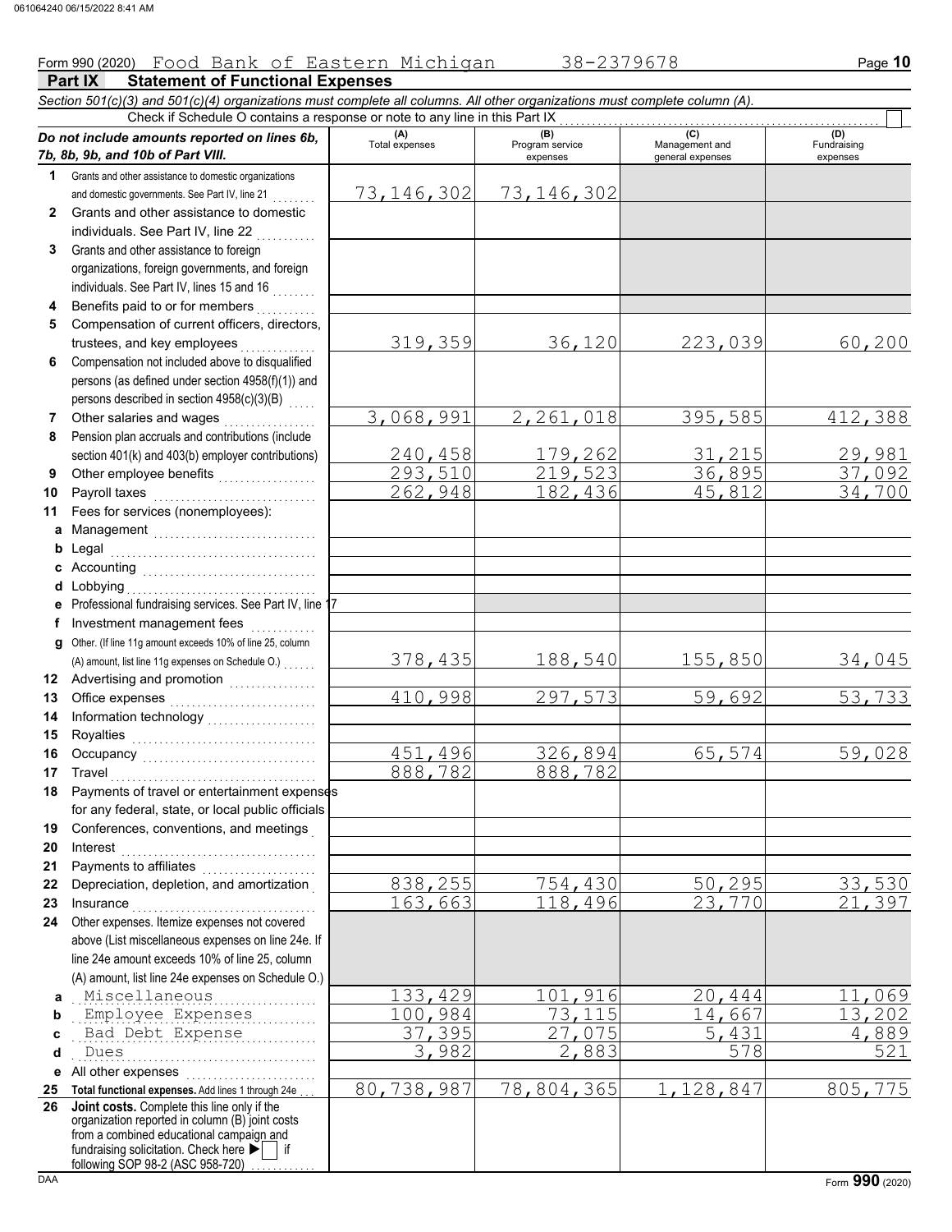Form 990 (2020) Food Bank of Eastern Michigan 38-2379678

## Part IX Statement of Functional Expenses

*Section 501(c)(3) and 501(c)(4) organizations must complete all columns. All other organizations must complete column (A).*

Check if Schedule O contains a response or note to any line in this Part IX

| ***Do not include amounts reported on lines 6b, 7b, 8b, 9b, and 10b of Part VIII.*** | (A) Total expenses | (B) Program service expenses | (C) Management and general expenses | (D) Fundraising expenses |
|---|---|---|---|---|
| **1** Grants and other assistance to domestic organizations and domestic governments. See Part IV, line 21 | 73,146,302 | 73,146,302 | | |
| **2** Grants and other assistance to domestic individuals. See Part IV, line 22 | | | | |
| **3** Grants and other assistance to foreign organizations, foreign governments, and foreign individuals. See Part IV, lines 15 and 16 | | | | |
| **4** Benefits paid to or for members | | | | |
| **5** Compensation of current officers, directors, trustees, and key employees | 319,359 | 36,120 | 223,039 | 60,200 |
| **6** Compensation not included above to disqualified persons (as defined under section 4958(f)(1)) and persons described in section 4958(c)(3)(B) | | | | |
| **7** Other salaries and wages | 3,068,991 | 2,261,018 | 395,585 | 412,388 |
| **8** Pension plan accruals and contributions (include section 401(k) and 403(b) employer contributions) | 240,458 | 179,262 | 31,215 | 29,981 |
| **9** Other employee benefits | 293,510 | 219,523 | 36,895 | 37,092 |
| **10** Payroll taxes | 262,948 | 182,436 | 45,812 | 34,700 |
| **11** Fees for services (nonemployees): | | | | |
| **a** Management | | | | |
| **b** Legal | | | | |
| **c** Accounting | | | | |
| **d** Lobbying | | | | |
| **e** Professional fundraising services. See Part IV, line 17 | | | | |
| **f** Investment management fees | | | | |
| **g** Other. (If line 11g amount exceeds 10% of line 25, column (A) amount, list line 11g expenses on Schedule O.) | 378,435 | 188,540 | 155,850 | 34,045 |
| **12** Advertising and promotion | | | | |
| **13** Office expenses | 410,998 | 297,573 | 59,692 | 53,733 |
| **14** Information technology | | | | |
| **15** Royalties | | | | |
| **16** Occupancy | 451,496 | 326,894 | 65,574 | 59,028 |
| **17** Travel | 888,782 | 888,782 | | |
| **18** Payments of travel or entertainment expenses for any federal, state, or local public officials | | | | |
| **19** Conferences, conventions, and meetings | | | | |
| **20** Interest | | | | |
| **21** Payments to affiliates | | | | |
| **22** Depreciation, depletion, and amortization | 838,255 | 754,430 | 50,295 | 33,530 |
| **23** Insurance | 163,663 | 118,496 | 23,770 | 21,397 |
| **24** Other expenses. Itemize expenses not covered above (List miscellaneous expenses on line 24e. If line 24e amount exceeds 10% of line 25, column (A) amount, list line 24e expenses on Schedule O.) | | | | |
| **a** Miscellaneous | 133,429 | 101,916 | 20,444 | 11,069 |
| **b** Employee Expenses | 100,984 | 73,115 | 14,667 | 13,202 |
| **c** Bad Debt Expense | 37,395 | 27,075 | 5,431 | 4,889 |
| **d** Dues | 3,982 | 2,883 | 578 | 521 |
| **e** All other expenses | | | | |
| **25 Total functional expenses.** Add lines 1 through 24e | 80,738,987 | 78,804,365 | 1,128,847 | 805,775 |
| **26 Joint costs.** Complete this line only if the organization reported in column (B) joint costs from a combined educational campaign and fundraising solicitation. Check here ▶ ☐ if following SOP 98-2 (ASC 958-720) | | | | |

Form **990** (2020)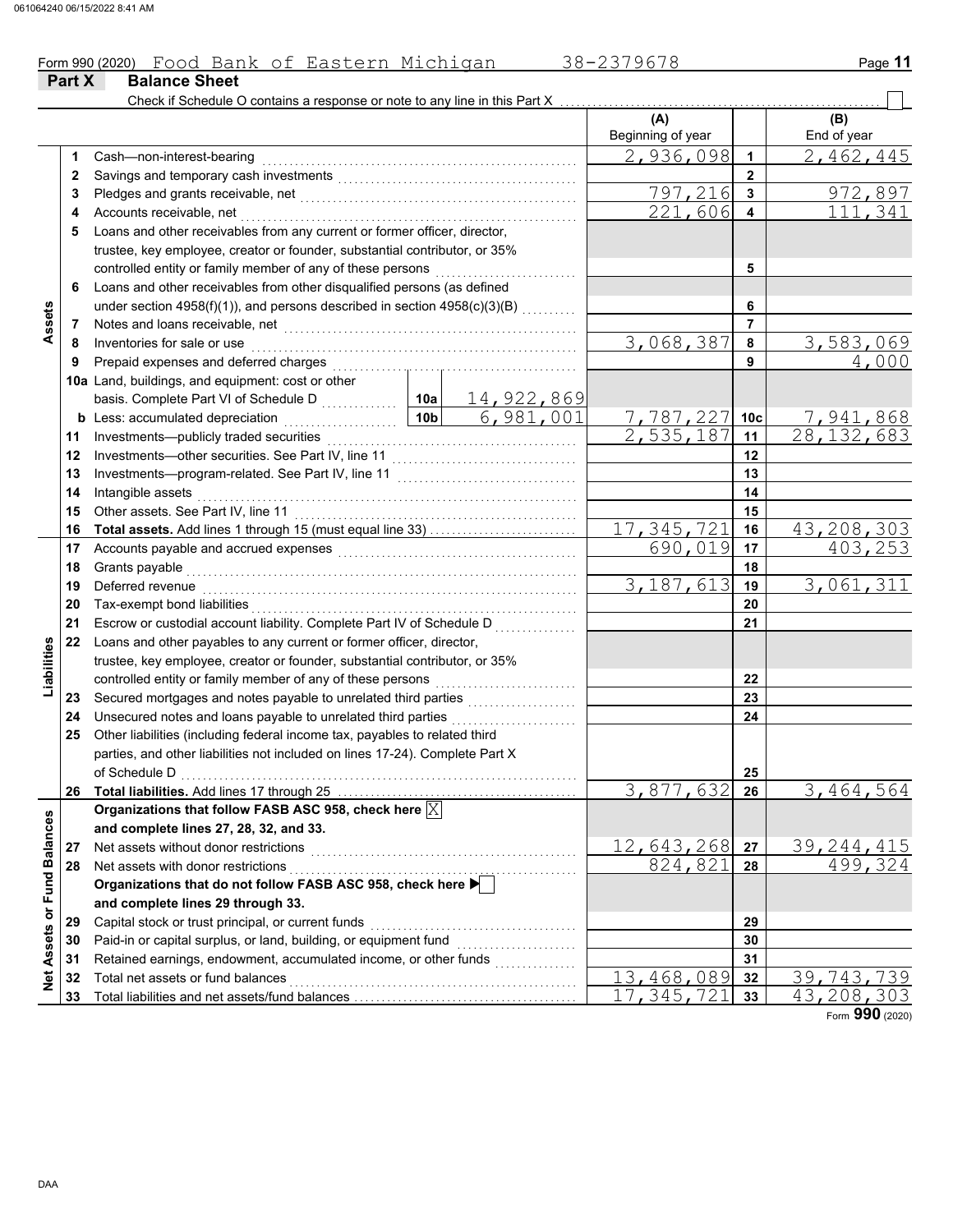Form 990 (2020) Food Bank of Eastern Michigan 38-2379678

## Part X Balance Sheet

Check if Schedule O contains a response or note to any line in this Part X

| | | | | (A) Beginning of year | | (B) End of year |
|---|---|---|---|---|---|---|
| **Assets** | 1 | Cash—non-interest-bearing | | 2,936,098 | 1 | 2,462,445 |
| | 2 | Savings and temporary cash investments | | | 2 | |
| | 3 | Pledges and grants receivable, net | | 797,216 | 3 | 972,897 |
| | 4 | Accounts receivable, net | | 221,606 | 4 | 111,341 |
| | 5 | Loans and other receivables from any current or former officer, director, trustee, key employee, creator or founder, substantial contributor, or 35% controlled entity or family member of any of these persons | | | 5 | |
| | 6 | Loans and other receivables from other disqualified persons (as defined under section 4958(f)(1)), and persons described in section 4958(c)(3)(B) | | | 6 | |
| | 7 | Notes and loans receivable, net | | | 7 | |
| | 8 | Inventories for sale or use | | 3,068,387 | 8 | 3,583,069 |
| | 9 | Prepaid expenses and deferred charges | | | 9 | 4,000 |
| | 10a | Land, buildings, and equipment: cost or other basis. Complete Part VI of Schedule D | 10a 14,922,869 | | | |
| | b | Less: accumulated depreciation | 10b 6,981,001 | 7,787,227 | 10c | 7,941,868 |
| | 11 | Investments—publicly traded securities | | 2,535,187 | 11 | 28,132,683 |
| | 12 | Investments—other securities. See Part IV, line 11 | | | 12 | |
| | 13 | Investments—program-related. See Part IV, line 11 | | | 13 | |
| | 14 | Intangible assets | | | 14 | |
| | 15 | Other assets. See Part IV, line 11 | | | 15 | |
| | 16 | **Total assets.** Add lines 1 through 15 (must equal line 33) | | 17,345,721 | 16 | 43,208,303 |
| **Liabilities** | 17 | Accounts payable and accrued expenses | | 690,019 | 17 | 403,253 |
| | 18 | Grants payable | | | 18 | |
| | 19 | Deferred revenue | | 3,187,613 | 19 | 3,061,311 |
| | 20 | Tax-exempt bond liabilities | | | 20 | |
| | 21 | Escrow or custodial account liability. Complete Part IV of Schedule D | | | 21 | |
| | 22 | Loans and other payables to any current or former officer, director, trustee, key employee, creator or founder, substantial contributor, or 35% controlled entity or family member of any of these persons | | | 22 | |
| | 23 | Secured mortgages and notes payable to unrelated third parties | | | 23 | |
| | 24 | Unsecured notes and loans payable to unrelated third parties | | | 24 | |
| | 25 | Other liabilities (including federal income tax, payables to related third parties, and other liabilities not included on lines 17-24). Complete Part X of Schedule D | | | 25 | |
| | 26 | **Total liabilities.** Add lines 17 through 25 | | 3,877,632 | 26 | 3,464,564 |
| **Net Assets or Fund Balances** | | **Organizations that follow FASB ASC 958, check here** [X] **and complete lines 27, 28, 32, and 33.** | | | | |
| | 27 | Net assets without donor restrictions | | 12,643,268 | 27 | 39,244,415 |
| | 28 | Net assets with donor restrictions | | 824,821 | 28 | 499,324 |
| | | **Organizations that do not follow FASB ASC 958, check here** [ ] **and complete lines 29 through 33.** | | | | |
| | 29 | Capital stock or trust principal, or current funds | | | 29 | |
| | 30 | Paid-in or capital surplus, or land, building, or equipment fund | | | 30 | |
| | 31 | Retained earnings, endowment, accumulated income, or other funds | | | 31 | |
| | 32 | Total net assets or fund balances | | 13,468,089 | 32 | 39,743,739 |
| | 33 | Total liabilities and net assets/fund balances | | 17,345,721 | 33 | 43,208,303 |

Form **990** (2020)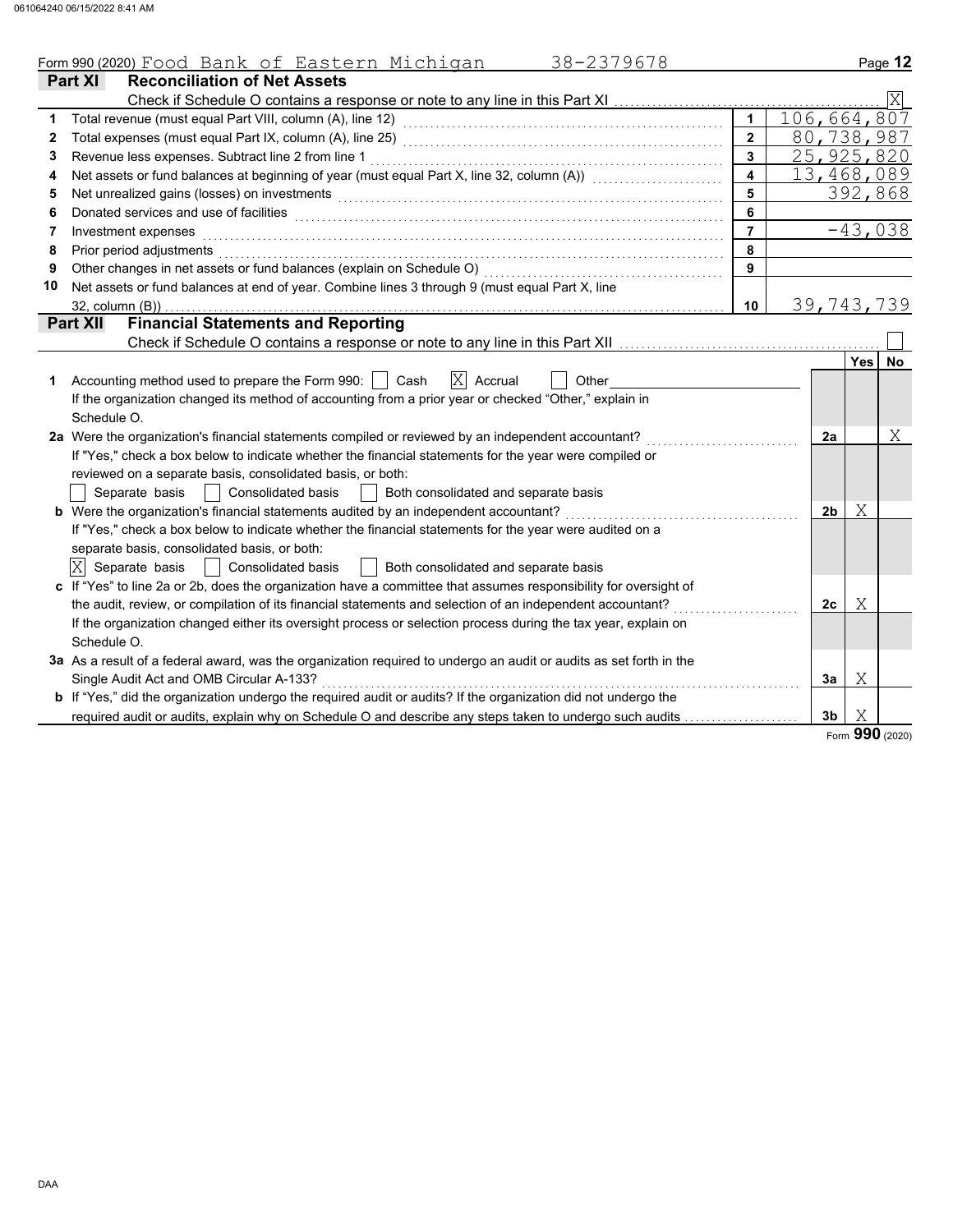Form 990 (2020) Food Bank of Eastern Michigan 38-2379678

## Part XI Reconciliation of Net Assets

Check if Schedule O contains a response or note to any line in this Part XI ..... [X]

| | | | |
|---|---|---|---|
| 1 | Total revenue (must equal Part VIII, column (A), line 12) | 1 | 106,664,807 |
| 2 | Total expenses (must equal Part IX, column (A), line 25) | 2 | 80,738,987 |
| 3 | Revenue less expenses. Subtract line 2 from line 1 | 3 | 25,925,820 |
| 4 | Net assets or fund balances at beginning of year (must equal Part X, line 32, column (A)) | 4 | 13,468,089 |
| 5 | Net unrealized gains (losses) on investments | 5 | 392,868 |
| 6 | Donated services and use of facilities | 6 | |
| 7 | Investment expenses | 7 | -43,038 |
| 8 | Prior period adjustments | 8 | |
| 9 | Other changes in net assets or fund balances (explain on Schedule O) | 9 | |
| 10 | Net assets or fund balances at end of year. Combine lines 3 through 9 (must equal Part X, line 32, column (B)) | 10 | 39,743,739 |

## Part XII Financial Statements and Reporting

Check if Schedule O contains a response or note to any line in this Part XII ..... [ ]

| | | | Yes | No |
|---|---|---|---|---|
| 1 | Accounting method used to prepare the Form 990: [ ] Cash [X] Accrual [ ] Other<br>If the organization changed its method of accounting from a prior year or checked "Other," explain in Schedule O. | | | |
| 2a | Were the organization's financial statements compiled or reviewed by an independent accountant?<br>If "Yes," check a box below to indicate whether the financial statements for the year were compiled or reviewed on a separate basis, consolidated basis, or both:<br>[ ] Separate basis [ ] Consolidated basis [ ] Both consolidated and separate basis | 2a | | X |
| b | Were the organization's financial statements audited by an independent accountant?<br>If "Yes," check a box below to indicate whether the financial statements for the year were audited on a separate basis, consolidated basis, or both:<br>[X] Separate basis [ ] Consolidated basis [ ] Both consolidated and separate basis | 2b | X | |
| c | If "Yes" to line 2a or 2b, does the organization have a committee that assumes responsibility for oversight of the audit, review, or compilation of its financial statements and selection of an independent accountant?<br>If the organization changed either its oversight process or selection process during the tax year, explain on Schedule O. | 2c | X | |
| 3a | As a result of a federal award, was the organization required to undergo an audit or audits as set forth in the Single Audit Act and OMB Circular A-133? | 3a | X | |
| b | If "Yes," did the organization undergo the required audit or audits? If the organization did not undergo the required audit or audits, explain why on Schedule O and describe any steps taken to undergo such audits | 3b | X | |

Form **990** (2020)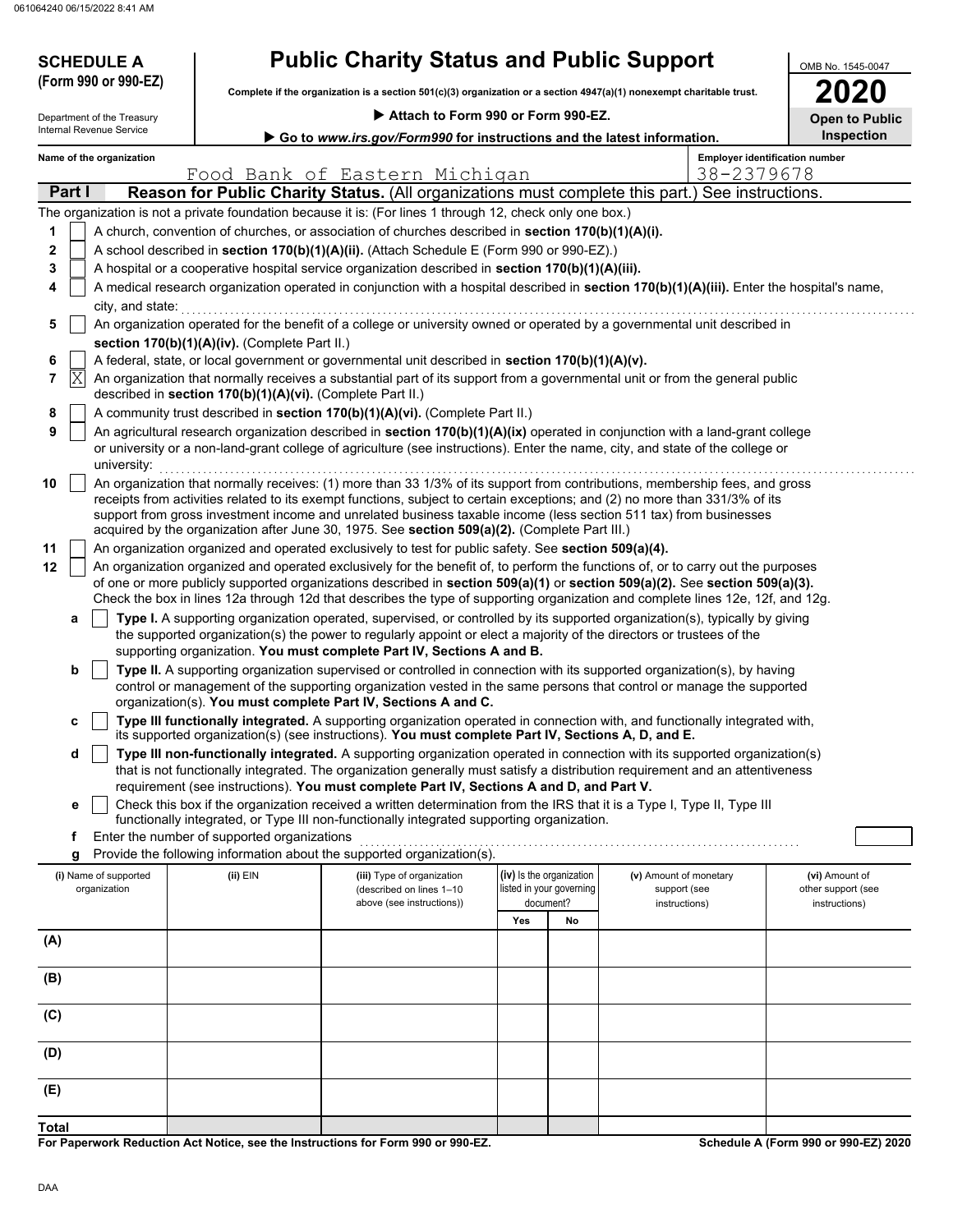# SCHEDULE A (Form 990 or 990-EZ)

Department of the Treasury
Internal Revenue Service

# Public Charity Status and Public Support

**Complete if the organization is a section 501(c)(3) organization or a section 4947(a)(1) nonexempt charitable trust.**

▶ **Attach to Form 990 or Form 990-EZ.**

▶ **Go to *www.irs.gov/Form990* for instructions and the latest information.**

OMB No. 1545-0047

**2020**

**Open to Public Inspection**

**Name of the organization:** Food Bank of Eastern Michigan

**Employer identification number:** 38-2379678

## Part I Reason for Public Charity Status. (All organizations must complete this part.) See instructions.

The organization is not a private foundation because it is: (For lines 1 through 12, check only one box.)

1 [ ] A church, convention of churches, or association of churches described in **section 170(b)(1)(A)(i).**

2 [ ] A school described in **section 170(b)(1)(A)(ii).** (Attach Schedule E (Form 990 or 990-EZ).)

3 [ ] A hospital or a cooperative hospital service organization described in **section 170(b)(1)(A)(iii).**

4 [ ] A medical research organization operated in conjunction with a hospital described in **section 170(b)(1)(A)(iii).** Enter the hospital's name, city, and state:

5 [ ] An organization operated for the benefit of a college or university owned or operated by a governmental unit described in **section 170(b)(1)(A)(iv).** (Complete Part II.)

6 [ ] A federal, state, or local government or governmental unit described in **section 170(b)(1)(A)(v).**

7 [X] An organization that normally receives a substantial part of its support from a governmental unit or from the general public described in **section 170(b)(1)(A)(vi).** (Complete Part II.)

8 [ ] A community trust described in **section 170(b)(1)(A)(vi).** (Complete Part II.)

9 [ ] An agricultural research organization described in **section 170(b)(1)(A)(ix)** operated in conjunction with a land-grant college or university or a non-land-grant college of agriculture (see instructions). Enter the name, city, and state of the college or university:

10 [ ] An organization that normally receives: (1) more than 33 1/3% of its support from contributions, membership fees, and gross receipts from activities related to its exempt functions, subject to certain exceptions; and (2) no more than 331/3% of its support from gross investment income and unrelated business taxable income (less section 511 tax) from businesses acquired by the organization after June 30, 1975. See **section 509(a)(2).** (Complete Part III.)

11 [ ] An organization organized and operated exclusively to test for public safety. See **section 509(a)(4).**

12 [ ] An organization organized and operated exclusively for the benefit of, to perform the functions of, or to carry out the purposes of one or more publicly supported organizations described in **section 509(a)(1)** or **section 509(a)(2).** See **section 509(a)(3).** Check the box in lines 12a through 12d that describes the type of supporting organization and complete lines 12e, 12f, and 12g.

a [ ] **Type I.** A supporting organization operated, supervised, or controlled by its supported organization(s), typically by giving the supported organization(s) the power to regularly appoint or elect a majority of the directors or trustees of the supporting organization. **You must complete Part IV, Sections A and B.**

b [ ] **Type II.** A supporting organization supervised or controlled in connection with its supported organization(s), by having control or management of the supporting organization vested in the same persons that control or manage the supported organization(s). **You must complete Part IV, Sections A and C.**

c [ ] **Type III functionally integrated.** A supporting organization operated in connection with, and functionally integrated with, its supported organization(s) (see instructions). **You must complete Part IV, Sections A, D, and E.**

d [ ] **Type III non-functionally integrated.** A supporting organization operated in connection with its supported organization(s) that is not functionally integrated. The organization generally must satisfy a distribution requirement and an attentiveness requirement (see instructions). **You must complete Part IV, Sections A and D, and Part V.**

e [ ] Check this box if the organization received a written determination from the IRS that it is a Type I, Type II, Type III functionally integrated, or Type III non-functionally integrated supporting organization.

f Enter the number of supported organizations

g Provide the following information about the supported organization(s).

| (i) Name of supported organization | (ii) EIN | (iii) Type of organization (described on lines 1–10 above (see instructions)) | (iv) Is the organization listed in your governing document? | | (v) Amount of monetary support (see instructions) | (vi) Amount of other support (see instructions) |
|---|---|---|---|---|---|---|
| | | | Yes | No | | |
| (A) | | | | | | |
| (B) | | | | | | |
| (C) | | | | | | |
| (D) | | | | | | |
| (E) | | | | | | |
| Total | | | | | | |

**For Paperwork Reduction Act Notice, see the Instructions for Form 990 or 990-EZ.**

**Schedule A (Form 990 or 990-EZ) 2020**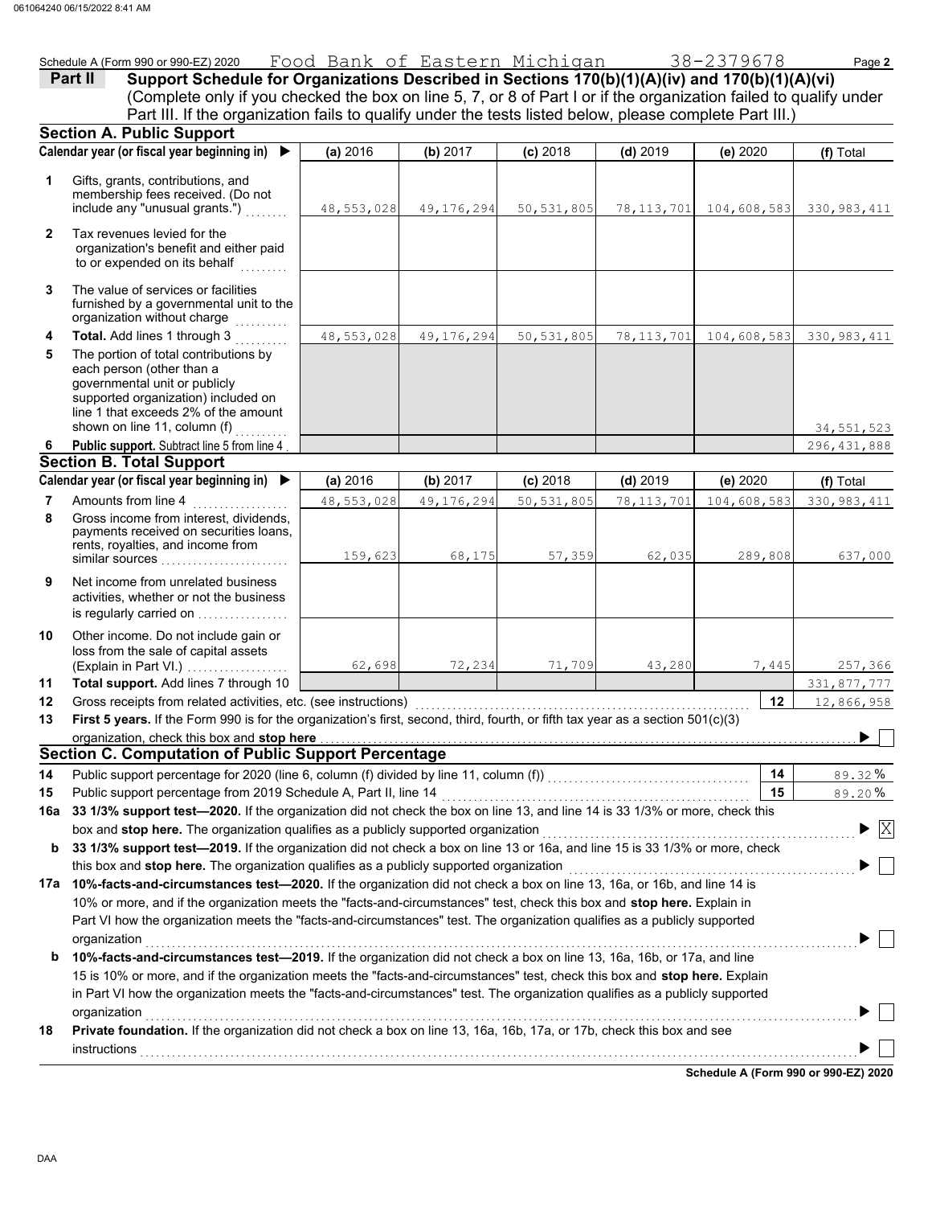Schedule A (Form 990 or 990-EZ) 2020 Food Bank of Eastern Michigan 38-2379678 Page **2**

## Part II Support Schedule for Organizations Described in Sections 170(b)(1)(A)(iv) and 170(b)(1)(A)(vi)

(Complete only if you checked the box on line 5, 7, or 8 of Part I or if the organization failed to qualify under Part III. If the organization fails to qualify under the tests listed below, please complete Part III.)

### Section A. Public Support

| | Calendar year (or fiscal year beginning in) ▶ | (a) 2016 | (b) 2017 | (c) 2018 | (d) 2019 | (e) 2020 | (f) Total |
|---|---|---|---|---|---|---|---|
| 1 | Gifts, grants, contributions, and membership fees received. (Do not include any "unusual grants.") | 48,553,028 | 49,176,294 | 50,531,805 | 78,113,701 | 104,608,583 | 330,983,411 |
| 2 | Tax revenues levied for the organization's benefit and either paid to or expended on its behalf | | | | | | |
| 3 | The value of services or facilities furnished by a governmental unit to the organization without charge | | | | | | |
| 4 | **Total.** Add lines 1 through 3 | 48,553,028 | 49,176,294 | 50,531,805 | 78,113,701 | 104,608,583 | 330,983,411 |
| 5 | The portion of total contributions by each person (other than a governmental unit or publicly supported organization) included on line 1 that exceeds 2% of the amount shown on line 11, column (f) | | | | | | 34,551,523 |
| 6 | **Public support.** Subtract line 5 from line 4 | | | | | | 296,431,888 |

### Section B. Total Support

| | Calendar year (or fiscal year beginning in) ▶ | (a) 2016 | (b) 2017 | (c) 2018 | (d) 2019 | (e) 2020 | (f) Total |
|---|---|---|---|---|---|---|---|
| 7 | Amounts from line 4 | 48,553,028 | 49,176,294 | 50,531,805 | 78,113,701 | 104,608,583 | 330,983,411 |
| 8 | Gross income from interest, dividends, payments received on securities loans, rents, royalties, and income from similar sources | 159,623 | 68,175 | 57,359 | 62,035 | 289,808 | 637,000 |
| 9 | Net income from unrelated business activities, whether or not the business is regularly carried on | | | | | | |
| 10 | Other income. Do not include gain or loss from the sale of capital assets (Explain in Part VI.) | 62,698 | 72,234 | 71,709 | 43,280 | 7,445 | 257,366 |
| 11 | **Total support.** Add lines 7 through 10 | | | | | | 331,877,777 |
| 12 | Gross receipts from related activities, etc. (see instructions) | | | | | 12 | 12,866,958 |
| 13 | **First 5 years.** If the Form 990 is for the organization's first, second, third, fourth, or fifth tax year as a section 501(c)(3) organization, check this box and **stop here** | | | | | | ☐ |

### Section C. Computation of Public Support Percentage

| | | | |
|---|---|---|---|
| 14 | Public support percentage for 2020 (line 6, column (f) divided by line 11, column (f)) | 14 | 89.32 % |
| 15 | Public support percentage from 2019 Schedule A, Part II, line 14 | 15 | 89.20 % |

**16a 33 1/3% support test—2020.** If the organization did not check the box on line 13, and line 14 is 33 1/3% or more, check this box and **stop here.** The organization qualifies as a publicly supported organization ▶ ☒

**b 33 1/3% support test—2019.** If the organization did not check a box on line 13 or 16a, and line 15 is 33 1/3% or more, check this box and **stop here.** The organization qualifies as a publicly supported organization ▶ ☐

**17a 10%-facts-and-circumstances test—2020.** If the organization did not check a box on line 13, 16a, or 16b, and line 14 is 10% or more, and if the organization meets the "facts-and-circumstances" test, check this box and **stop here.** Explain in Part VI how the organization meets the "facts-and-circumstances" test. The organization qualifies as a publicly supported organization ▶ ☐

**b 10%-facts-and-circumstances test—2019.** If the organization did not check a box on line 13, 16a, 16b, or 17a, and line 15 is 10% or more, and if the organization meets the "facts-and-circumstances" test, check this box and **stop here.** Explain in Part VI how the organization meets the "facts-and-circumstances" test. The organization qualifies as a publicly supported organization ▶ ☐

**18 Private foundation.** If the organization did not check a box on line 13, 16a, 16b, 17a, or 17b, check this box and see instructions ▶ ☐

**Schedule A (Form 990 or 990-EZ) 2020**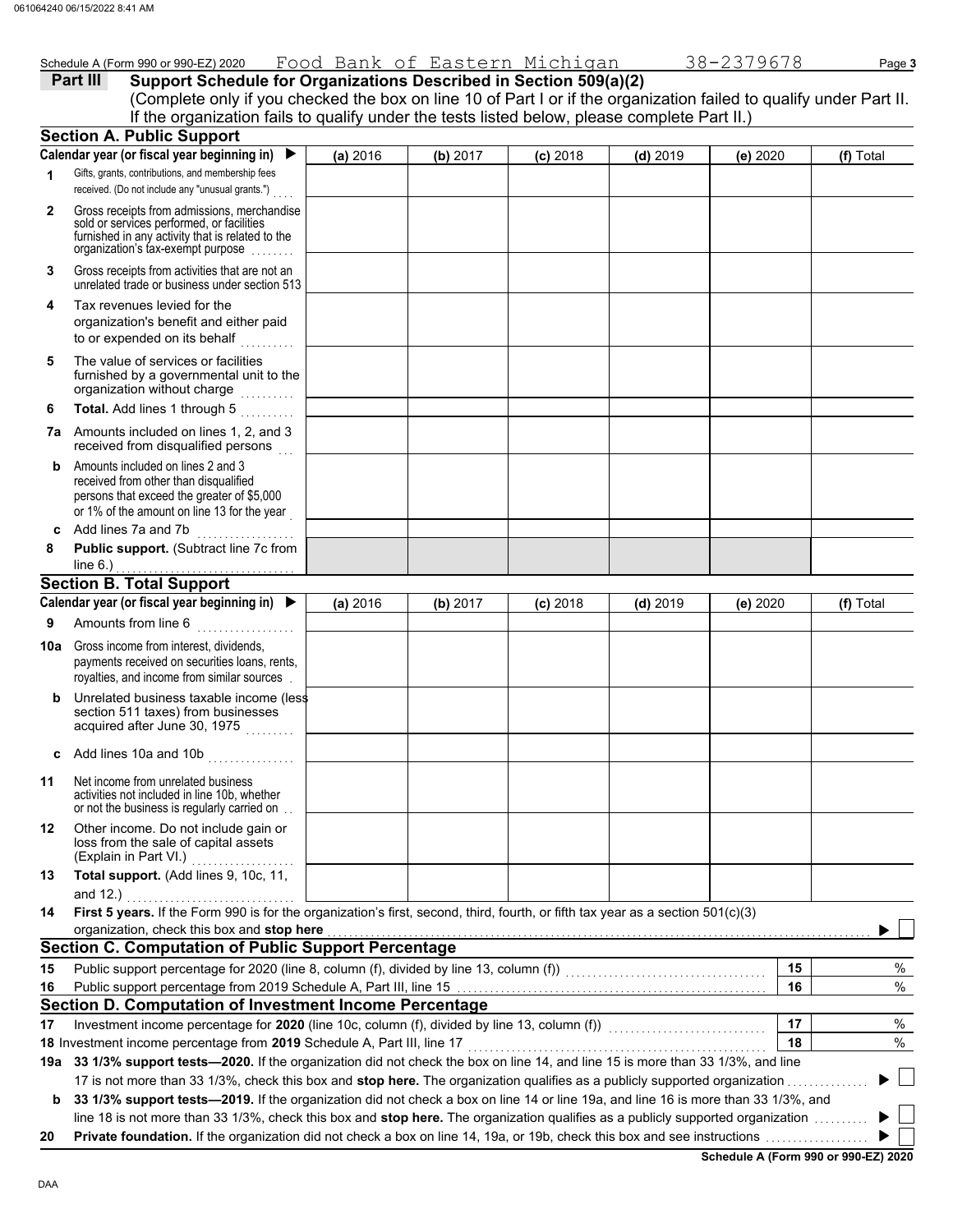Schedule A (Form 990 or 990-EZ) 2020 Food Bank of Eastern Michigan 38-2379678

## Part III Support Schedule for Organizations Described in Section 509(a)(2)

(Complete only if you checked the box on line 10 of Part I or if the organization failed to qualify under Part II. If the organization fails to qualify under the tests listed below, please complete Part II.)

### Section A. Public Support

| Calendar year (or fiscal year beginning in) ▶ | (a) 2016 | (b) 2017 | (c) 2018 | (d) 2019 | (e) 2020 | (f) Total |
|---|---|---|---|---|---|---|
| **1** Gifts, grants, contributions, and membership fees received. (Do not include any "unusual grants.") | | | | | | |
| **2** Gross receipts from admissions, merchandise sold or services performed, or facilities furnished in any activity that is related to the organization's tax-exempt purpose | | | | | | |
| **3** Gross receipts from activities that are not an unrelated trade or business under section 513 | | | | | | |
| **4** Tax revenues levied for the organization's benefit and either paid to or expended on its behalf | | | | | | |
| **5** The value of services or facilities furnished by a governmental unit to the organization without charge | | | | | | |
| **6** **Total.** Add lines 1 through 5 | | | | | | |
| **7a** Amounts included on lines 1, 2, and 3 received from disqualified persons | | | | | | |
| **b** Amounts included on lines 2 and 3 received from other than disqualified persons that exceed the greater of $5,000 or 1% of the amount on line 13 for the year | | | | | | |
| **c** Add lines 7a and 7b | | | | | | |
| **8** **Public support.** (Subtract line 7c from line 6.) | | | | | | |

### Section B. Total Support

| Calendar year (or fiscal year beginning in) ▶ | (a) 2016 | (b) 2017 | (c) 2018 | (d) 2019 | (e) 2020 | (f) Total |
|---|---|---|---|---|---|---|
| **9** Amounts from line 6 | | | | | | |
| **10a** Gross income from interest, dividends, payments received on securities loans, rents, royalties, and income from similar sources | | | | | | |
| **b** Unrelated business taxable income (less section 511 taxes) from businesses acquired after June 30, 1975 | | | | | | |
| **c** Add lines 10a and 10b | | | | | | |
| **11** Net income from unrelated business activities not included in line 10b, whether or not the business is regularly carried on | | | | | | |
| **12** Other income. Do not include gain or loss from the sale of capital assets (Explain in Part VI.) | | | | | | |
| **13** **Total support.** (Add lines 9, 10c, 11, and 12.) | | | | | | |

**14** **First 5 years.** If the Form 990 is for the organization's first, second, third, fourth, or fifth tax year as a section 501(c)(3) organization, check this box and **stop here** ▶ ☐

### Section C. Computation of Public Support Percentage

| | | | |
|---|---|---|---|
| **15** | Public support percentage for 2020 (line 8, column (f), divided by line 13, column (f)) | 15 | % |
| **16** | Public support percentage from 2019 Schedule A, Part III, line 15 | 16 | % |

### Section D. Computation of Investment Income Percentage

| | | | |
|---|---|---|---|
| **17** | Investment income percentage for **2020** (line 10c, column (f), divided by line 13, column (f)) | 17 | % |
| **18** | Investment income percentage from **2019** Schedule A, Part III, line 17 | 18 | % |

**19a** **33 1/3% support tests—2020.** If the organization did not check the box on line 14, and line 15 is more than 33 1/3%, and line 17 is not more than 33 1/3%, check this box and **stop here.** The organization qualifies as a publicly supported organization ▶ ☐

**b** **33 1/3% support tests—2019.** If the organization did not check a box on line 14 or line 19a, and line 16 is more than 33 1/3%, and line 18 is not more than 33 1/3%, check this box and **stop here.** The organization qualifies as a publicly supported organization ▶ ☐

**20** **Private foundation.** If the organization did not check a box on line 14, 19a, or 19b, check this box and see instructions ▶ ☐

**Schedule A (Form 990 or 990-EZ) 2020**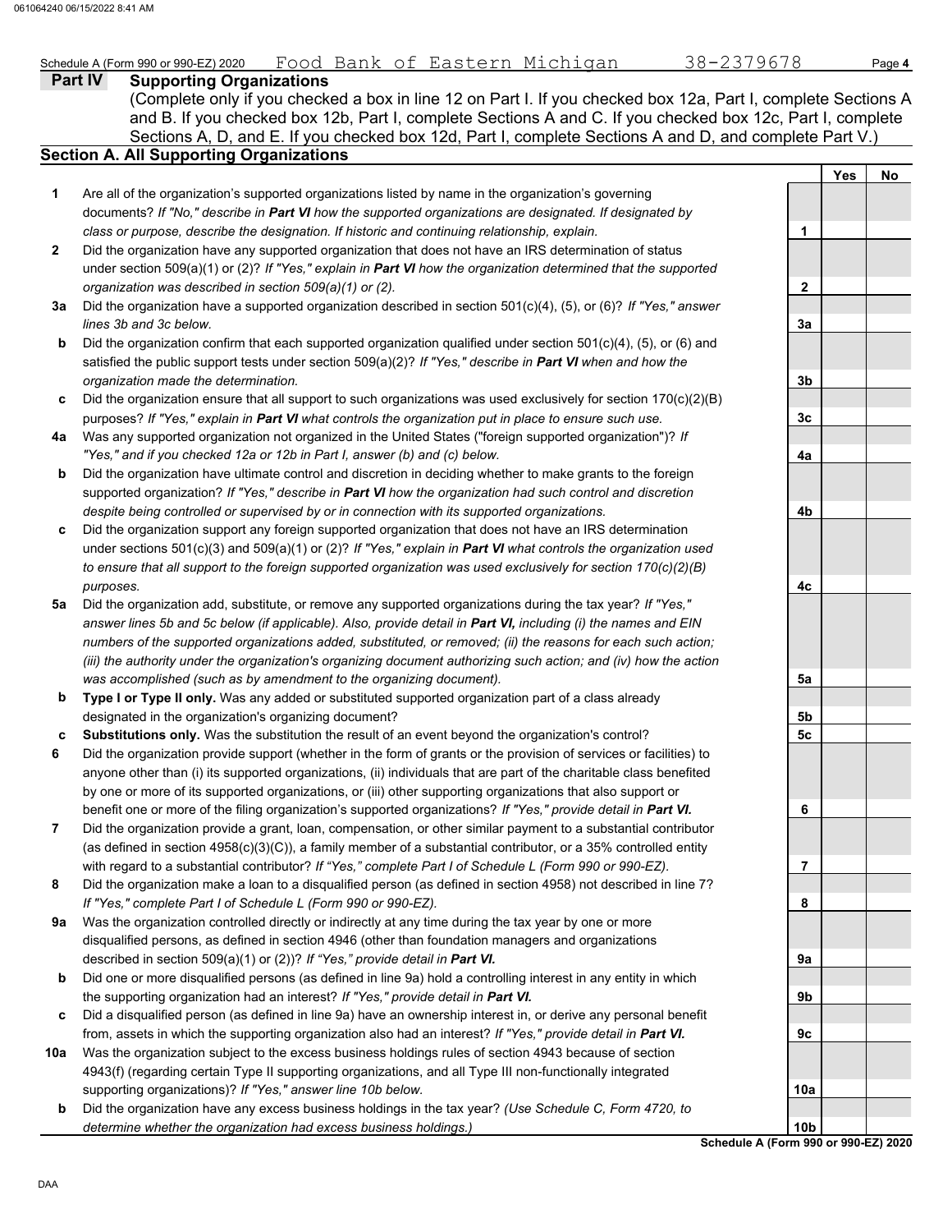Schedule A (Form 990 or 990-EZ) 2020 Food Bank of Eastern Michigan 38-2379678 Page **4**

## Part IV Supporting Organizations

(Complete only if you checked a box in line 12 on Part I. If you checked box 12a, Part I, complete Sections A and B. If you checked box 12b, Part I, complete Sections A and C. If you checked box 12c, Part I, complete Sections A, D, and E. If you checked box 12d, Part I, complete Sections A and D, and complete Part V.)

### Section A. All Supporting Organizations

| | | | Yes | No |
|---|---|---|---|---|
| **1** | Are all of the organization's supported organizations listed by name in the organization's governing documents? *If "No," describe in **Part VI** how the supported organizations are designated. If designated by class or purpose, describe the designation. If historic and continuing relationship, explain.* | **1** | | |
| **2** | Did the organization have any supported organization that does not have an IRS determination of status under section 509(a)(1) or (2)? *If "Yes," explain in **Part VI** how the organization determined that the supported organization was described in section 509(a)(1) or (2).* | **2** | | |
| **3a** | Did the organization have a supported organization described in section 501(c)(4), (5), or (6)? *If "Yes," answer lines 3b and 3c below.* | **3a** | | |
| **b** | Did the organization confirm that each supported organization qualified under section 501(c)(4), (5), or (6) and satisfied the public support tests under section 509(a)(2)? *If "Yes," describe in **Part VI** when and how the organization made the determination.* | **3b** | | |
| **c** | Did the organization ensure that all support to such organizations was used exclusively for section 170(c)(2)(B) purposes? *If "Yes," explain in **Part VI** what controls the organization put in place to ensure such use.* | **3c** | | |
| **4a** | Was any supported organization not organized in the United States ("foreign supported organization")? *If "Yes," and if you checked 12a or 12b in Part I, answer (b) and (c) below.* | **4a** | | |
| **b** | Did the organization have ultimate control and discretion in deciding whether to make grants to the foreign supported organization? *If "Yes," describe in **Part VI** how the organization had such control and discretion despite being controlled or supervised by or in connection with its supported organizations.* | **4b** | | |
| **c** | Did the organization support any foreign supported organization that does not have an IRS determination under sections 501(c)(3) and 509(a)(1) or (2)? *If "Yes," explain in **Part VI** what controls the organization used to ensure that all support to the foreign supported organization was used exclusively for section 170(c)(2)(B) purposes.* | **4c** | | |
| **5a** | Did the organization add, substitute, or remove any supported organizations during the tax year? *If "Yes," answer lines 5b and 5c below (if applicable). Also, provide detail in **Part VI,** including (i) the names and EIN numbers of the supported organizations added, substituted, or removed; (ii) the reasons for each such action; (iii) the authority under the organization's organizing document authorizing such action; and (iv) how the action was accomplished (such as by amendment to the organizing document).* | **5a** | | |
| **b** | **Type I or Type II only.** Was any added or substituted supported organization part of a class already designated in the organization's organizing document? | **5b** | | |
| **c** | **Substitutions only.** Was the substitution the result of an event beyond the organization's control? | **5c** | | |
| **6** | Did the organization provide support (whether in the form of grants or the provision of services or facilities) to anyone other than (i) its supported organizations, (ii) individuals that are part of the charitable class benefited by one or more of its supported organizations, or (iii) other supporting organizations that also support or benefit one or more of the filing organization's supported organizations? *If "Yes," provide detail in **Part VI.*** | **6** | | |
| **7** | Did the organization provide a grant, loan, compensation, or other similar payment to a substantial contributor (as defined in section 4958(c)(3)(C)), a family member of a substantial contributor, or a 35% controlled entity with regard to a substantial contributor? *If "Yes," complete Part I of Schedule L (Form 990 or 990-EZ).* | **7** | | |
| **8** | Did the organization make a loan to a disqualified person (as defined in section 4958) not described in line 7? *If "Yes," complete Part I of Schedule L (Form 990 or 990-EZ).* | **8** | | |
| **9a** | Was the organization controlled directly or indirectly at any time during the tax year by one or more disqualified persons, as defined in section 4946 (other than foundation managers and organizations described in section 509(a)(1) or (2))? *If "Yes," provide detail in **Part VI.*** | **9a** | | |
| **b** | Did one or more disqualified persons (as defined in line 9a) hold a controlling interest in any entity in which the supporting organization had an interest? *If "Yes," provide detail in **Part VI.*** | **9b** | | |
| **c** | Did a disqualified person (as defined in line 9a) have an ownership interest in, or derive any personal benefit from, assets in which the supporting organization also had an interest? *If "Yes," provide detail in **Part VI.*** | **9c** | | |
| **10a** | Was the organization subject to the excess business holdings rules of section 4943 because of section 4943(f) (regarding certain Type II supporting organizations, and all Type III non-functionally integrated supporting organizations)? *If "Yes," answer line 10b below.* | **10a** | | |
| **b** | Did the organization have any excess business holdings in the tax year? *(Use Schedule C, Form 4720, to determine whether the organization had excess business holdings.)* | **10b** | | |

**Schedule A (Form 990 or 990-EZ) 2020**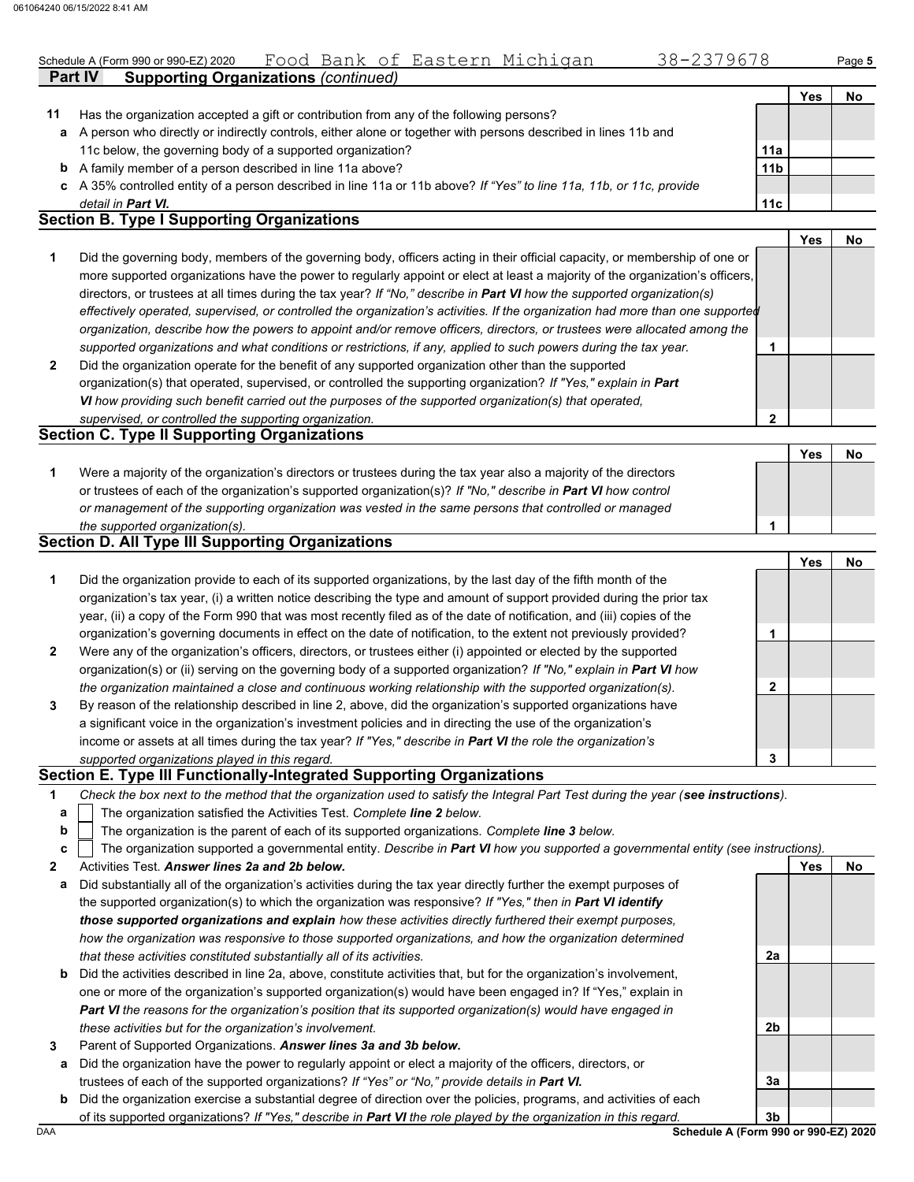Schedule A (Form 990 or 990-EZ) 2020 Food Bank of Eastern Michigan 38-2379678 Page **5**

## Part IV Supporting Organizations *(continued)*

| | | | Yes | No |
|---|---|---|---|---|
| **11** | Has the organization accepted a gift or contribution from any of the following persons? | | | |
| **a** | A person who directly or indirectly controls, either alone or together with persons described in lines 11b and 11c below, the governing body of a supported organization? | **11a** | | |
| **b** | A family member of a person described in line 11a above? | **11b** | | |
| **c** | A 35% controlled entity of a person described in line 11a or 11b above? *If "Yes" to line 11a, 11b, or 11c, provide detail in* ***Part VI.*** | **11c** | | |

### Section B. Type I Supporting Organizations

| | | | Yes | No |
|---|---|---|---|---|
| **1** | Did the governing body, members of the governing body, officers acting in their official capacity, or membership of one or more supported organizations have the power to regularly appoint or elect at least a majority of the organization's officers, directors, or trustees at all times during the tax year? *If "No," describe in* ***Part VI*** *how the supported organization(s) effectively operated, supervised, or controlled the organization's activities. If the organization had more than one supported organization, describe how the powers to appoint and/or remove officers, directors, or trustees were allocated among the supported organizations and what conditions or restrictions, if any, applied to such powers during the tax year.* | **1** | | |
| **2** | Did the organization operate for the benefit of any supported organization other than the supported organization(s) that operated, supervised, or controlled the supporting organization? *If "Yes," explain in* ***Part VI*** *how providing such benefit carried out the purposes of the supported organization(s) that operated, supervised, or controlled the supporting organization.* | **2** | | |

### Section C. Type II Supporting Organizations

| | | | Yes | No |
|---|---|---|---|---|
| **1** | Were a majority of the organization's directors or trustees during the tax year also a majority of the directors or trustees of each of the organization's supported organization(s)? *If "No," describe in* ***Part VI*** *how control or management of the supporting organization was vested in the same persons that controlled or managed the supported organization(s).* | **1** | | |

### Section D. All Type III Supporting Organizations

| | | | Yes | No |
|---|---|---|---|---|
| **1** | Did the organization provide to each of its supported organizations, by the last day of the fifth month of the organization's tax year, (i) a written notice describing the type and amount of support provided during the prior tax year, (ii) a copy of the Form 990 that was most recently filed as of the date of notification, and (iii) copies of the organization's governing documents in effect on the date of notification, to the extent not previously provided? | **1** | | |
| **2** | Were any of the organization's officers, directors, or trustees either (i) appointed or elected by the supported organization(s) or (ii) serving on the governing body of a supported organization? *If "No," explain in* ***Part VI*** *how the organization maintained a close and continuous working relationship with the supported organization(s).* | **2** | | |
| **3** | By reason of the relationship described in line 2, above, did the organization's supported organizations have a significant voice in the organization's investment policies and in directing the use of the organization's income or assets at all times during the tax year? *If "Yes," describe in* ***Part VI*** *the role the organization's supported organizations played in this regard.* | **3** | | |

### Section E. Type III Functionally-Integrated Supporting Organizations

**1** *Check the box next to the method that the organization used to satisfy the Integral Part Test during the year (**see instructions**).*

- **a** ☐ The organization satisfied the Activities Test. *Complete **line 2** below.*
- **b** ☐ The organization is the parent of each of its supported organizations. *Complete **line 3** below.*
- **c** ☐ The organization supported a governmental entity. *Describe in **Part VI** how you supported a governmental entity (see instructions).*

| | | | Yes | No |
|---|---|---|---|---|
| **2** | Activities Test. ***Answer lines 2a and 2b below.*** | | | |
| **a** | Did substantially all of the organization's activities during the tax year directly further the exempt purposes of the supported organization(s) to which the organization was responsive? *If "Yes," then in* ***Part VI identify those supported organizations and explain*** *how these activities directly furthered their exempt purposes, how the organization was responsive to those supported organizations, and how the organization determined that these activities constituted substantially all of its activities.* | **2a** | | |
| **b** | Did the activities described in line 2a, above, constitute activities that, but for the organization's involvement, one or more of the organization's supported organization(s) would have been engaged in? If "Yes," explain in ***Part VI*** *the reasons for the organization's position that its supported organization(s) would have engaged in these activities but for the organization's involvement.* | **2b** | | |
| **3** | Parent of Supported Organizations. ***Answer lines 3a and 3b below.*** | | | |
| **a** | Did the organization have the power to regularly appoint or elect a majority of the officers, directors, or trustees of each of the supported organizations? *If "Yes" or "No," provide details in* ***Part VI.*** | **3a** | | |
| **b** | Did the organization exercise a substantial degree of direction over the policies, programs, and activities of each of its supported organizations? *If "Yes," describe in* ***Part VI*** *the role played by the organization in this regard.* | **3b** | | |

**Schedule A (Form 990 or 990-EZ) 2020**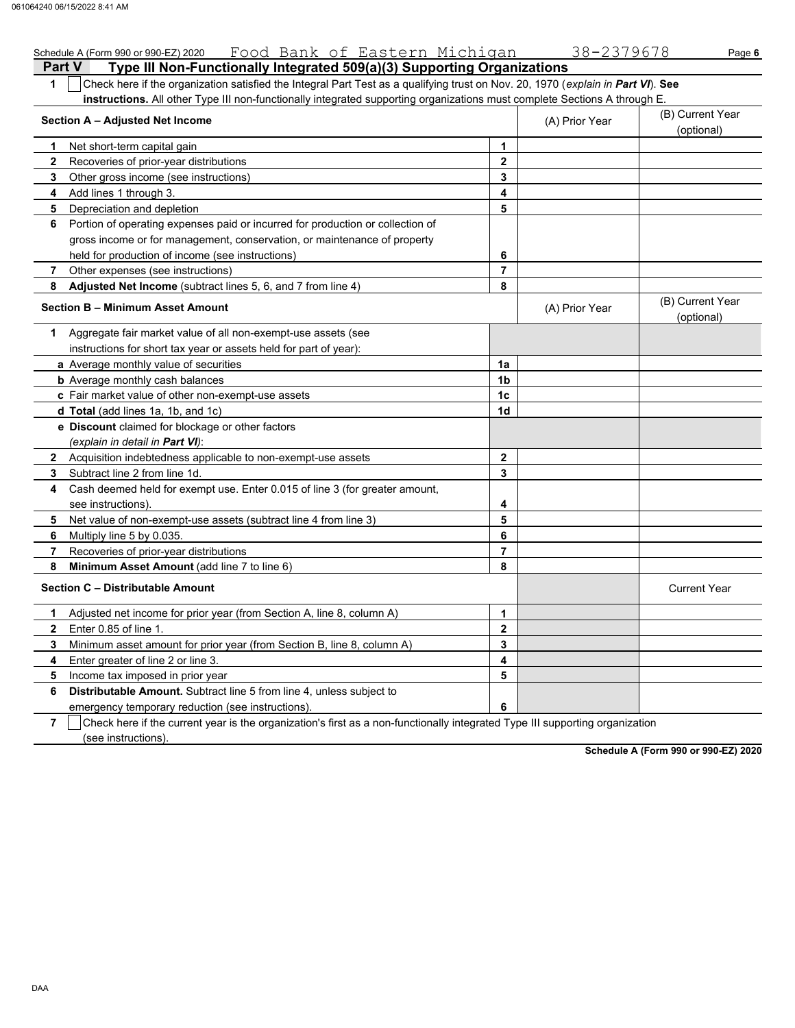Schedule A (Form 990 or 990-EZ) 2020 Food Bank of Eastern Michigan 38-2379678

## Part V Type III Non-Functionally Integrated 509(a)(3) Supporting Organizations

**1** ☐ Check here if the organization satisfied the Integral Part Test as a qualifying trust on Nov. 20, 1970 (*explain in **Part VI***). **See instructions.** All other Type III non-functionally integrated supporting organizations must complete Sections A through E.

| **Section A – Adjusted Net Income** | | (A) Prior Year | (B) Current Year (optional) |
|---|---|---|---|
| **1** Net short-term capital gain | **1** | | |
| **2** Recoveries of prior-year distributions | **2** | | |
| **3** Other gross income (see instructions) | **3** | | |
| **4** Add lines 1 through 3. | **4** | | |
| **5** Depreciation and depletion | **5** | | |
| **6** Portion of operating expenses paid or incurred for production or collection of gross income or for management, conservation, or maintenance of property held for production of income (see instructions) | **6** | | |
| **7** Other expenses (see instructions) | **7** | | |
| **8** **Adjusted Net Income** (subtract lines 5, 6, and 7 from line 4) | **8** | | |

| **Section B – Minimum Asset Amount** | | (A) Prior Year | (B) Current Year (optional) |
|---|---|---|---|
| **1** Aggregate fair market value of all non-exempt-use assets (see instructions for short tax year or assets held for part of year): | | | |
| **a** Average monthly value of securities | **1a** | | |
| **b** Average monthly cash balances | **1b** | | |
| **c** Fair market value of other non-exempt-use assets | **1c** | | |
| **d** **Total** (add lines 1a, 1b, and 1c) | **1d** | | |
| **e** **Discount** claimed for blockage or other factors (*explain in detail in **Part VI***): | | | |
| **2** Acquisition indebtedness applicable to non-exempt-use assets | **2** | | |
| **3** Subtract line 2 from line 1d. | **3** | | |
| **4** Cash deemed held for exempt use. Enter 0.015 of line 3 (for greater amount, see instructions). | **4** | | |
| **5** Net value of non-exempt-use assets (subtract line 4 from line 3) | **5** | | |
| **6** Multiply line 5 by 0.035. | **6** | | |
| **7** Recoveries of prior-year distributions | **7** | | |
| **8** **Minimum Asset Amount** (add line 7 to line 6) | **8** | | |

| **Section C – Distributable Amount** | | | Current Year |
|---|---|---|---|
| **1** Adjusted net income for prior year (from Section A, line 8, column A) | **1** | | |
| **2** Enter 0.85 of line 1. | **2** | | |
| **3** Minimum asset amount for prior year (from Section B, line 8, column A) | **3** | | |
| **4** Enter greater of line 2 or line 3. | **4** | | |
| **5** Income tax imposed in prior year | **5** | | |
| **6** **Distributable Amount.** Subtract line 5 from line 4, unless subject to emergency temporary reduction (see instructions). | **6** | | |

**7** ☐ Check here if the current year is the organization's first as a non-functionally integrated Type III supporting organization (see instructions).

**Schedule A (Form 990 or 990-EZ) 2020**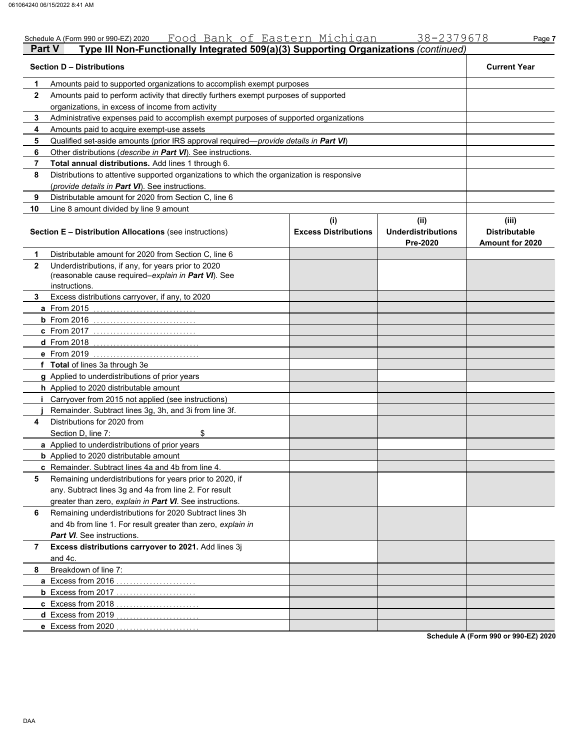Schedule A (Form 990 or 990-EZ) 2020 Food Bank of Eastern Michigan 38-2379678

## Part V — Type III Non-Functionally Integrated 509(a)(3) Supporting Organizations *(continued)*

| Section D – Distributions | | Current Year |
|---|---|---|
| 1 | Amounts paid to supported organizations to accomplish exempt purposes | |
| 2 | Amounts paid to perform activity that directly furthers exempt purposes of supported organizations, in excess of income from activity | |
| 3 | Administrative expenses paid to accomplish exempt purposes of supported organizations | |
| 4 | Amounts paid to acquire exempt-use assets | |
| 5 | Qualified set-aside amounts (prior IRS approval required—*provide details in* ***Part VI***) | |
| 6 | Other distributions (*describe in* ***Part VI***). See instructions. | |
| 7 | **Total annual distributions.** Add lines 1 through 6. | |
| 8 | Distributions to attentive supported organizations to which the organization is responsive (*provide details in* ***Part VI***). See instructions. | |
| 9 | Distributable amount for 2020 from Section C, line 6 | |
| 10 | Line 8 amount divided by line 9 amount | |

| Section E – Distribution Allocations (see instructions) | (i) Excess Distributions | (ii) Underdistributions Pre-2020 | (iii) Distributable Amount for 2020 |
|---|---|---|---|
| **1** Distributable amount for 2020 from Section C, line 6 | | | |
| **2** Underdistributions, if any, for years prior to 2020 (reasonable cause required–*explain in* ***Part VI***). See instructions. | | | |
| **3** Excess distributions carryover, if any, to 2020 | | | |
| **a** From 2015 | | | |
| **b** From 2016 | | | |
| **c** From 2017 | | | |
| **d** From 2018 | | | |
| **e** From 2019 | | | |
| **f** **Total** of lines 3a through 3e | | | |
| **g** Applied to underdistributions of prior years | | | |
| **h** Applied to 2020 distributable amount | | | |
| **i** Carryover from 2015 not applied (see instructions) | | | |
| **j** Remainder. Subtract lines 3g, 3h, and 3i from line 3f. | | | |
| **4** Distributions for 2020 from Section D, line 7: $ | | | |
| **a** Applied to underdistributions of prior years | | | |
| **b** Applied to 2020 distributable amount | | | |
| **c** Remainder. Subtract lines 4a and 4b from line 4. | | | |
| **5** Remaining underdistributions for years prior to 2020, if any. Subtract lines 3g and 4a from line 2. For result greater than zero, *explain in* ***Part VI***. See instructions. | | | |
| **6** Remaining underdistributions for 2020 Subtract lines 3h and 4b from line 1. For result greater than zero, *explain in* ***Part VI***. See instructions. | | | |
| **7** **Excess distributions carryover to 2021.** Add lines 3j and 4c. | | | |
| **8** Breakdown of line 7: | | | |
| **a** Excess from 2016 | | | |
| **b** Excess from 2017 | | | |
| **c** Excess from 2018 | | | |
| **d** Excess from 2019 | | | |
| **e** Excess from 2020 | | | |

**Schedule A (Form 990 or 990-EZ) 2020**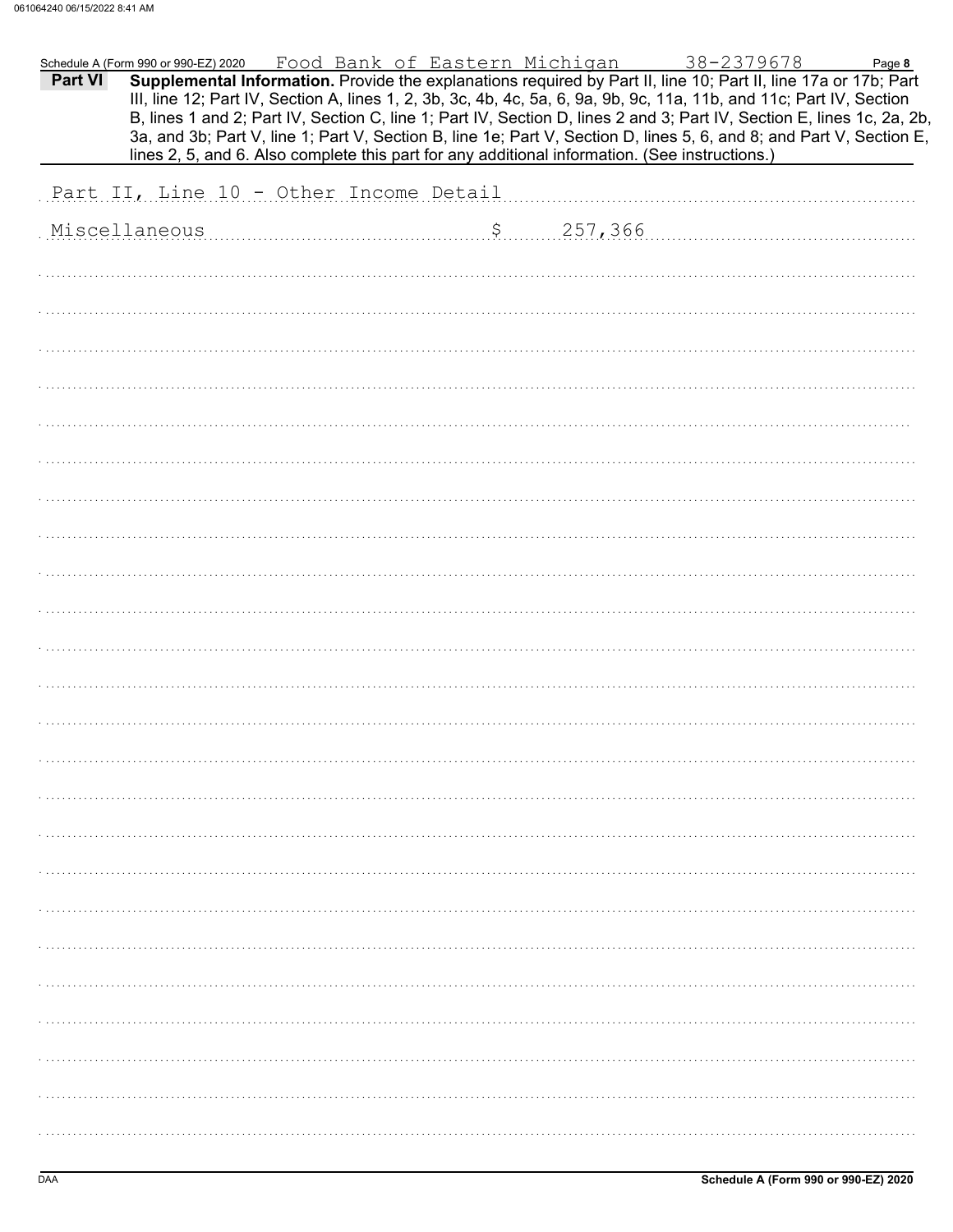Schedule A (Form 990 or 990-EZ) 2020 Food Bank of Eastern Michigan 38-2379678

**Part VI** **Supplemental Information.** Provide the explanations required by Part II, line 10; Part II, line 17a or 17b; Part III, line 12; Part IV, Section A, lines 1, 2, 3b, 3c, 4b, 4c, 5a, 6, 9a, 9b, 9c, 11a, 11b, and 11c; Part IV, Section B, lines 1 and 2; Part IV, Section C, line 1; Part IV, Section D, lines 2 and 3; Part IV, Section E, lines 1c, 2a, 2b, 3a, and 3b; Part V, line 1; Part V, Section B, line 1e; Part V, Section D, lines 5, 6, and 8; and Part V, Section E, lines 2, 5, and 6. Also complete this part for any additional information. (See instructions.)

Part II, Line 10 - Other Income Detail

Miscellaneous $ 257,366

DAA

Schedule A (Form 990 or 990-EZ) 2020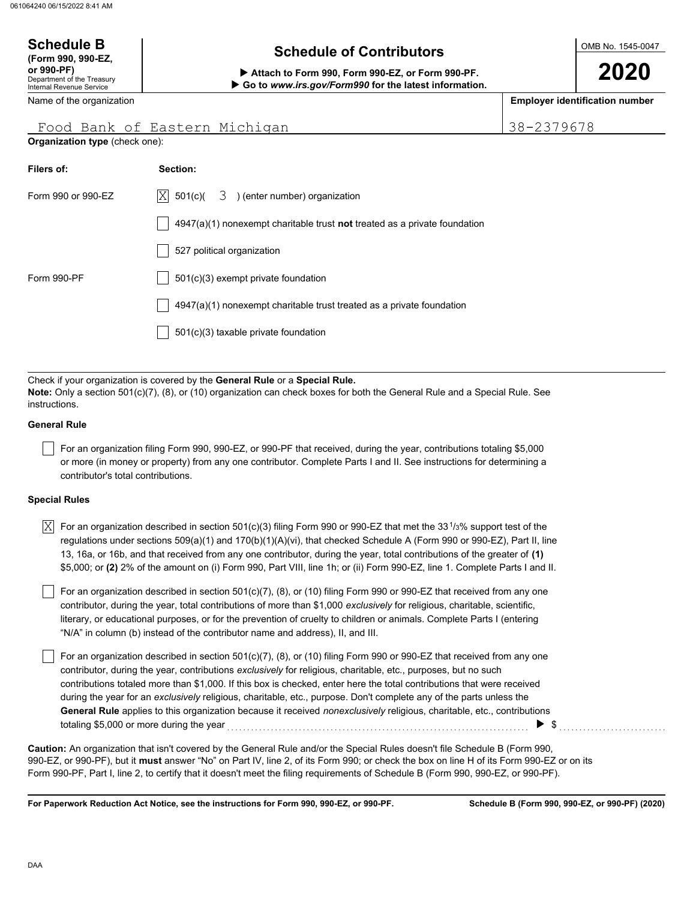**Schedule B**
**(Form 990, 990-EZ, or 990-PF)**
Department of the Treasury
Internal Revenue Service

# Schedule of Contributors

▶ **Attach to Form 990, Form 990-EZ, or Form 990-PF.**
▶ **Go to *www.irs.gov/Form990* for the latest information.**

OMB No. 1545-0047

**2020**

| Name of the organization | Employer identification number |
|---|---|
| Food Bank of Eastern Michigan | 38-2379678 |

**Organization type** (check one):

| Filers of: | Section: |
|---|---|
| Form 990 or 990-EZ | [X] 501(c)( 3 ) (enter number) organization |
| | [ ] 4947(a)(1) nonexempt charitable trust **not** treated as a private foundation |
| | [ ] 527 political organization |
| Form 990-PF | [ ] 501(c)(3) exempt private foundation |
| | [ ] 4947(a)(1) nonexempt charitable trust treated as a private foundation |
| | [ ] 501(c)(3) taxable private foundation |

Check if your organization is covered by the **General Rule** or a **Special Rule.**
**Note:** Only a section 501(c)(7), (8), or (10) organization can check boxes for both the General Rule and a Special Rule. See instructions.

**General Rule**

[ ] For an organization filing Form 990, 990-EZ, or 990-PF that received, during the year, contributions totaling $5,000 or more (in money or property) from any one contributor. Complete Parts I and II. See instructions for determining a contributor's total contributions.

**Special Rules**

[X] For an organization described in section 501(c)(3) filing Form 990 or 990-EZ that met the 33 1/3% support test of the regulations under sections 509(a)(1) and 170(b)(1)(A)(vi), that checked Schedule A (Form 990 or 990-EZ), Part II, line 13, 16a, or 16b, and that received from any one contributor, during the year, total contributions of the greater of **(1)** $5,000; or **(2)** 2% of the amount on (i) Form 990, Part VIII, line 1h; or (ii) Form 990-EZ, line 1. Complete Parts I and II.

[ ] For an organization described in section 501(c)(7), (8), or (10) filing Form 990 or 990-EZ that received from any one contributor, during the year, total contributions of more than $1,000 *exclusively* for religious, charitable, scientific, literary, or educational purposes, or for the prevention of cruelty to children or animals. Complete Parts I (entering "N/A" in column (b) instead of the contributor name and address), II, and III.

[ ] For an organization described in section 501(c)(7), (8), or (10) filing Form 990 or 990-EZ that received from any one contributor, during the year, contributions *exclusively* for religious, charitable, etc., purposes, but no such contributions totaled more than $1,000. If this box is checked, enter here the total contributions that were received during the year for an *exclusively* religious, charitable, etc., purpose. Don't complete any of the parts unless the **General Rule** applies to this organization because it received *nonexclusively* religious, charitable, etc., contributions totaling $5,000 or more during the year ▶ $

**Caution:** An organization that isn't covered by the General Rule and/or the Special Rules doesn't file Schedule B (Form 990, 990-EZ, or 990-PF), but it **must** answer "No" on Part IV, line 2, of its Form 990; or check the box on line H of its Form 990-EZ or on its Form 990-PF, Part I, line 2, to certify that it doesn't meet the filing requirements of Schedule B (Form 990, 990-EZ, or 990-PF).

**For Paperwork Reduction Act Notice, see the instructions for Form 990, 990-EZ, or 990-PF.** **Schedule B (Form 990, 990-EZ, or 990-PF) (2020)**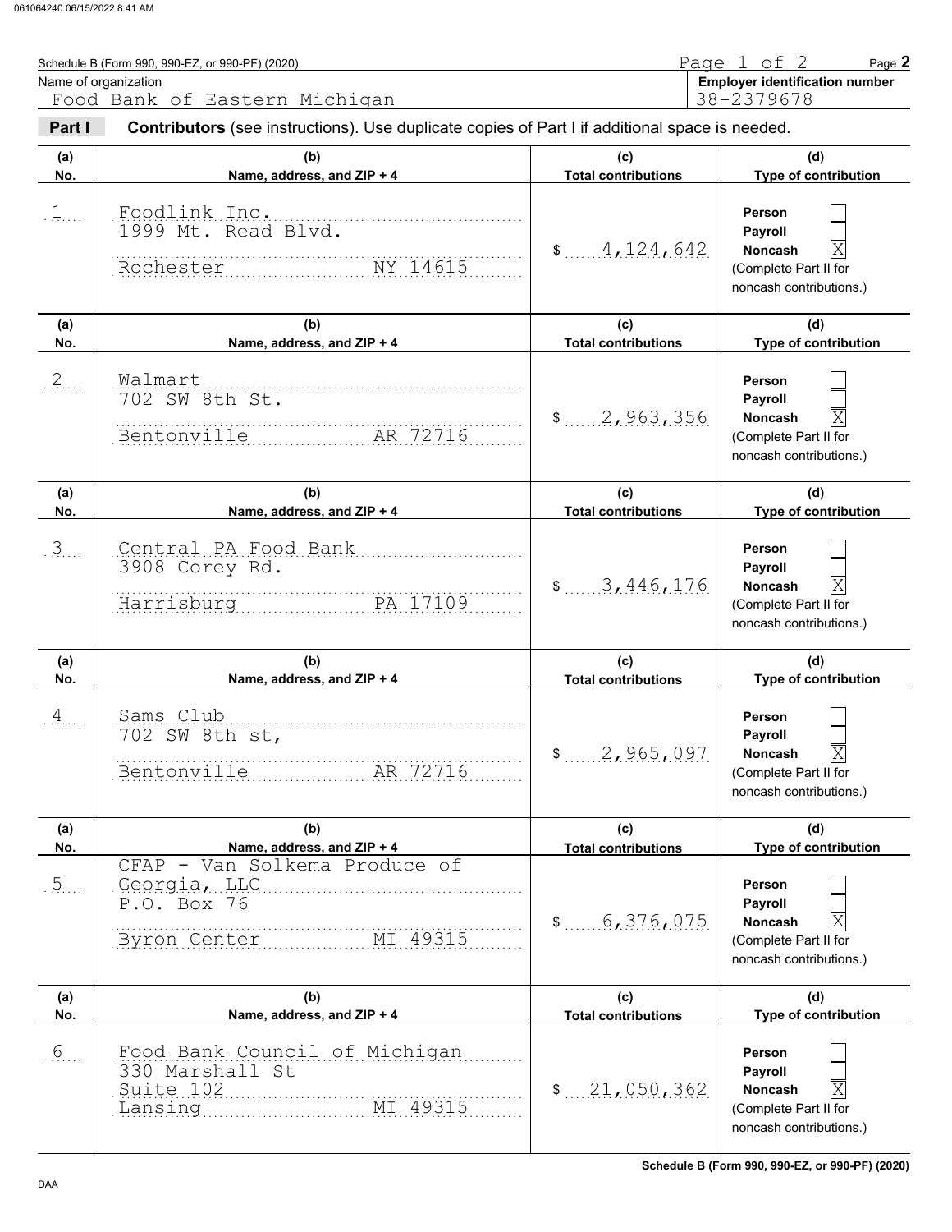Schedule B (Form 990, 990-EZ, or 990-PF) (2020)

Name of organization: Food Bank of Eastern Michigan

Employer identification number: 38-2379678

**Part I** **Contributors** (see instructions). Use duplicate copies of Part I if additional space is needed.

| (a) No. | (b) Name, address, and ZIP + 4 | (c) Total contributions | (d) Type of contribution |
|---|---|---|---|
| 1 | Foodlink Inc.<br>1999 Mt. Read Blvd.<br>Rochester NY 14615 | $ 4,124,642 | Person ☐<br>Payroll ☐<br>Noncash ☒<br>(Complete Part II for noncash contributions.) |
| 2 | Walmart<br>702 SW 8th St.<br>Bentonville AR 72716 | $ 2,963,356 | Person ☐<br>Payroll ☐<br>Noncash ☒<br>(Complete Part II for noncash contributions.) |
| 3 | Central PA Food Bank<br>3908 Corey Rd.<br>Harrisburg PA 17109 | $ 3,446,176 | Person ☐<br>Payroll ☐<br>Noncash ☒<br>(Complete Part II for noncash contributions.) |
| 4 | Sams Club<br>702 SW 8th st,<br>Bentonville AR 72716 | $ 2,965,097 | Person ☐<br>Payroll ☐<br>Noncash ☒<br>(Complete Part II for noncash contributions.) |
| 5 | CFAP - Van Solkema Produce of Georgia, LLC<br>P.O. Box 76<br>Byron Center MI 49315 | $ 6,376,075 | Person ☐<br>Payroll ☐<br>Noncash ☒<br>(Complete Part II for noncash contributions.) |
| 6 | Food Bank Council of Michigan<br>330 Marshall St<br>Suite 102<br>Lansing MI 49315 | $ 21,050,362 | Person ☐<br>Payroll ☐<br>Noncash ☒<br>(Complete Part II for noncash contributions.) |

Schedule B (Form 990, 990-EZ, or 990-PF) (2020)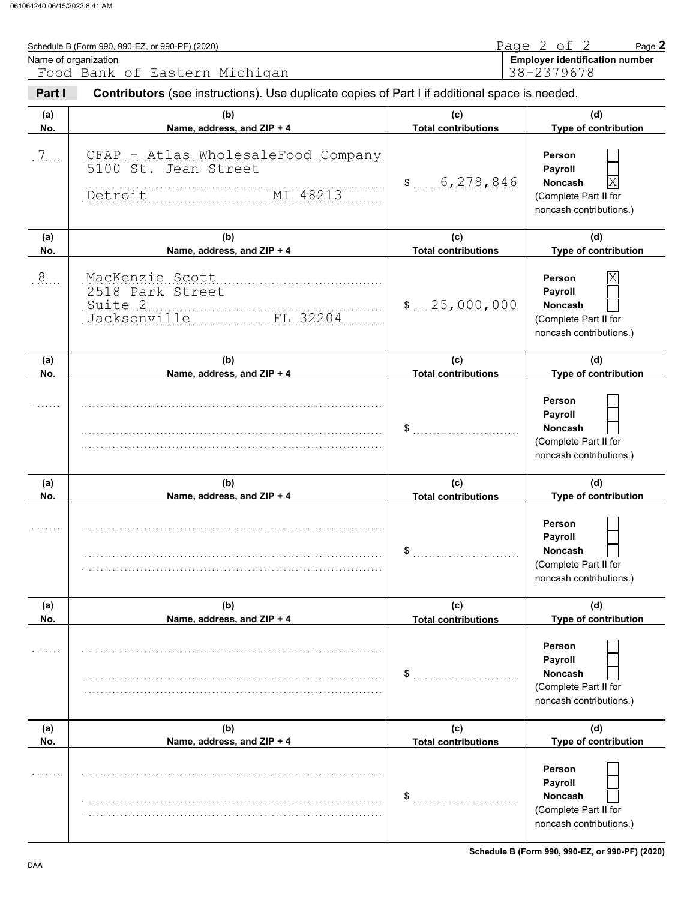Schedule B (Form 990, 990-EZ, or 990-PF) (2020)

Page 2

Name of organization
Food Bank of Eastern Michigan

**Employer identification number**
38-2379678

**Part I** **Contributors** (see instructions). Use duplicate copies of Part I if additional space is needed.

| (a) No. | (b) Name, address, and ZIP + 4 | (c) Total contributions | (d) Type of contribution |
|---|---|---|---|
| 7 | CFAP - Atlas WholesaleFood Company<br>5100 St. Jean Street<br>Detroit MI 48213 | $ 6,278,846 | Person [ ]<br>Payroll [ ]<br>Noncash [X]<br>(Complete Part II for noncash contributions.) |
| 8 | MacKenzie Scott<br>2518 Park Street<br>Suite 2<br>Jacksonville FL 32204 | $ 25,000,000 | Person [X]<br>Payroll [ ]<br>Noncash [ ]<br>(Complete Part II for noncash contributions.) |
| | | $ | Person [ ]<br>Payroll [ ]<br>Noncash [ ]<br>(Complete Part II for noncash contributions.) |
| | | $ | Person [ ]<br>Payroll [ ]<br>Noncash [ ]<br>(Complete Part II for noncash contributions.) |
| | | $ | Person [ ]<br>Payroll [ ]<br>Noncash [ ]<br>(Complete Part II for noncash contributions.) |
| | | $ | Person [ ]<br>Payroll [ ]<br>Noncash [ ]<br>(Complete Part II for noncash contributions.) |

DAA

**Schedule B (Form 990, 990-EZ, or 990-PF) (2020)**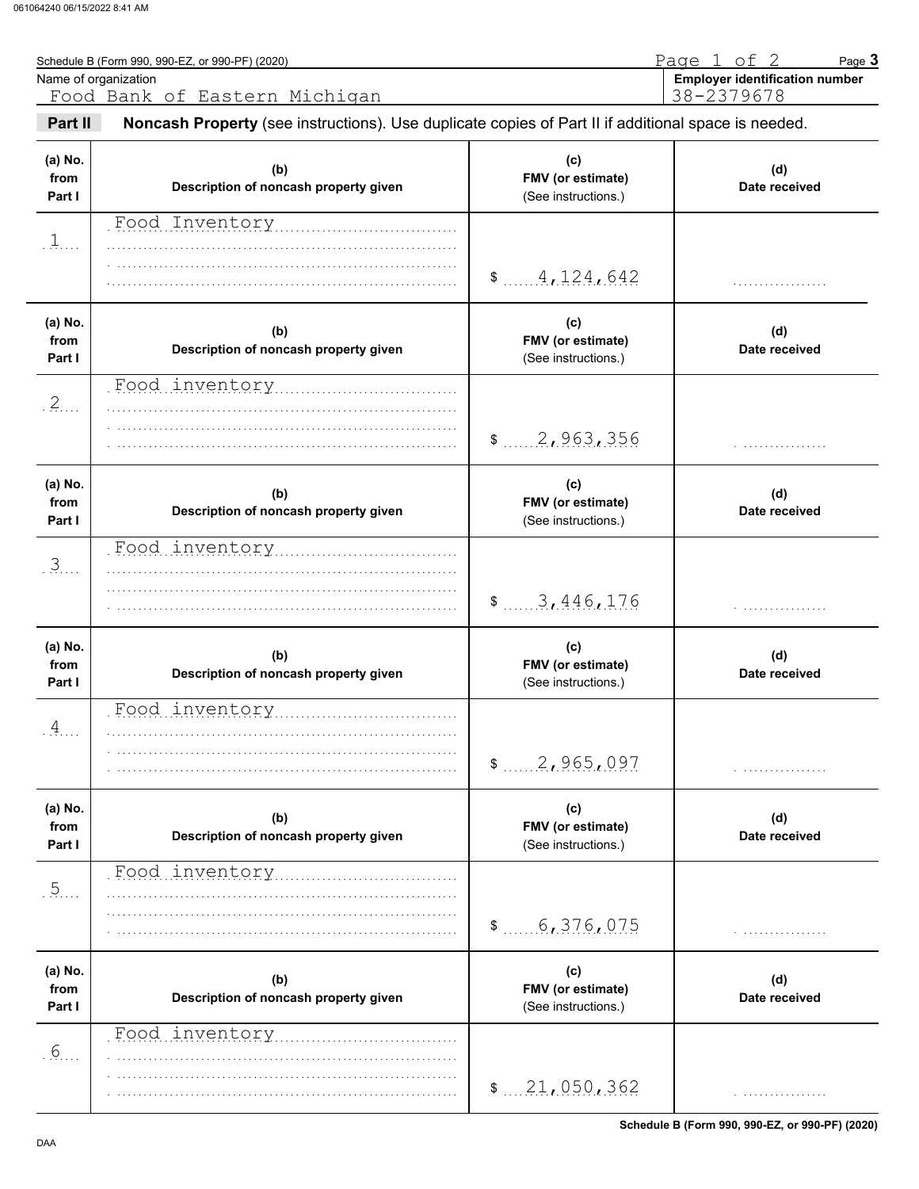Schedule B (Form 990, 990-EZ, or 990-PF) (2020)

Name of organization
Food Bank of Eastern Michigan

**Employer identification number**
38-2379678

**Part II** **Noncash Property** (see instructions). Use duplicate copies of Part II if additional space is needed.

| (a) No. from Part I | (b) Description of noncash property given | (c) FMV (or estimate) (See instructions.) | (d) Date received |
|---|---|---|---|
| 1 | Food Inventory | $ 4,124,642 | |
| 2 | Food inventory | $ 2,963,356 | |
| 3 | Food inventory | $ 3,446,176 | |
| 4 | Food inventory | $ 2,965,097 | |
| 5 | Food inventory | $ 6,376,075 | |
| 6 | Food inventory | $ 21,050,362 | |

Schedule B (Form 990, 990-EZ, or 990-PF) (2020)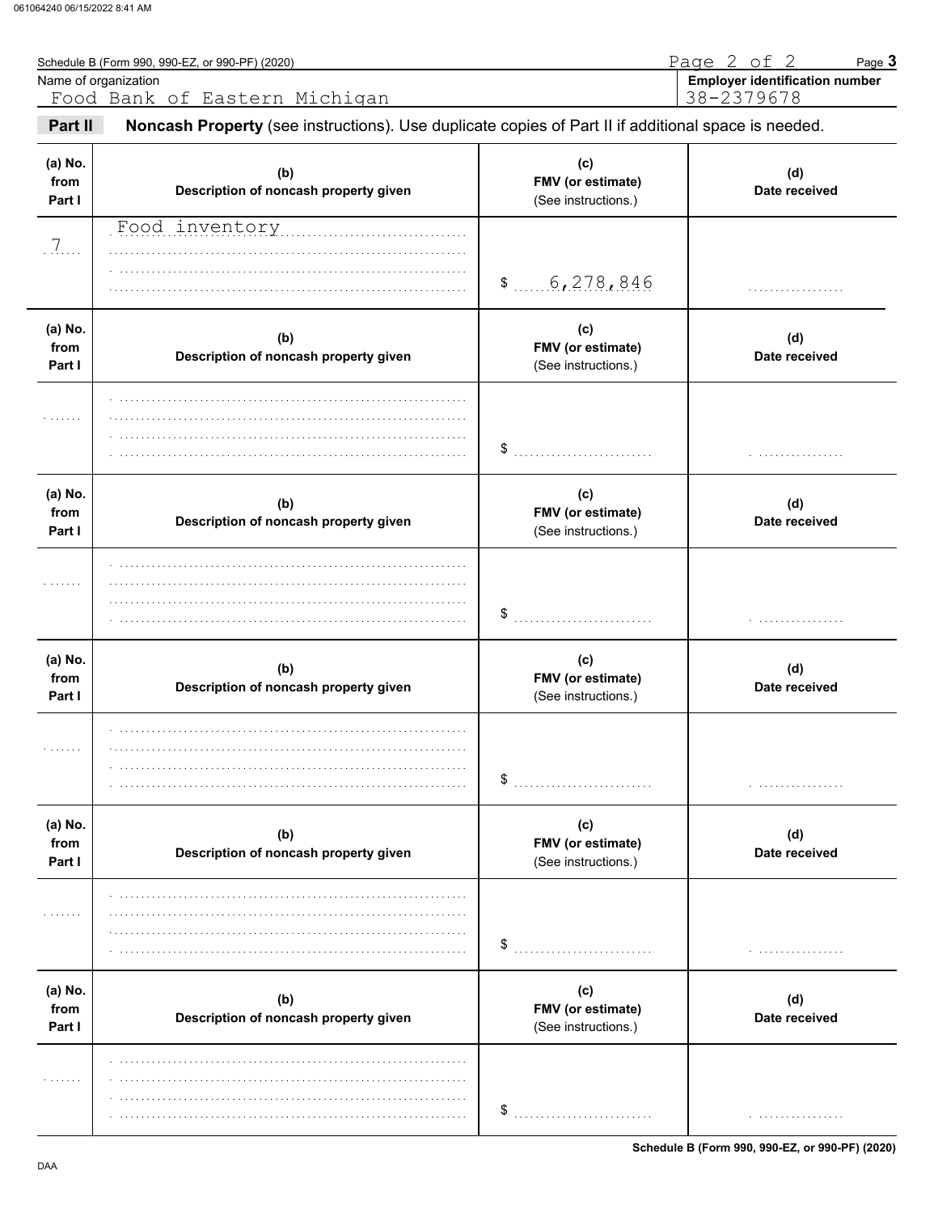Schedule B (Form 990, 990-EZ, or 990-PF) (2020) Page **3**

Name of organization: Food Bank of Eastern Michigan

**Employer identification number**: 38-2379678

**Part II** **Noncash Property** (see instructions). Use duplicate copies of Part II if additional space is needed.

| (a) No. from Part I | (b) Description of noncash property given | (c) FMV (or estimate) (See instructions.) | (d) Date received |
|---|---|---|---|
| 7 | Food inventory | $ 6,278,846 | |
| | | $ | |
| | | $ | |
| | | $ | |
| | | $ | |
| | | $ | |

Schedule B (Form 990, 990-EZ, or 990-PF) (2020)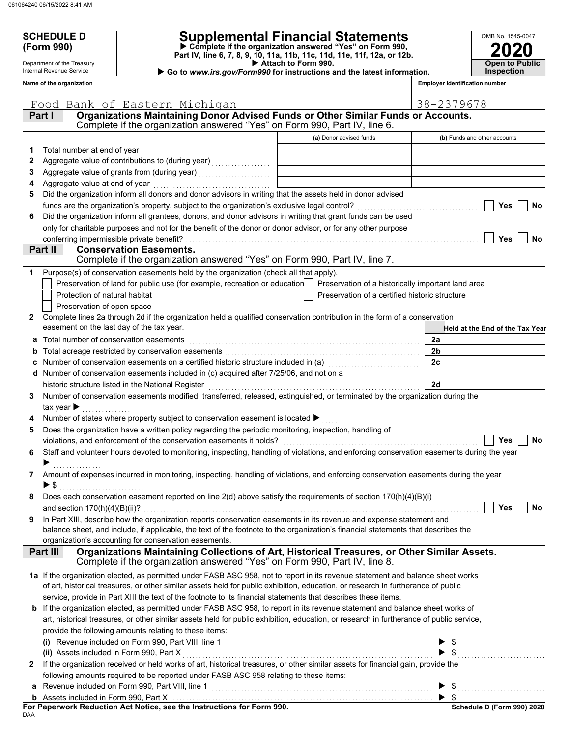**SCHEDULE D (Form 990)**

Department of the Treasury
Internal Revenue Service

# Supplemental Financial Statements

▶ Complete if the organization answered "Yes" on Form 990, Part IV, line 6, 7, 8, 9, 10, 11a, 11b, 11c, 11d, 11e, 11f, 12a, or 12b.
▶ Attach to Form 990.
▶ Go to *www.irs.gov/Form990* for instructions and the latest information.

OMB No. 1545-0047

**2020**

**Open to Public Inspection**

**Name of the organization:** Food Bank of Eastern Michigan

**Employer identification number:** 38-2379678

## Part I — Organizations Maintaining Donor Advised Funds or Other Similar Funds or Accounts.
Complete if the organization answered "Yes" on Form 990, Part IV, line 6.

| | | (a) Donor advised funds | (b) Funds and other accounts |
|---|---|---|---|
| 1 | Total number at end of year | | |
| 2 | Aggregate value of contributions to (during year) | | |
| 3 | Aggregate value of grants from (during year) | | |
| 4 | Aggregate value at end of year | | |

5 Did the organization inform all donors and donor advisors in writing that the assets held in donor advised funds are the organization's property, subject to the organization's exclusive legal control? ☐ Yes ☐ No

6 Did the organization inform all grantees, donors, and donor advisors in writing that grant funds can be used only for charitable purposes and not for the benefit of the donor or donor advisor, or for any other purpose conferring impermissible private benefit? ☐ Yes ☐ No

## Part II — Conservation Easements.
Complete if the organization answered "Yes" on Form 990, Part IV, line 7.

1 Purpose(s) of conservation easements held by the organization (check all that apply).

- ☐ Preservation of land for public use (for example, recreation or education)
- ☐ Preservation of a historically important land area
- ☐ Protection of natural habitat
- ☐ Preservation of a certified historic structure
- ☐ Preservation of open space

2 Complete lines 2a through 2d if the organization held a qualified conservation contribution in the form of a conservation easement on the last day of the tax year.

| | | | Held at the End of the Tax Year |
|---|---|---|---|
| a | Total number of conservation easements | 2a | |
| b | Total acreage restricted by conservation easements | 2b | |
| c | Number of conservation easements on a certified historic structure included in (a) | 2c | |
| d | Number of conservation easements included in (c) acquired after 7/25/06, and not on a historic structure listed in the National Register | 2d | |

3 Number of conservation easements modified, transferred, released, extinguished, or terminated by the organization during the tax year ▶

4 Number of states where property subject to conservation easement is located ▶

5 Does the organization have a written policy regarding the periodic monitoring, inspection, handling of violations, and enforcement of the conservation easements it holds? ☐ Yes ☐ No

6 Staff and volunteer hours devoted to monitoring, inspecting, handling of violations, and enforcing conservation easements during the year ▶

7 Amount of expenses incurred in monitoring, inspecting, handling of violations, and enforcing conservation easements during the year ▶ $

8 Does each conservation easement reported on line 2(d) above satisfy the requirements of section 170(h)(4)(B)(i) and section 170(h)(4)(B)(ii)? ☐ Yes ☐ No

9 In Part XIII, describe how the organization reports conservation easements in its revenue and expense statement and balance sheet, and include, if applicable, the text of the footnote to the organization's financial statements that describes the organization's accounting for conservation easements.

## Part III — Organizations Maintaining Collections of Art, Historical Treasures, or Other Similar Assets.
Complete if the organization answered "Yes" on Form 990, Part IV, line 8.

1a If the organization elected, as permitted under FASB ASC 958, not to report in its revenue statement and balance sheet works of art, historical treasures, or other similar assets held for public exhibition, education, or research in furtherance of public service, provide in Part XIII the text of the footnote to its financial statements that describes these items.

b If the organization elected, as permitted under FASB ASC 958, to report in its revenue statement and balance sheet works of art, historical treasures, or other similar assets held for public exhibition, education, or research in furtherance of public service, provide the following amounts relating to these items:

(i) Revenue included on Form 990, Part VIII, line 1 ▶ $

(ii) Assets included in Form 990, Part X ▶ $

2 If the organization received or held works of art, historical treasures, or other similar assets for financial gain, provide the following amounts required to be reported under FASB ASC 958 relating to these items:

a Revenue included on Form 990, Part VIII, line 1 ▶ $

b Assets included in Form 990, Part X ▶ $

**For Paperwork Reduction Act Notice, see the Instructions for Form 990.**

DAA

**Schedule D (Form 990) 2020**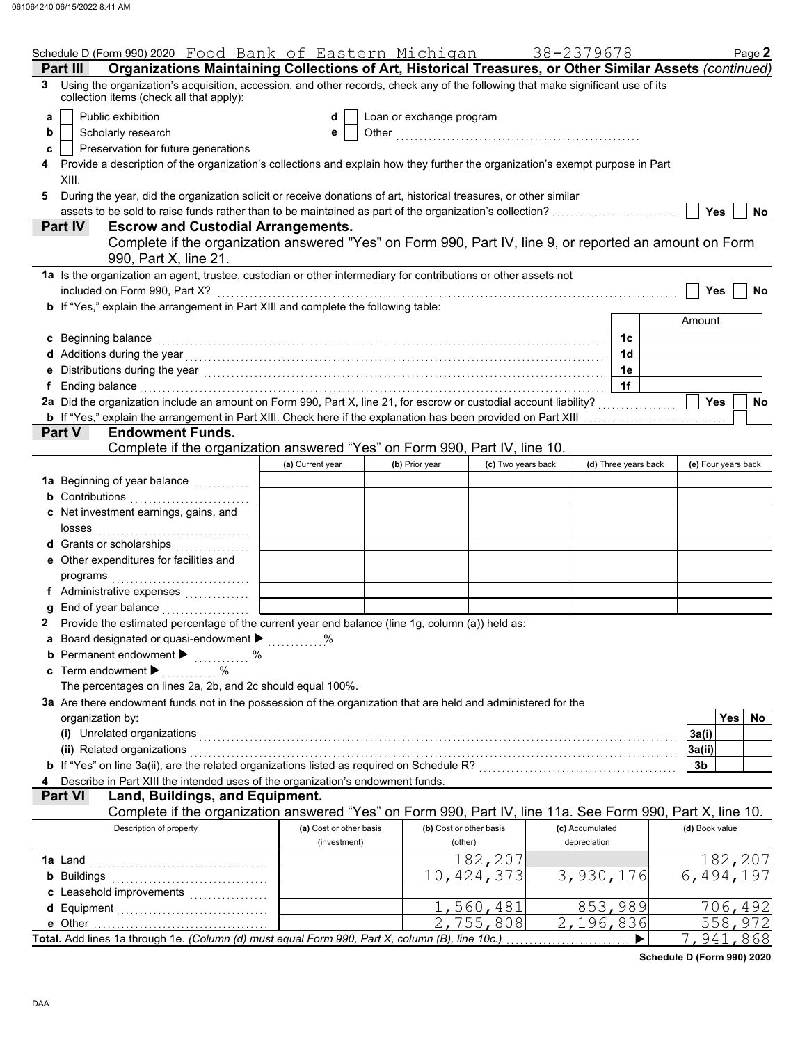Schedule D (Form 990) 2020 Food Bank of Eastern Michigan 38-2379678 Page **2**

**Part III Organizations Maintaining Collections of Art, Historical Treasures, or Other Similar Assets** *(continued)*

**3** Using the organization's acquisition, accession, and other records, check any of the following that make significant use of its collection items (check all that apply):

- **a** ☐ Public exhibition
- **b** ☐ Scholarly research
- **c** ☐ Preservation for future generations
- **d** ☐ Loan or exchange program
- **e** ☐ Other

**4** Provide a description of the organization's collections and explain how they further the organization's exempt purpose in Part XIII.

**5** During the year, did the organization solicit or receive donations of art, historical treasures, or other similar assets to be sold to raise funds rather than to be maintained as part of the organization's collection? ☐ Yes ☐ No

**Part IV Escrow and Custodial Arrangements.**

Complete if the organization answered "Yes" on Form 990, Part IV, line 9, or reported an amount on Form 990, Part X, line 21.

**1a** Is the organization an agent, trustee, custodian or other intermediary for contributions or other assets not included on Form 990, Part X? ☐ Yes ☐ No

**b** If "Yes," explain the arrangement in Part XIII and complete the following table:

| | | Amount |
|---|---|---|
| **c** Beginning balance | 1c | |
| **d** Additions during the year | 1d | |
| **e** Distributions during the year | 1e | |
| **f** Ending balance | 1f | |

**2a** Did the organization include an amount on Form 990, Part X, line 21, for escrow or custodial account liability? ☐ Yes ☐ No

**b** If "Yes," explain the arrangement in Part XIII. Check here if the explanation has been provided on Part XIII ☐

**Part V Endowment Funds.**

Complete if the organization answered "Yes" on Form 990, Part IV, line 10.

| | (a) Current year | (b) Prior year | (c) Two years back | (d) Three years back | (e) Four years back |
|---|---|---|---|---|---|
| **1a** Beginning of year balance | | | | | |
| **b** Contributions | | | | | |
| **c** Net investment earnings, gains, and losses | | | | | |
| **d** Grants or scholarships | | | | | |
| **e** Other expenditures for facilities and programs | | | | | |
| **f** Administrative expenses | | | | | |
| **g** End of year balance | | | | | |

**2** Provide the estimated percentage of the current year end balance (line 1g, column (a)) held as:

- **a** Board designated or quasi-endowment ▶ %
- **b** Permanent endowment ▶ %
- **c** Term endowment ▶ %

The percentages on lines 2a, 2b, and 2c should equal 100%.

**3a** Are there endowment funds not in the possession of the organization that are held and administered for the organization by:

| | | Yes | No |
|---|---|---|---|
| (i) Unrelated organizations | 3a(i) | | |
| (ii) Related organizations | 3a(ii) | | |
| **b** If "Yes" on line 3a(ii), are the related organizations listed as required on Schedule R? | 3b | | |

**4** Describe in Part XIII the intended uses of the organization's endowment funds.

**Part VI Land, Buildings, and Equipment.**

Complete if the organization answered "Yes" on Form 990, Part IV, line 11a. See Form 990, Part X, line 10.

| Description of property | (a) Cost or other basis (investment) | (b) Cost or other basis (other) | (c) Accumulated depreciation | (d) Book value |
|---|---|---|---|---|
| **1a** Land | | 182,207 | | 182,207 |
| **b** Buildings | | 10,424,373 | 3,930,176 | 6,494,197 |
| **c** Leasehold improvements | | | | |
| **d** Equipment | | 1,560,481 | 853,989 | 706,492 |
| **e** Other | | 2,755,808 | 2,196,836 | 558,972 |
| **Total.** Add lines 1a through 1e. *(Column (d) must equal Form 990, Part X, column (B), line 10c.)* ▶ | | | | 7,941,868 |

**Schedule D (Form 990) 2020**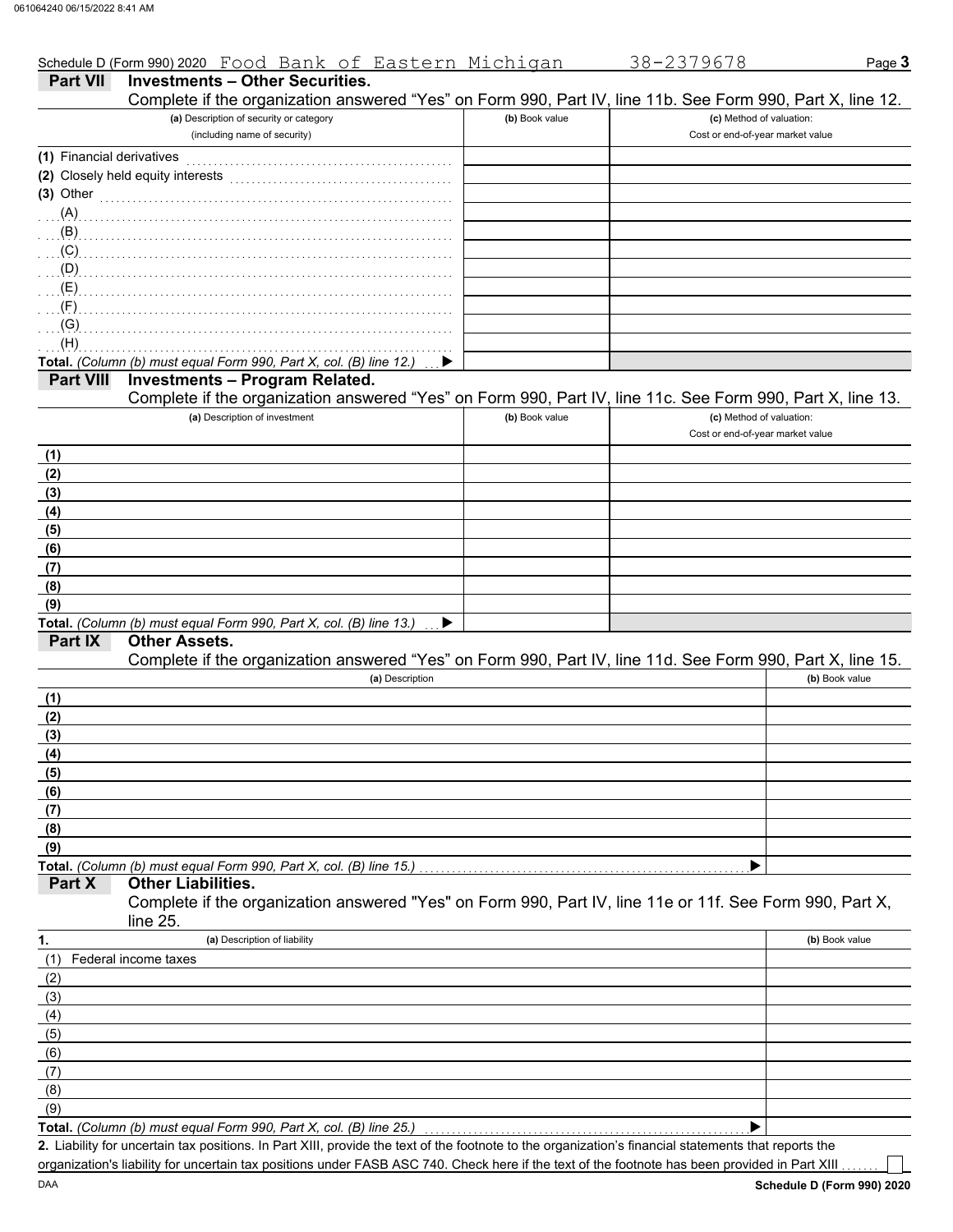Schedule D (Form 990) 2020 Food Bank of Eastern Michigan 38-2379678 Page **3**

## Part VII Investments – Other Securities.

Complete if the organization answered "Yes" on Form 990, Part IV, line 11b. See Form 990, Part X, line 12.

| (a) Description of security or category (including name of security) | (b) Book value | (c) Method of valuation: Cost or end-of-year market value |
|---|---|---|
| (1) Financial derivatives | | |
| (2) Closely held equity interests | | |
| (3) Other | | |
| (A) | | |
| (B) | | |
| (C) | | |
| (D) | | |
| (E) | | |
| (F) | | |
| (G) | | |
| (H) | | |
| **Total.** *(Column (b) must equal Form 990, Part X, col. (B) line 12.)* ▶ | | |

## Part VIII Investments – Program Related.

Complete if the organization answered "Yes" on Form 990, Part IV, line 11c. See Form 990, Part X, line 13.

| (a) Description of investment | (b) Book value | (c) Method of valuation: Cost or end-of-year market value |
|---|---|---|
| (1) | | |
| (2) | | |
| (3) | | |
| (4) | | |
| (5) | | |
| (6) | | |
| (7) | | |
| (8) | | |
| (9) | | |
| **Total.** *(Column (b) must equal Form 990, Part X, col. (B) line 13.)* ▶ | | |

## Part IX Other Assets.

Complete if the organization answered "Yes" on Form 990, Part IV, line 11d. See Form 990, Part X, line 15.

| (a) Description | (b) Book value |
|---|---|
| (1) | |
| (2) | |
| (3) | |
| (4) | |
| (5) | |
| (6) | |
| (7) | |
| (8) | |
| (9) | |
| **Total.** *(Column (b) must equal Form 990, Part X, col. (B) line 15.)* ▶ | |

## Part X Other Liabilities.

Complete if the organization answered "Yes" on Form 990, Part IV, line 11e or 11f. See Form 990, Part X, line 25.

| 1. (a) Description of liability | (b) Book value |
|---|---|
| (1) Federal income taxes | |
| (2) | |
| (3) | |
| (4) | |
| (5) | |
| (6) | |
| (7) | |
| (8) | |
| (9) | |
| **Total.** *(Column (b) must equal Form 990, Part X, col. (B) line 25.)* ▶ | |

**2.** Liability for uncertain tax positions. In Part XIII, provide the text of the footnote to the organization's financial statements that reports the organization's liability for uncertain tax positions under FASB ASC 740. Check here if the text of the footnote has been provided in Part XIII ☐

DAA **Schedule D (Form 990) 2020**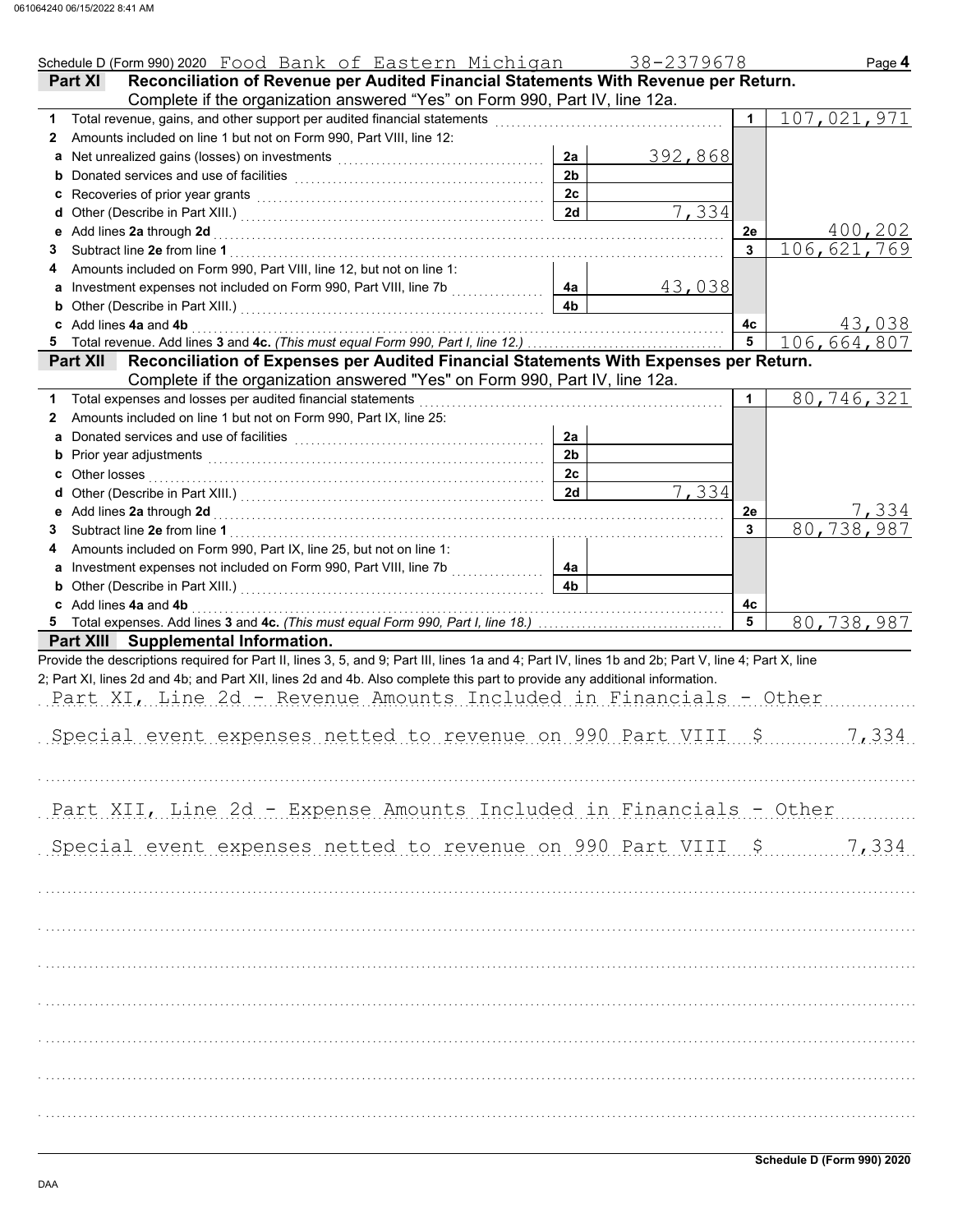Schedule D (Form 990) 2020 Food Bank of Eastern Michigan 38-2379678 Page **4**

## Part XI Reconciliation of Revenue per Audited Financial Statements With Revenue per Return.

Complete if the organization answered "Yes" on Form 990, Part IV, line 12a.

| | | | | | |
|---|---|---|---|---|---|
| **1** | Total revenue, gains, and other support per audited financial statements | | | 1 | 107,021,971 |
| **2** | Amounts included on line 1 but not on Form 990, Part VIII, line 12: | | | | |
| **a** | Net unrealized gains (losses) on investments | 2a | 392,868 | | |
| **b** | Donated services and use of facilities | 2b | | | |
| **c** | Recoveries of prior year grants | 2c | | | |
| **d** | Other (Describe in Part XIII.) | 2d | 7,334 | | |
| **e** | Add lines **2a** through **2d** | | | 2e | 400,202 |
| **3** | Subtract line **2e** from line **1** | | | 3 | 106,621,769 |
| **4** | Amounts included on Form 990, Part VIII, line 12, but not on line 1: | | | | |
| **a** | Investment expenses not included on Form 990, Part VIII, line 7b | 4a | 43,038 | | |
| **b** | Other (Describe in Part XIII.) | 4b | | | |
| **c** | Add lines **4a** and **4b** | | | 4c | 43,038 |
| **5** | Total revenue. Add lines **3** and **4c.** *(This must equal Form 990, Part I, line 12.)* | | | 5 | 106,664,807 |

## Part XII Reconciliation of Expenses per Audited Financial Statements With Expenses per Return.

Complete if the organization answered "Yes" on Form 990, Part IV, line 12a.

| | | | | | |
|---|---|---|---|---|---|
| **1** | Total expenses and losses per audited financial statements | | | 1 | 80,746,321 |
| **2** | Amounts included on line 1 but not on Form 990, Part IX, line 25: | | | | |
| **a** | Donated services and use of facilities | 2a | | | |
| **b** | Prior year adjustments | 2b | | | |
| **c** | Other losses | 2c | | | |
| **d** | Other (Describe in Part XIII.) | 2d | 7,334 | | |
| **e** | Add lines **2a** through **2d** | | | 2e | 7,334 |
| **3** | Subtract line **2e** from line **1** | | | 3 | 80,738,987 |
| **4** | Amounts included on Form 990, Part IX, line 25, but not on line 1: | | | | |
| **a** | Investment expenses not included on Form 990, Part VIII, line 7b | 4a | | | |
| **b** | Other (Describe in Part XIII.) | 4b | | | |
| **c** | Add lines **4a** and **4b** | | | 4c | |
| **5** | Total expenses. Add lines **3** and **4c.** *(This must equal Form 990, Part I, line 18.)* | | | 5 | 80,738,987 |

## Part XIII Supplemental Information.

Provide the descriptions required for Part II, lines 3, 5, and 9; Part III, lines 1a and 4; Part IV, lines 1b and 2b; Part V, line 4; Part X, line 2; Part XI, lines 2d and 4b; and Part XII, lines 2d and 4b. Also complete this part to provide any additional information.

Part XI, Line 2d - Revenue Amounts Included in Financials - Other

Special event expenses netted to revenue on 990 Part VIII $ 7,334

Part XII, Line 2d - Expense Amounts Included in Financials - Other

Special event expenses netted to revenue on 990 Part VIII $ 7,334

Schedule D (Form 990) 2020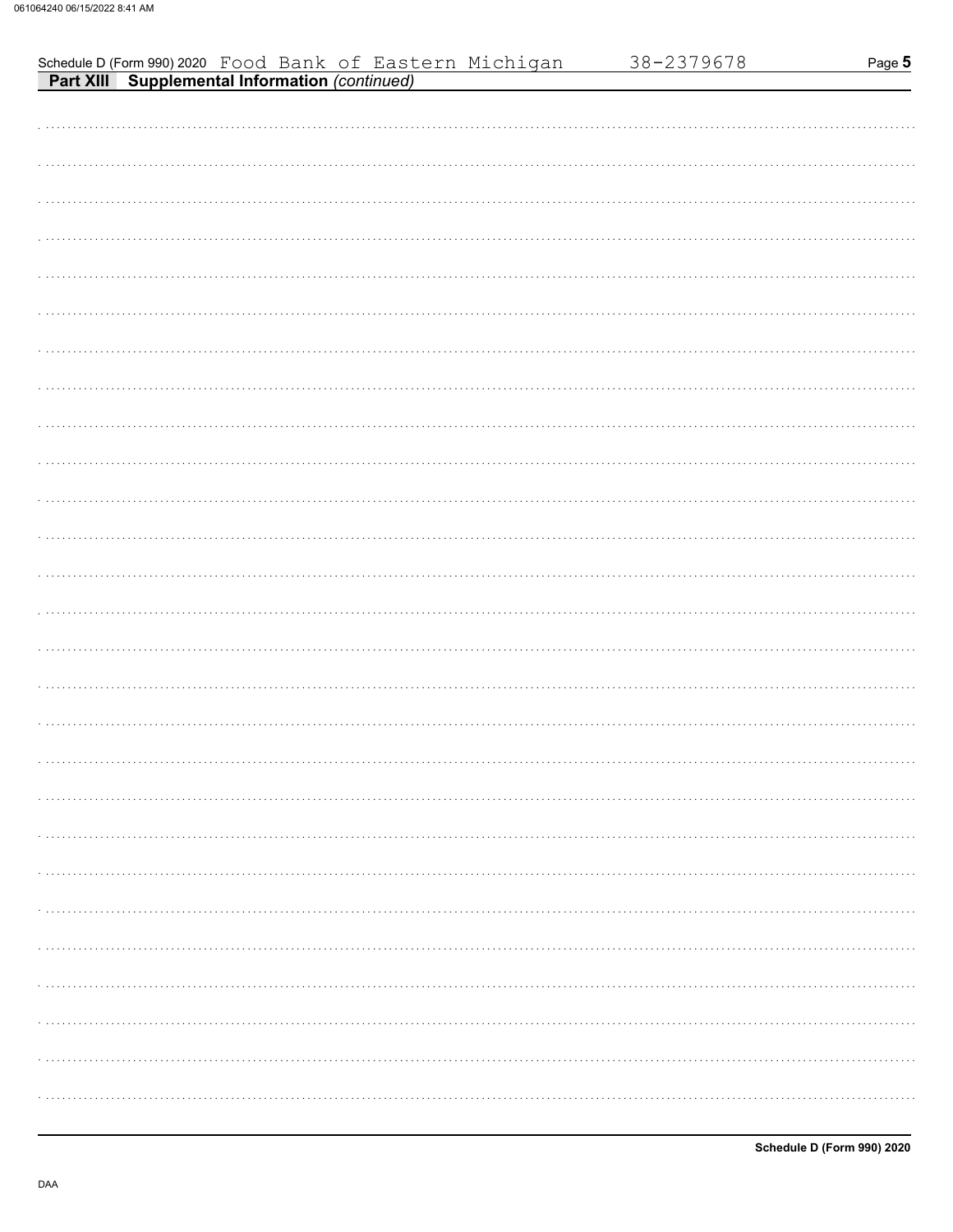Schedule D (Form 990) 2020 Food Bank of Eastern Michigan 38-2379678

**Part XIII Supplemental Information** *(continued)*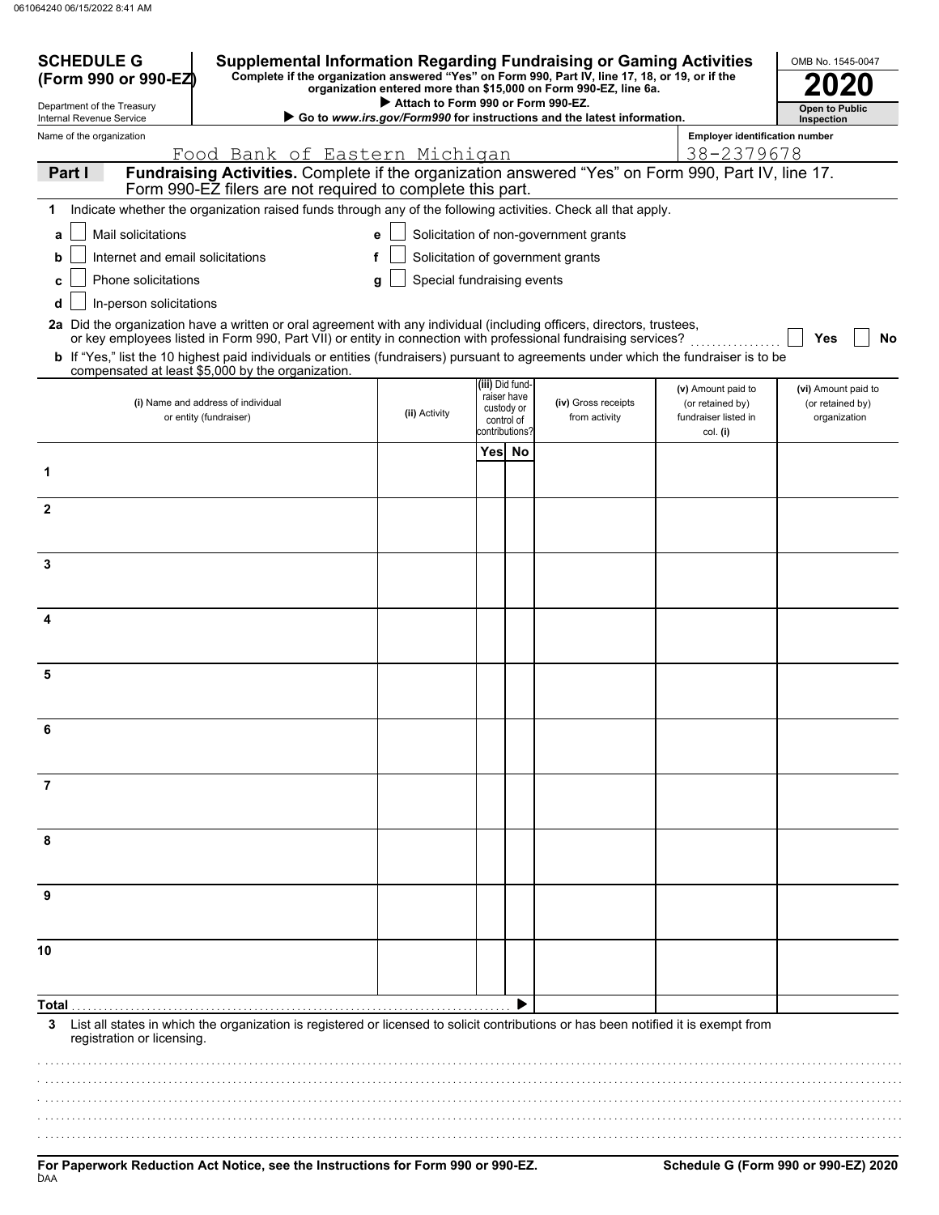061064240 06/15/2022 8:41 AM

**SCHEDULE G (Form 990 or 990-EZ)**

Department of the Treasury
Internal Revenue Service

# Supplemental Information Regarding Fundraising or Gaming Activities

**Complete if the organization answered "Yes" on Form 990, Part IV, line 17, 18, or 19, or if the organization entered more than $15,000 on Form 990-EZ, line 6a.**

**▶ Attach to Form 990 or Form 990-EZ.**

**▶ Go to *www.irs.gov/Form990* for instructions and the latest information.**

OMB No. 1545-0047

**2020**

**Open to Public Inspection**

Name of the organization: Food Bank of Eastern Michigan

Employer identification number: 38-2379678

**Part I** **Fundraising Activities.** Complete if the organization answered "Yes" on Form 990, Part IV, line 17. Form 990-EZ filers are not required to complete this part.

**1** Indicate whether the organization raised funds through any of the following activities. Check all that apply.

- **a** ☐ Mail solicitations
- **b** ☐ Internet and email solicitations
- **c** ☐ Phone solicitations
- **d** ☐ In-person solicitations
- **e** ☐ Solicitation of non-government grants
- **f** ☐ Solicitation of government grants
- **g** ☐ Special fundraising events

**2a** Did the organization have a written or oral agreement with any individual (including officers, directors, trustees, or key employees listed in Form 990, Part VII) or entity in connection with professional fundraising services? ☐ **Yes** ☐ **No**

**b** If "Yes," list the 10 highest paid individuals or entities (fundraisers) pursuant to agreements under which the fundraiser is to be compensated at least $5,000 by the organization.

| | (i) Name and address of individual or entity (fundraiser) | (ii) Activity | (iii) Did fundraiser have custody or control of contributions? Yes | No | (iv) Gross receipts from activity | (v) Amount paid to (or retained by) fundraiser listed in col. (i) | (vi) Amount paid to (or retained by) organization |
|---|---|---|---|---|---|---|---|
| 1 | | | | | | | |
| 2 | | | | | | | |
| 3 | | | | | | | |
| 4 | | | | | | | |
| 5 | | | | | | | |
| 6 | | | | | | | |
| 7 | | | | | | | |
| 8 | | | | | | | |
| 9 | | | | | | | |
| 10 | | | | | | | |
| **Total** | | | | ▶ | | | |

**3** List all states in which the organization is registered or licensed to solicit contributions or has been notified it is exempt from registration or licensing.

**For Paperwork Reduction Act Notice, see the Instructions for Form 990 or 990-EZ.**

**Schedule G (Form 990 or 990-EZ) 2020**

DAA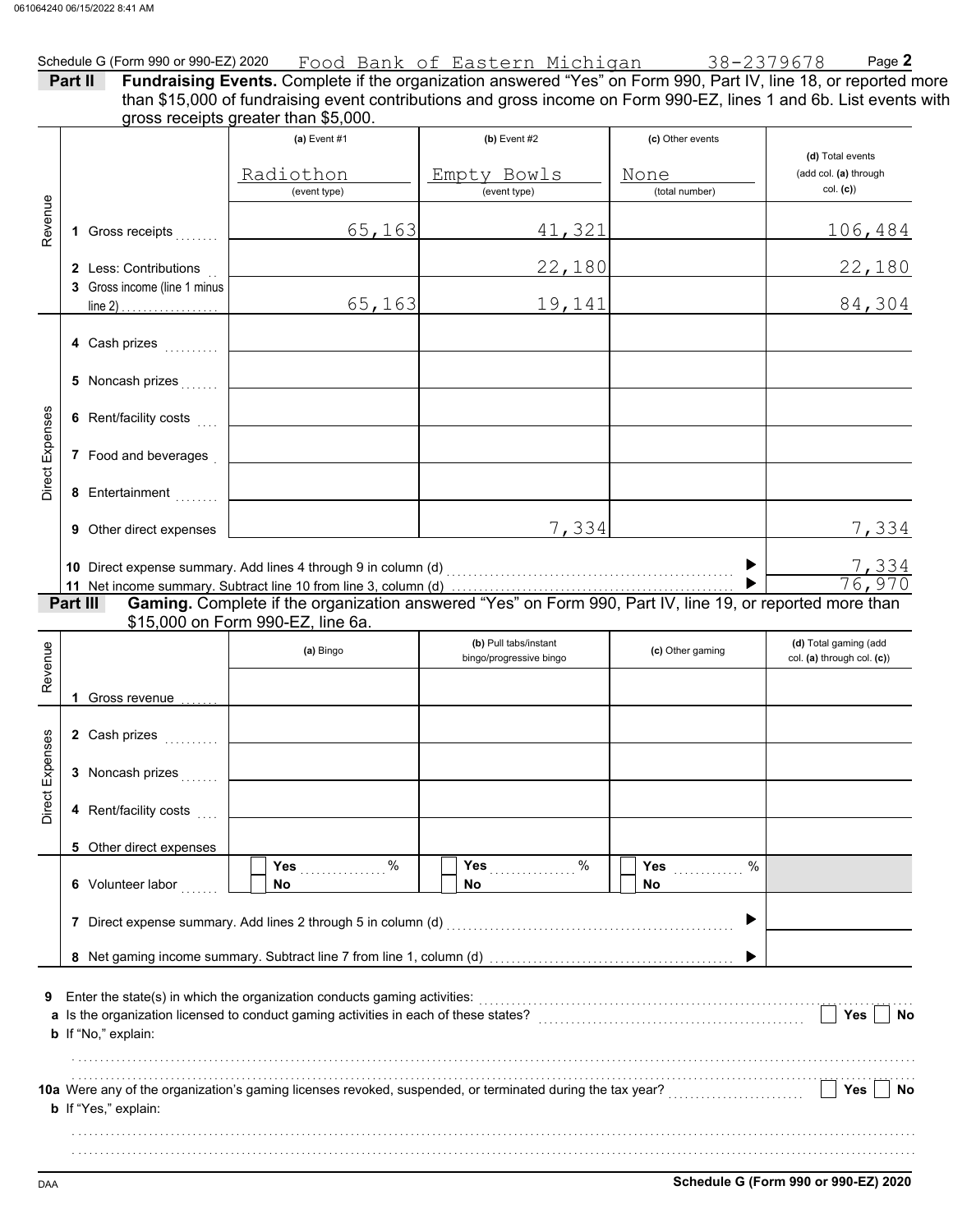Schedule G (Form 990 or 990-EZ) 2020 Food Bank of Eastern Michigan 38-2379678 Page **2**

**Part II** **Fundraising Events.** Complete if the organization answered "Yes" on Form 990, Part IV, line 18, or reported more than $15,000 of fundraising event contributions and gross income on Form 990-EZ, lines 1 and 6b. List events with gross receipts greater than $5,000.

| | | (a) Event #1 | (b) Event #2 | (c) Other events | (d) Total events (add col. (a) through col. (c)) |
|---|---|---|---|---|---|
| | | Radiothon (event type) | Empty Bowls (event type) | None (total number) | |
| Revenue | 1 Gross receipts | 65,163 | 41,321 | | 106,484 |
| | 2 Less: Contributions | | 22,180 | | 22,180 |
| | 3 Gross income (line 1 minus line 2) | 65,163 | 19,141 | | 84,304 |
| Direct Expenses | 4 Cash prizes | | | | |
| | 5 Noncash prizes | | | | |
| | 6 Rent/facility costs | | | | |
| | 7 Food and beverages | | | | |
| | 8 Entertainment | | | | |
| | 9 Other direct expenses | | 7,334 | | 7,334 |

10 Direct expense summary. Add lines 4 through 9 in column (d) ▶ 7,334

11 Net income summary. Subtract line 10 from line 3, column (d) ▶ 76,970

**Part III** **Gaming.** Complete if the organization answered "Yes" on Form 990, Part IV, line 19, or reported more than $15,000 on Form 990-EZ, line 6a.

| | | (a) Bingo | (b) Pull tabs/instant bingo/progressive bingo | (c) Other gaming | (d) Total gaming (add col. (a) through col. (c)) |
|---|---|---|---|---|---|
| Revenue | 1 Gross revenue | | | | |
| Direct Expenses | 2 Cash prizes | | | | |
| | 3 Noncash prizes | | | | |
| | 4 Rent/facility costs | | | | |
| | 5 Other direct expenses | | | | |
| | 6 Volunteer labor | Yes ____ % / No | Yes ____ % / No | Yes ____ % / No | |

7 Direct expense summary. Add lines 2 through 5 in column (d) ▶

8 Net gaming income summary. Subtract line 7 from line 1, column (d) ▶

9 Enter the state(s) in which the organization conducts gaming activities:

a Is the organization licensed to conduct gaming activities in each of these states? Yes No

b If "No," explain:

10a Were any of the organization's gaming licenses revoked, suspended, or terminated during the tax year? Yes No

b If "Yes," explain:

DAA **Schedule G (Form 990 or 990-EZ) 2020**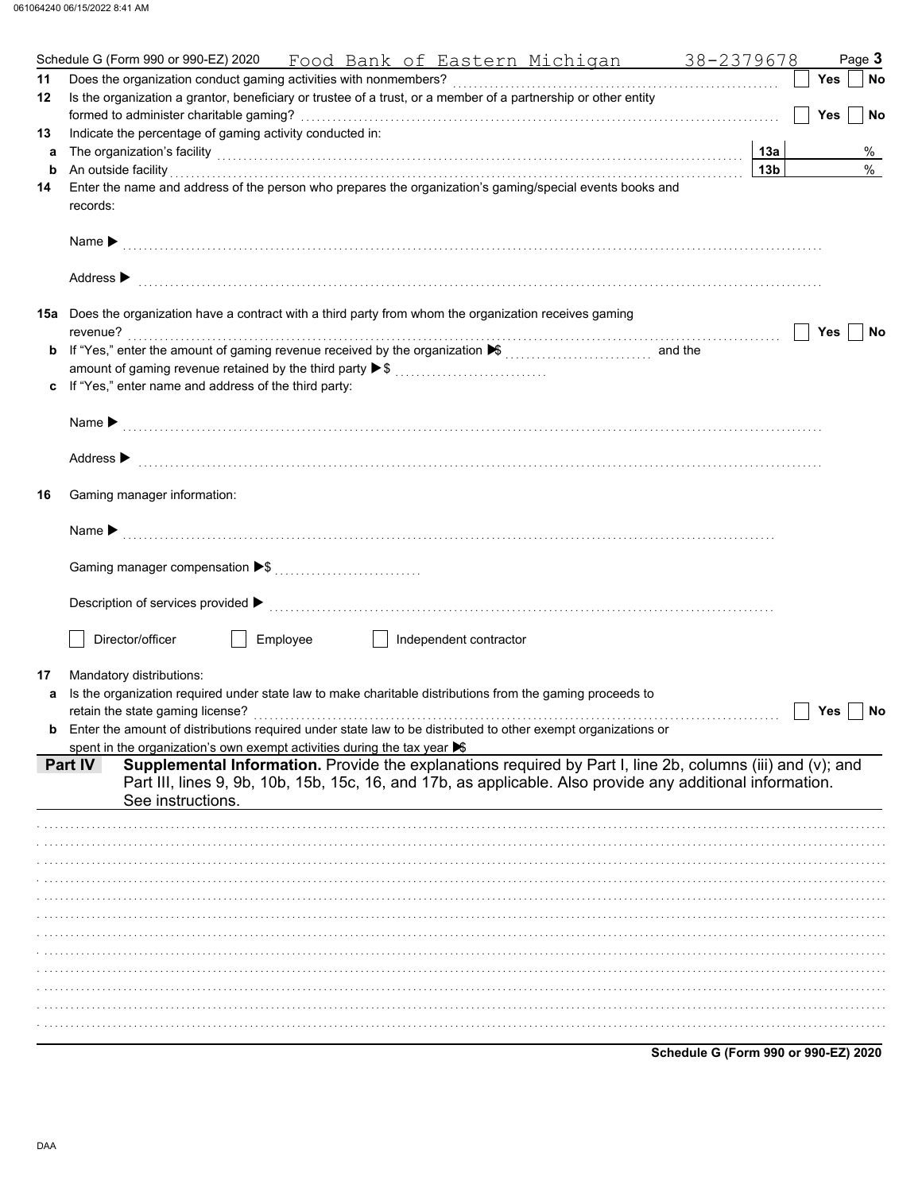Schedule G (Form 990 or 990-EZ) 2020 Food Bank of Eastern Michigan 38-2379678 Page **3**

**11** Does the organization conduct gaming activities with nonmembers? ☐ Yes ☐ No

**12** Is the organization a grantor, beneficiary or trustee of a trust, or a member of a partnership or other entity formed to administer charitable gaming? ☐ Yes ☐ No

**13** Indicate the percentage of gaming activity conducted in:

**a** The organization's facility **13a** %

**b** An outside facility **13b** %

**14** Enter the name and address of the person who prepares the organization's gaming/special events books and records:

Name ▶

Address ▶

**15a** Does the organization have a contract with a third party from whom the organization receives gaming revenue? ☐ Yes ☐ No

**b** If "Yes," enter the amount of gaming revenue received by the organization ▶$ and the amount of gaming revenue retained by the third party ▶$

**c** If "Yes," enter name and address of the third party:

Name ▶

Address ▶

**16** Gaming manager information:

Name ▶

Gaming manager compensation ▶$

Description of services provided ▶

☐ Director/officer ☐ Employee ☐ Independent contractor

**17** Mandatory distributions:

**a** Is the organization required under state law to make charitable distributions from the gaming proceeds to retain the state gaming license? ☐ Yes ☐ No

**b** Enter the amount of distributions required under state law to be distributed to other exempt organizations or spent in the organization's own exempt activities during the tax year ▶$

**Part IV** **Supplemental Information.** Provide the explanations required by Part I, line 2b, columns (iii) and (v); and Part III, lines 9, 9b, 10b, 15b, 15c, 16, and 17b, as applicable. Also provide any additional information. See instructions.

**Schedule G (Form 990 or 990-EZ) 2020**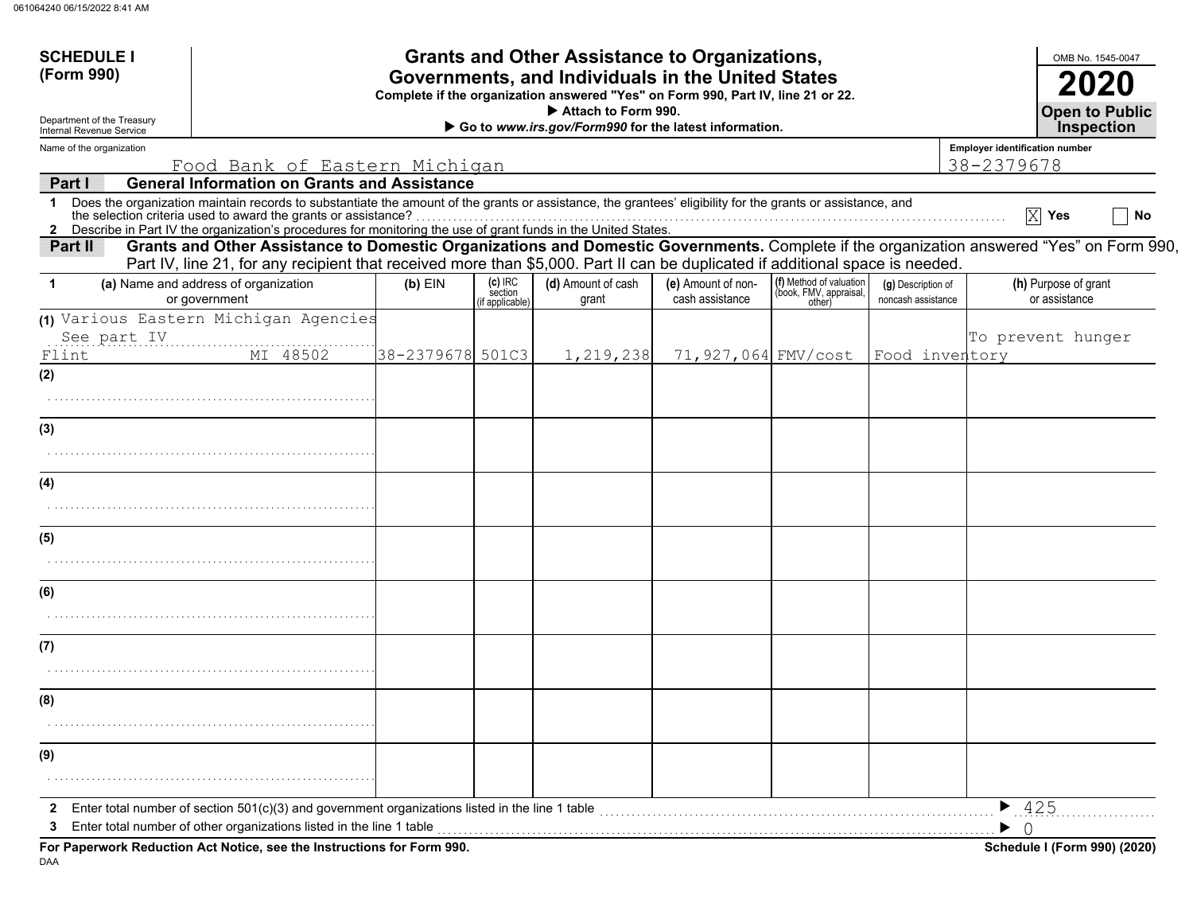061064240 06/15/2022 8:41 AM

**SCHEDULE I**
**(Form 990)**

Department of the Treasury
Internal Revenue Service

# Grants and Other Assistance to Organizations, Governments, and Individuals in the United States

**Complete if the organization answered "Yes" on Form 990, Part IV, line 21 or 22.**
**▶ Attach to Form 990.**
**▶ Go to *www.irs.gov/Form990* for the latest information.**

OMB No. 1545-0047
**2020**
**Open to Public Inspection**

Name of the organization: Food Bank of Eastern Michigan
Employer identification number: 38-2379678

## Part I General Information on Grants and Assistance

1 Does the organization maintain records to substantiate the amount of the grants or assistance, the grantees' eligibility for the grants or assistance, and the selection criteria used to award the grants or assistance? ..... [X] Yes [ ] No

2 Describe in Part IV the organization's procedures for monitoring the use of grant funds in the United States.

## Part II Grants and Other Assistance to Domestic Organizations and Domestic Governments.

Complete if the organization answered "Yes" on Form 990, Part IV, line 21, for any recipient that received more than $5,000. Part II can be duplicated if additional space is needed.

| 1 | (a) Name and address of organization or government | (b) EIN | (c) IRC section (if applicable) | (d) Amount of cash grant | (e) Amount of non-cash assistance | (f) Method of valuation (book, FMV, appraisal, other) | (g) Description of noncash assistance | (h) Purpose of grant or assistance |
|---|---|---|---|---|---|---|---|---|
| (1) | Various Eastern Michigan Agencies See part IV Flint MI 48502 | 38-2379678 | 501C3 | 1,219,238 | 71,927,064 | FMV/cost | Food inventory | To prevent hunger |
| (2) | | | | | | | | |
| (3) | | | | | | | | |
| (4) | | | | | | | | |
| (5) | | | | | | | | |
| (6) | | | | | | | | |
| (7) | | | | | | | | |
| (8) | | | | | | | | |
| (9) | | | | | | | | |

2 Enter total number of section 501(c)(3) and government organizations listed in the line 1 table ..... ▶ 425

3 Enter total number of other organizations listed in the line 1 table ..... ▶ 0

**For Paperwork Reduction Act Notice, see the Instructions for Form 990.**
**Schedule I (Form 990) (2020)**

DAA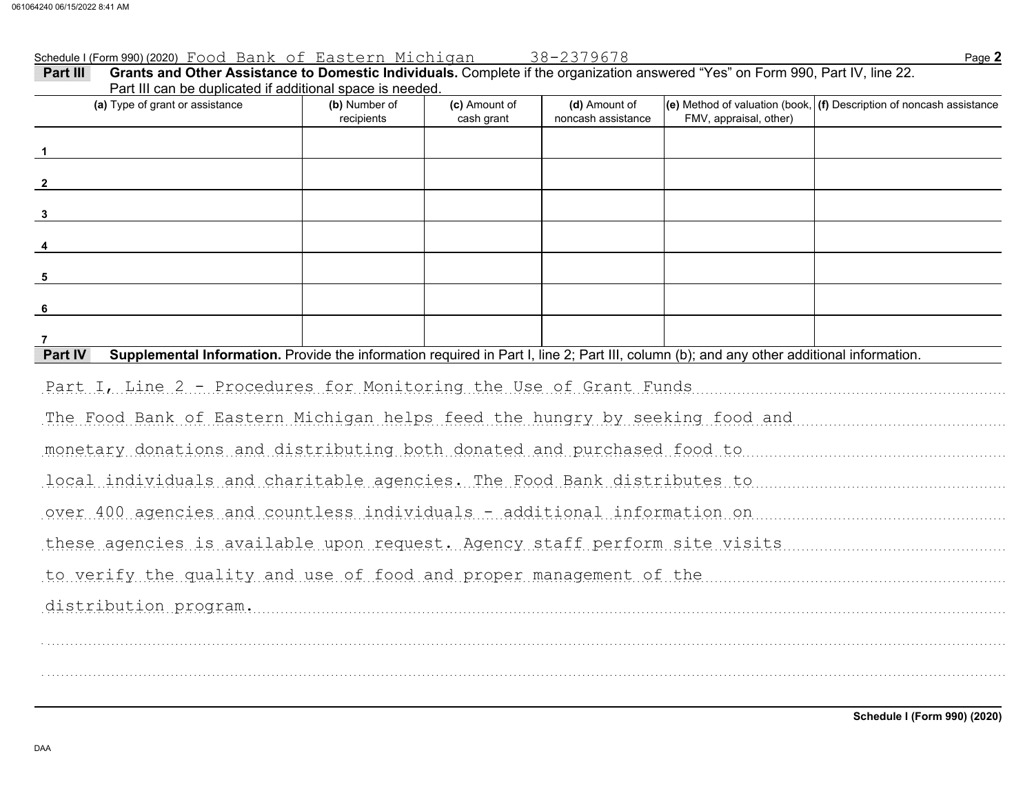Schedule I (Form 990) (2020) Food Bank of Eastern Michigan 38-2379678 Page **2**

**Part III** **Grants and Other Assistance to Domestic Individuals.** Complete if the organization answered "Yes" on Form 990, Part IV, line 22. Part III can be duplicated if additional space is needed.

| (a) Type of grant or assistance | (b) Number of recipients | (c) Amount of cash grant | (d) Amount of noncash assistance | (e) Method of valuation (book, FMV, appraisal, other) | (f) Description of noncash assistance |
|---|---|---|---|---|---|
| 1 | | | | | |
| 2 | | | | | |
| 3 | | | | | |
| 4 | | | | | |
| 5 | | | | | |
| 6 | | | | | |
| 7 | | | | | |

**Part IV** **Supplemental Information.** Provide the information required in Part I, line 2; Part III, column (b); and any other additional information.

Part I, Line 2 - Procedures for Monitoring the Use of Grant Funds

The Food Bank of Eastern Michigan helps feed the hungry by seeking food and monetary donations and distributing both donated and purchased food to local individuals and charitable agencies. The Food Bank distributes to over 400 agencies and countless individuals - additional information on these agencies is available upon request. Agency staff perform site visits to verify the quality and use of food and proper management of the distribution program.

Schedule I (Form 990) (2020)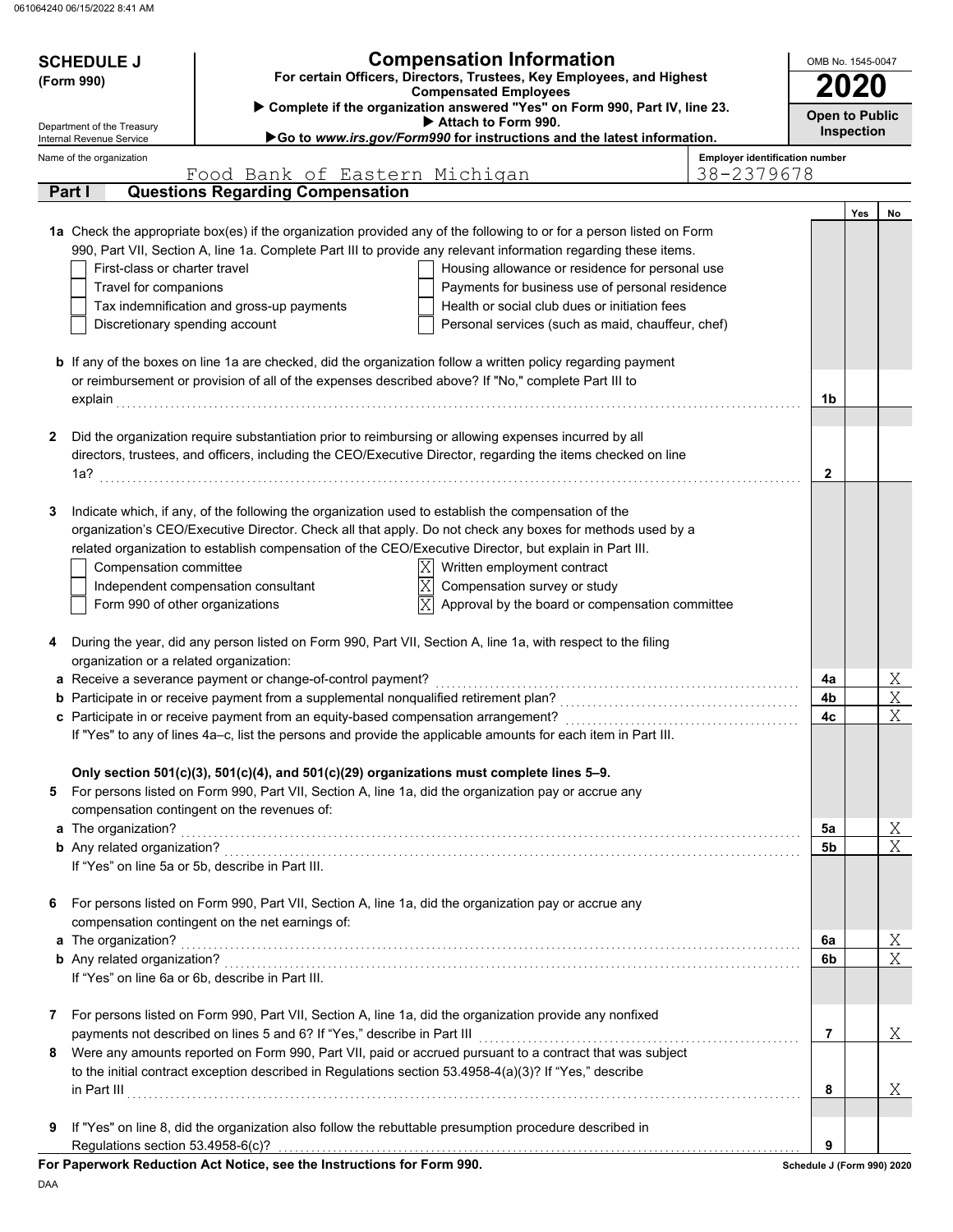061064240 06/15/2022 8:41 AM

# SCHEDULE J (Form 990)

Department of the Treasury
Internal Revenue Service

## Compensation Information

**For certain Officers, Directors, Trustees, Key Employees, and Highest Compensated Employees**

▶ Complete if the organization answered "Yes" on Form 990, Part IV, line 23.
▶ Attach to Form 990.
▶Go to *www.irs.gov/Form990* for instructions and the latest information.

OMB No. 1545-0047

**2020**

**Open to Public Inspection**

Name of the organization: Food Bank of Eastern Michigan

Employer identification number: 38-2379678

## Part I Questions Regarding Compensation

| | | | Yes | No |
|---|---|---|---|---|
| **1a** | Check the appropriate box(es) if the organization provided any of the following to or for a person listed on Form 990, Part VII, Section A, line 1a. Complete Part III to provide any relevant information regarding these items.<br>☐ First-class or charter travel ☐ Housing allowance or residence for personal use<br>☐ Travel for companions ☐ Payments for business use of personal residence<br>☐ Tax indemnification and gross-up payments ☐ Health or social club dues or initiation fees<br>☐ Discretionary spending account ☐ Personal services (such as maid, chauffeur, chef) | | | |
| **b** | If any of the boxes on line 1a are checked, did the organization follow a written policy regarding payment or reimbursement or provision of all of the expenses described above? If "No," complete Part III to explain | 1b | | |
| **2** | Did the organization require substantiation prior to reimbursing or allowing expenses incurred by all directors, trustees, and officers, including the CEO/Executive Director, regarding the items checked on line 1a? | 2 | | |
| **3** | Indicate which, if any, of the following the organization used to establish the compensation of the organization's CEO/Executive Director. Check all that apply. Do not check any boxes for methods used by a related organization to establish compensation of the CEO/Executive Director, but explain in Part III.<br>☐ Compensation committee ☒ Written employment contract<br>☐ Independent compensation consultant ☒ Compensation survey or study<br>☐ Form 990 of other organizations ☒ Approval by the board or compensation committee | | | |
| **4** | During the year, did any person listed on Form 990, Part VII, Section A, line 1a, with respect to the filing organization or a related organization: | | | |
| **a** | Receive a severance payment or change-of-control payment? | 4a | | X |
| **b** | Participate in or receive payment from a supplemental nonqualified retirement plan? | 4b | | X |
| **c** | Participate in or receive payment from an equity-based compensation arrangement?<br>If "Yes" to any of lines 4a–c, list the persons and provide the applicable amounts for each item in Part III. | 4c | | X |
| | **Only section 501(c)(3), 501(c)(4), and 501(c)(29) organizations must complete lines 5–9.** | | | |
| **5** | For persons listed on Form 990, Part VII, Section A, line 1a, did the organization pay or accrue any compensation contingent on the revenues of: | | | |
| **a** | The organization? | 5a | | X |
| **b** | Any related organization?<br>If "Yes" on line 5a or 5b, describe in Part III. | 5b | | X |
| **6** | For persons listed on Form 990, Part VII, Section A, line 1a, did the organization pay or accrue any compensation contingent on the net earnings of: | | | |
| **a** | The organization? | 6a | | X |
| **b** | Any related organization?<br>If "Yes" on line 6a or 6b, describe in Part III. | 6b | | X |
| **7** | For persons listed on Form 990, Part VII, Section A, line 1a, did the organization provide any nonfixed payments not described on lines 5 and 6? If "Yes," describe in Part III | 7 | | X |
| **8** | Were any amounts reported on Form 990, Part VII, paid or accrued pursuant to a contract that was subject to the initial contract exception described in Regulations section 53.4958-4(a)(3)? If "Yes," describe in Part III | 8 | | X |
| **9** | If "Yes" on line 8, did the organization also follow the rebuttable presumption procedure described in Regulations section 53.4958-6(c)? | 9 | | |

**For Paperwork Reduction Act Notice, see the Instructions for Form 990.**

Schedule J (Form 990) 2020

DAA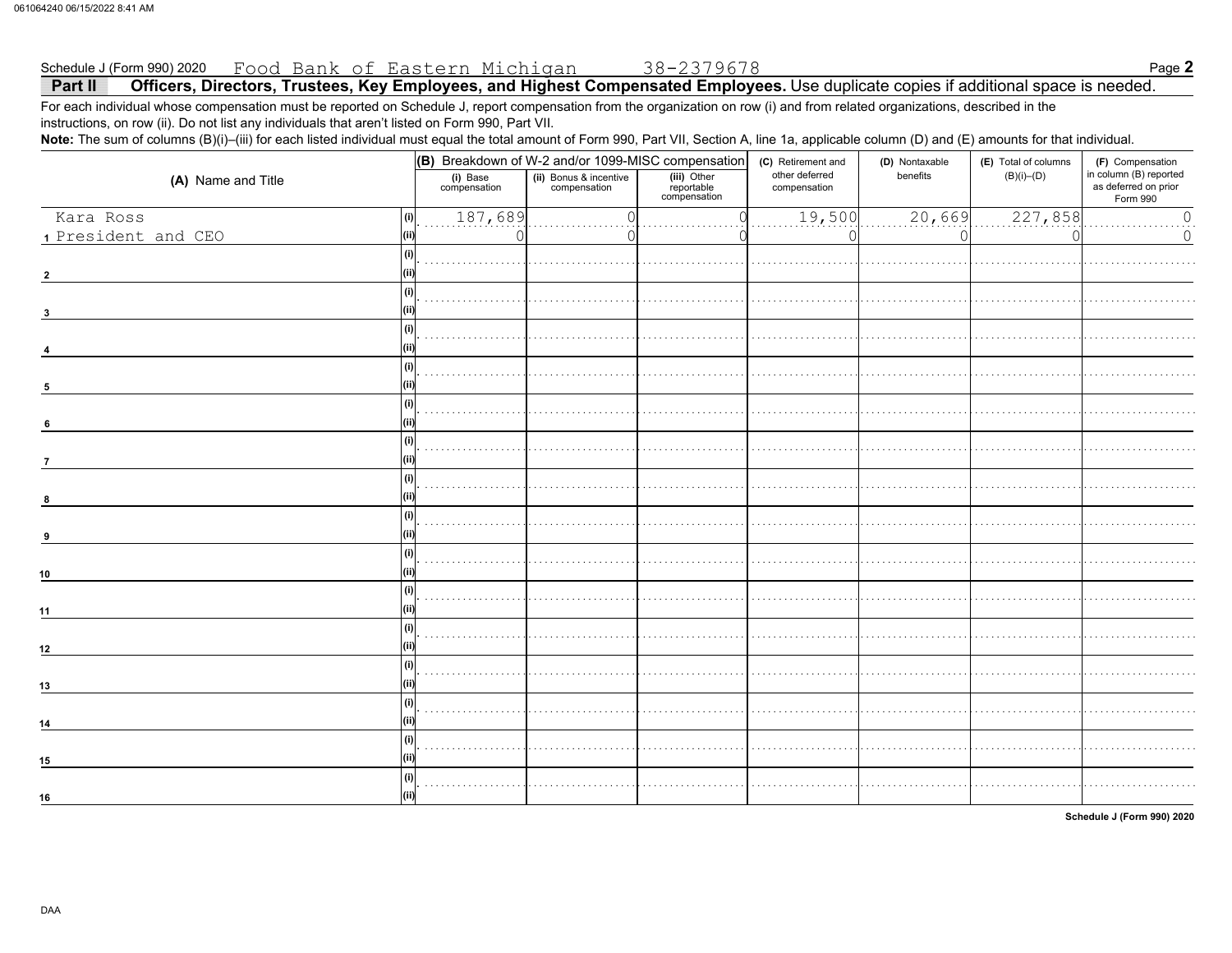Schedule J (Form 990) 2020 Food Bank of Eastern Michigan 38-2379678 Page **2**

## Part II Officers, Directors, Trustees, Key Employees, and Highest Compensated Employees. 

Use duplicate copies if additional space is needed.

For each individual whose compensation must be reported on Schedule J, report compensation from the organization on row (i) and from related organizations, described in the instructions, on row (ii). Do not list any individuals that aren't listed on Form 990, Part VII.

**Note:** The sum of columns (B)(i)–(iii) for each listed individual must equal the total amount of Form 990, Part VII, Section A, line 1a, applicable column (D) and (E) amounts for that individual.

| (A) Name and Title | | (B) Breakdown of W-2 and/or 1099-MISC compensation | | | (C) Retirement and other deferred compensation | (D) Nontaxable benefits | (E) Total of columns (B)(i)–(D) | (F) Compensation in column (B) reported as deferred on prior Form 990 |
|---|---|---|---|---|---|---|---|---|
| | | (i) Base compensation | (ii) Bonus & incentive compensation | (iii) Other reportable compensation | | | | |
| 1 Kara Ross President and CEO | (i) | 187,689 | 0 | 0 | 19,500 | 20,669 | 227,858 | 0 |
| | (ii) | 0 | 0 | 0 | 0 | 0 | 0 | 0 |
| 2 | (i) | | | | | | | |
| | (ii) | | | | | | | |
| 3 | (i) | | | | | | | |
| | (ii) | | | | | | | |
| 4 | (i) | | | | | | | |
| | (ii) | | | | | | | |
| 5 | (i) | | | | | | | |
| | (ii) | | | | | | | |
| 6 | (i) | | | | | | | |
| | (ii) | | | | | | | |
| 7 | (i) | | | | | | | |
| | (ii) | | | | | | | |
| 8 | (i) | | | | | | | |
| | (ii) | | | | | | | |
| 9 | (i) | | | | | | | |
| | (ii) | | | | | | | |
| 10 | (i) | | | | | | | |
| | (ii) | | | | | | | |
| 11 | (i) | | | | | | | |
| | (ii) | | | | | | | |
| 12 | (i) | | | | | | | |
| | (ii) | | | | | | | |
| 13 | (i) | | | | | | | |
| | (ii) | | | | | | | |
| 14 | (i) | | | | | | | |
| | (ii) | | | | | | | |
| 15 | (i) | | | | | | | |
| | (ii) | | | | | | | |
| 16 | (i) | | | | | | | |
| | (ii) | | | | | | | |

Schedule J (Form 990) 2020

DAA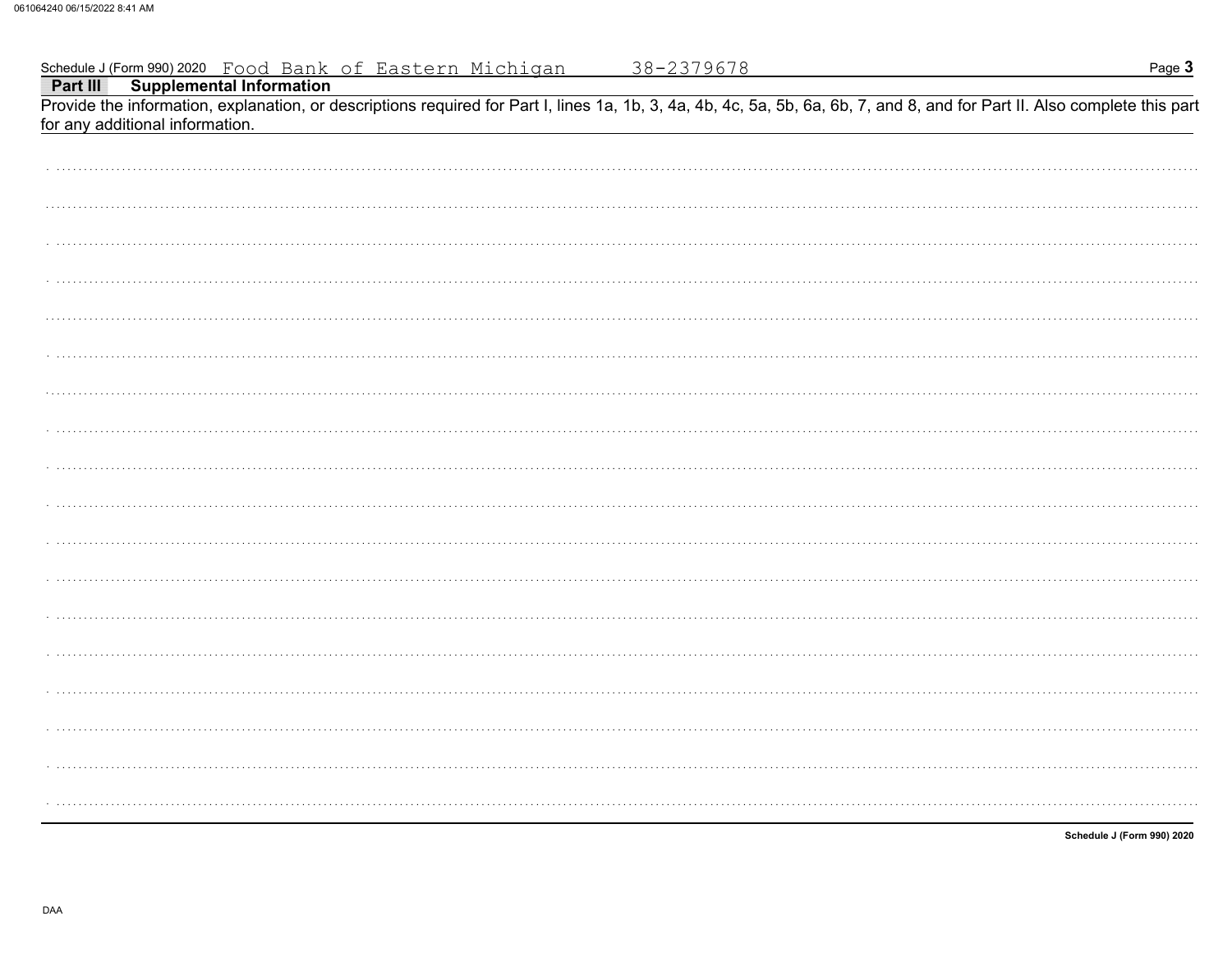Schedule J (Form 990) 2020 Food Bank of Eastern Michigan 38-2379678

## Part III Supplemental Information

Provide the information, explanation, or descriptions required for Part I, lines 1a, 1b, 3, 4a, 4b, 4c, 5a, 5b, 6a, 6b, 7, and 8, and for Part II. Also complete this part for any additional information.

Schedule J (Form 990) 2020

DAA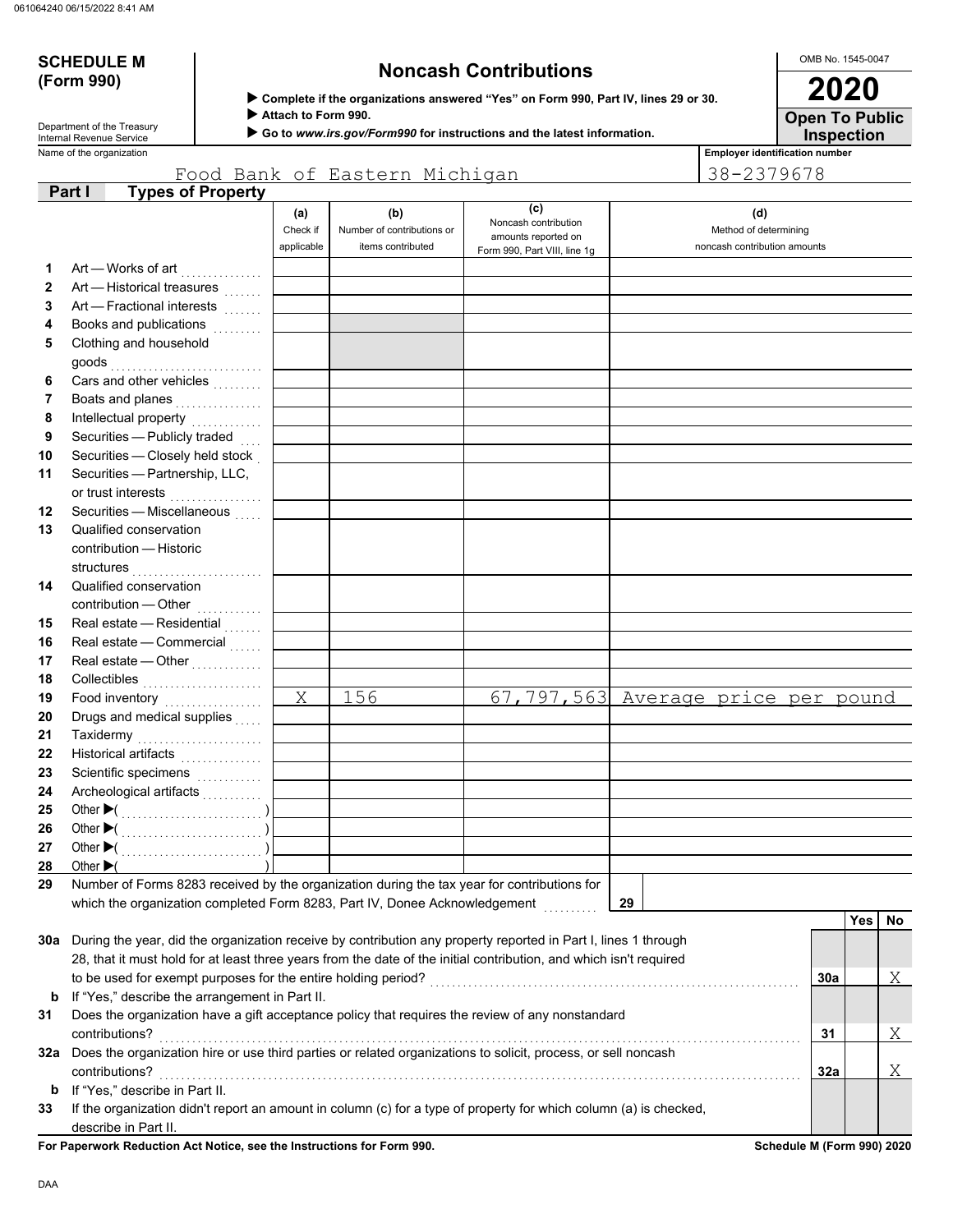**SCHEDULE M (Form 990)**

Department of the Treasury
Internal Revenue Service

# Noncash Contributions

▶ Complete if the organizations answered "Yes" on Form 990, Part IV, lines 29 or 30.
▶ Attach to Form 990.
▶ Go to *www.irs.gov/Form990* for instructions and the latest information.

OMB No. 1545-0047

**2020**

**Open To Public Inspection**

Name of the organization: Food Bank of Eastern Michigan

Employer identification number: 38-2379678

## Part I Types of Property

| | | (a) Check if applicable | (b) Number of contributions or items contributed | (c) Noncash contribution amounts reported on Form 990, Part VIII, line 1g | (d) Method of determining noncash contribution amounts |
|---|---|---|---|---|---|
| 1 | Art — Works of art | | | | |
| 2 | Art — Historical treasures | | | | |
| 3 | Art — Fractional interests | | | | |
| 4 | Books and publications | | | | |
| 5 | Clothing and household goods | | | | |
| 6 | Cars and other vehicles | | | | |
| 7 | Boats and planes | | | | |
| 8 | Intellectual property | | | | |
| 9 | Securities — Publicly traded | | | | |
| 10 | Securities — Closely held stock | | | | |
| 11 | Securities — Partnership, LLC, or trust interests | | | | |
| 12 | Securities — Miscellaneous | | | | |
| 13 | Qualified conservation contribution — Historic structures | | | | |
| 14 | Qualified conservation contribution — Other | | | | |
| 15 | Real estate — Residential | | | | |
| 16 | Real estate — Commercial | | | | |
| 17 | Real estate — Other | | | | |
| 18 | Collectibles | | | | |
| 19 | Food inventory | X | 156 | 67,797,563 | Average price per pound |
| 20 | Drugs and medical supplies | | | | |
| 21 | Taxidermy | | | | |
| 22 | Historical artifacts | | | | |
| 23 | Scientific specimens | | | | |
| 24 | Archeological artifacts | | | | |
| 25 | Other ▶( ) | | | | |
| 26 | Other ▶( ) | | | | |
| 27 | Other ▶( ) | | | | |
| 28 | Other ▶( ) | | | | |

**29** Number of Forms 8283 received by the organization during the tax year for contributions for which the organization completed Form 8283, Part IV, Donee Acknowledgement . . . **29**

| | | | Yes | No |
|---|---|---|---|---|
| 30a | During the year, did the organization receive by contribution any property reported in Part I, lines 1 through 28, that it must hold for at least three years from the date of the initial contribution, and which isn't required to be used for exempt purposes for the entire holding period? | 30a | | X |
| b | If "Yes," describe the arrangement in Part II. | | | |
| 31 | Does the organization have a gift acceptance policy that requires the review of any nonstandard contributions? | 31 | | X |
| 32a | Does the organization hire or use third parties or related organizations to solicit, process, or sell noncash contributions? | 32a | | X |
| b | If "Yes," describe in Part II. | | | |
| 33 | If the organization didn't report an amount in column (c) for a type of property for which column (a) is checked, describe in Part II. | | | |

**For Paperwork Reduction Act Notice, see the Instructions for Form 990.** **Schedule M (Form 990) 2020**

DAA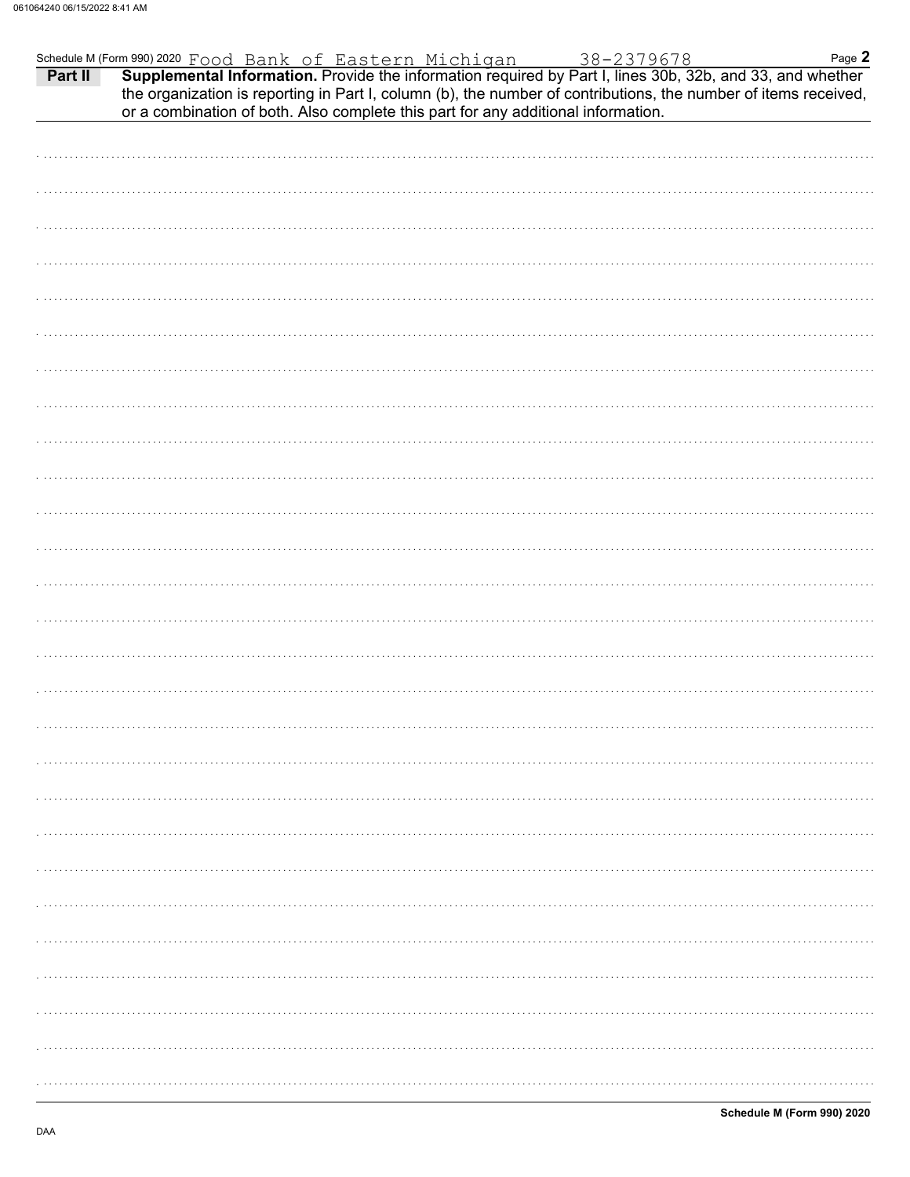Schedule M (Form 990) 2020 Food Bank of Eastern Michigan 38-2379678

**Part II** **Supplemental Information.** Provide the information required by Part I, lines 30b, 32b, and 33, and whether the organization is reporting in Part I, column (b), the number of contributions, the number of items received, or a combination of both. Also complete this part for any additional information.

**Schedule M (Form 990) 2020**

DAA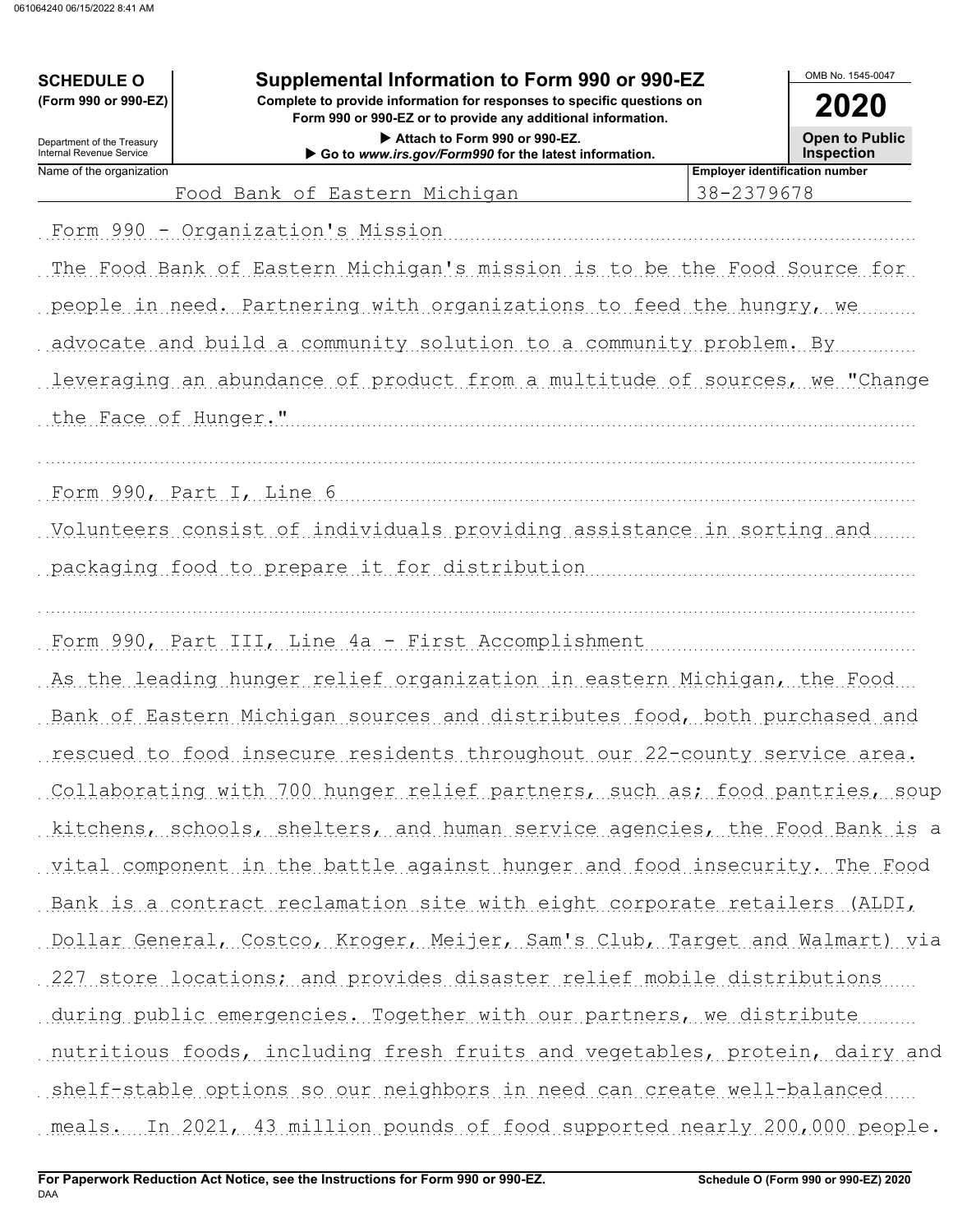**SCHEDULE O**
**(Form 990 or 990-EZ)**

Department of the Treasury
Internal Revenue Service

# Supplemental Information to Form 990 or 990-EZ

**Complete to provide information for responses to specific questions on Form 990 or 990-EZ or to provide any additional information.**
**▶ Attach to Form 990 or 990-EZ.**
**▶ Go to *www.irs.gov/Form990* for the latest information.**

OMB No. 1545-0047

**2020**

**Open to Public Inspection**

| Name of the organization | Employer identification number |
|---|---|
| Food Bank of Eastern Michigan | 38-2379678 |

Form 990 - Organization's Mission

The Food Bank of Eastern Michigan's mission is to be the Food Source for people in need. Partnering with organizations to feed the hungry, we advocate and build a community solution to a community problem. By leveraging an abundance of product from a multitude of sources, we "Change the Face of Hunger."

Form 990, Part I, Line 6

Volunteers consist of individuals providing assistance in sorting and packaging food to prepare it for distribution

Form 990, Part III, Line 4a - First Accomplishment

As the leading hunger relief organization in eastern Michigan, the Food Bank of Eastern Michigan sources and distributes food, both purchased and rescued to food insecure residents throughout our 22-county service area. Collaborating with 700 hunger relief partners, such as; food pantries, soup kitchens, schools, shelters, and human service agencies, the Food Bank is a vital component in the battle against hunger and food insecurity. The Food Bank is a contract reclamation site with eight corporate retailers (ALDI, Dollar General, Costco, Kroger, Meijer, Sam's Club, Target and Walmart) via 227 store locations; and provides disaster relief mobile distributions during public emergencies. Together with our partners, we distribute nutritious foods, including fresh fruits and vegetables, protein, dairy and shelf-stable options so our neighbors in need can create well-balanced meals.  In 2021, 43 million pounds of food supported nearly 200,000 people.

**For Paperwork Reduction Act Notice, see the Instructions for Form 990 or 990-EZ.**
DAA

**Schedule O (Form 990 or 990-EZ) 2020**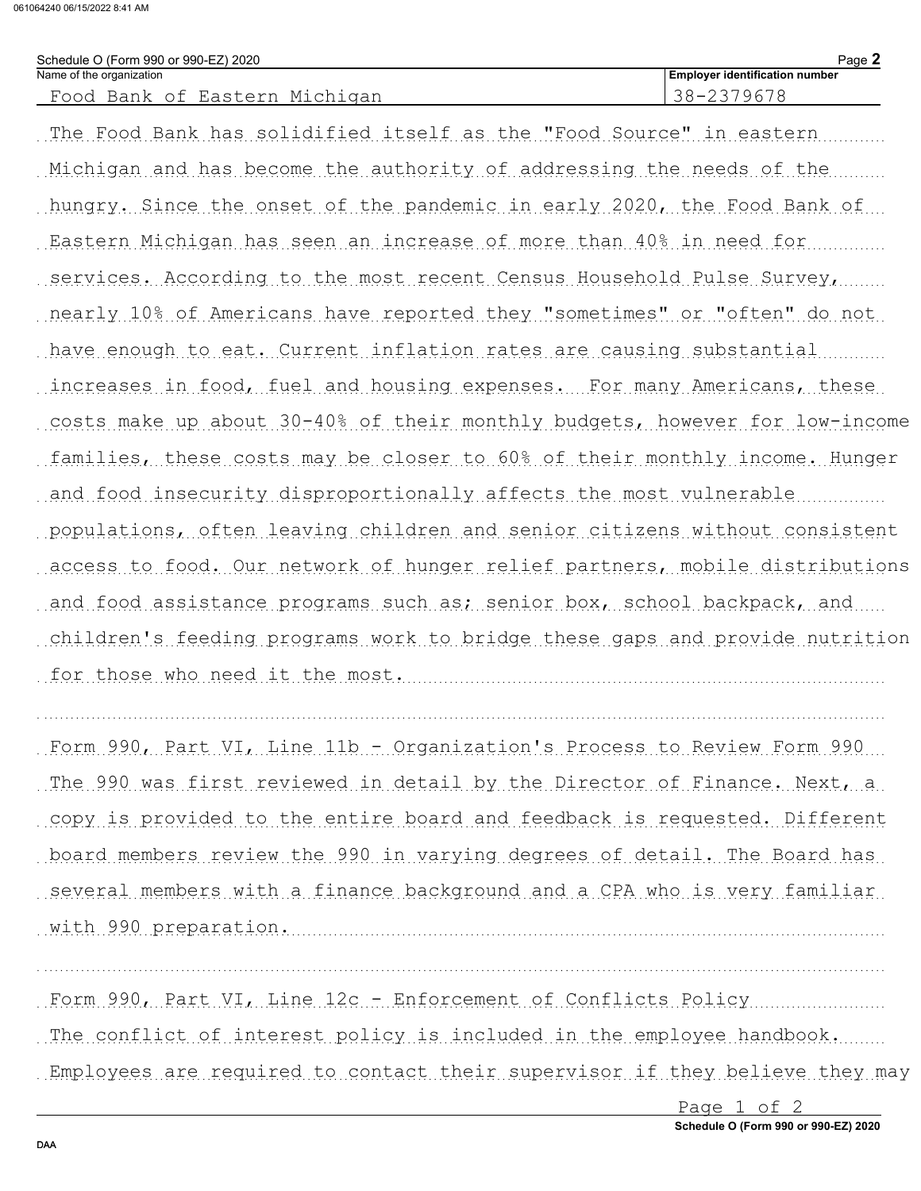Schedule O (Form 990 or 990-EZ) 2020

| Name of the organization | Employer identification number |
| --- | --- |
| Food Bank of Eastern Michigan | 38-2379678 |

The Food Bank has solidified itself as the "Food Source" in eastern Michigan and has become the authority of addressing the needs of the hungry. Since the onset of the pandemic in early 2020, the Food Bank of Eastern Michigan has seen an increase of more than 40% in need for services. According to the most recent Census Household Pulse Survey, nearly 10% of Americans have reported they "sometimes" or "often" do not have enough to eat. Current inflation rates are causing substantial increases in food, fuel and housing expenses. For many Americans, these costs make up about 30-40% of their monthly budgets, however for low-income families, these costs may be closer to 60% of their monthly income. Hunger and food insecurity disproportionally affects the most vulnerable populations, often leaving children and senior citizens without consistent access to food. Our network of hunger relief partners, mobile distributions and food assistance programs such as; senior box, school backpack, and children's feeding programs work to bridge these gaps and provide nutrition for those who need it the most.

Form 990, Part VI, Line 11b - Organization's Process to Review Form 990

The 990 was first reviewed in detail by the Director of Finance. Next, a copy is provided to the entire board and feedback is requested. Different board members review the 990 in varying degrees of detail. The Board has several members with a finance background and a CPA who is very familiar with 990 preparation.

Form 990, Part VI, Line 12c - Enforcement of Conflicts Policy

The conflict of interest policy is included in the employee handbook. Employees are required to contact their supervisor if they believe they may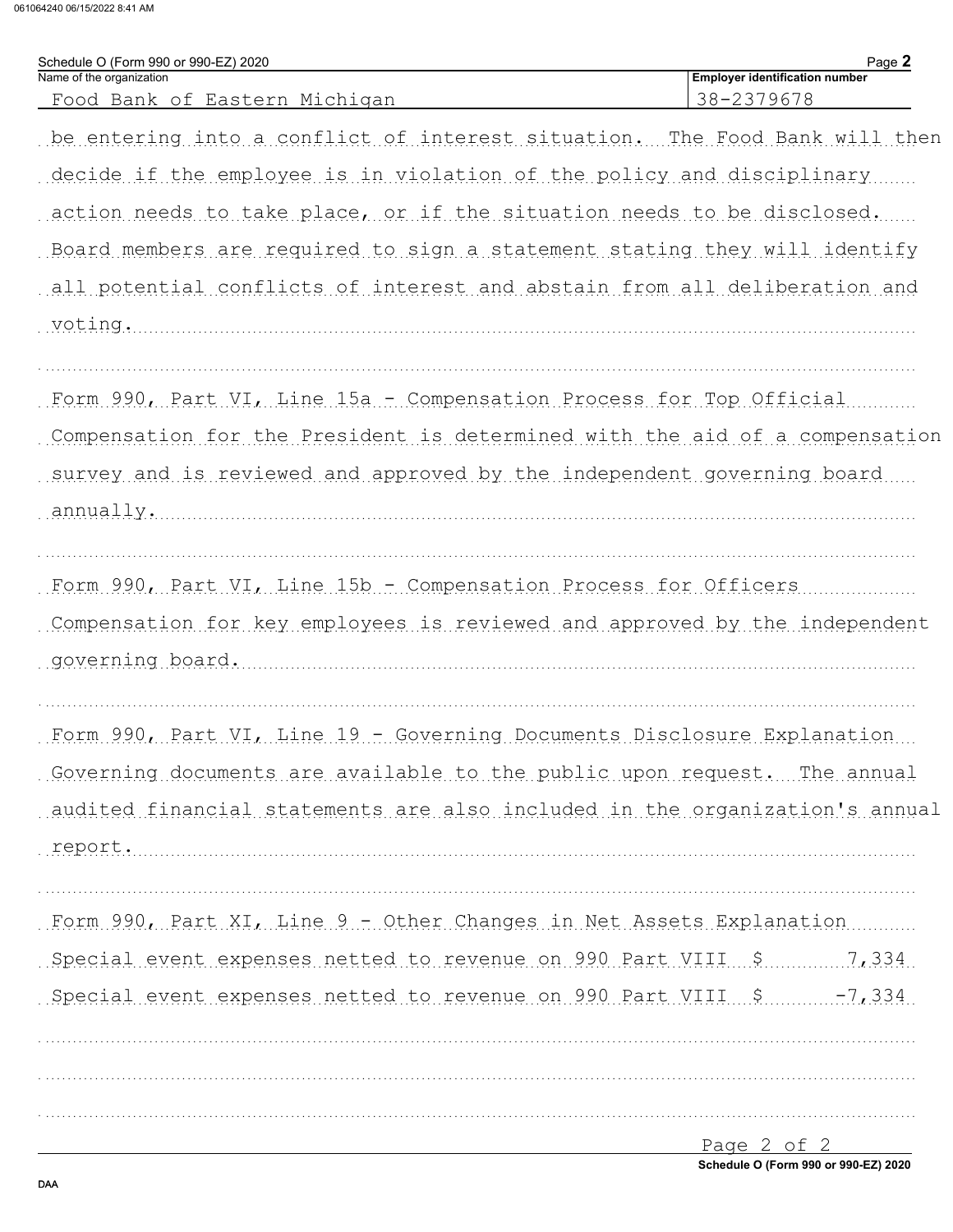Schedule O (Form 990 or 990-EZ) 2020

| Name of the organization | Employer identification number |
| --- | --- |
| Food Bank of Eastern Michigan | 38-2379678 |

be entering into a conflict of interest situation. The Food Bank will then decide if the employee is in violation of the policy and disciplinary action needs to take place, or if the situation needs to be disclosed. Board members are required to sign a statement stating they will identify all potential conflicts of interest and abstain from all deliberation and voting.

Form 990, Part VI, Line 15a - Compensation Process for Top Official

Compensation for the President is determined with the aid of a compensation survey and is reviewed and approved by the independent governing board annually.

Form 990, Part VI, Line 15b - Compensation Process for Officers

Compensation for key employees is reviewed and approved by the independent governing board.

Form 990, Part VI, Line 19 - Governing Documents Disclosure Explanation

Governing documents are available to the public upon request. The annual audited financial statements are also included in the organization's annual report.

Form 990, Part XI, Line 9 - Other Changes in Net Assets Explanation

Special event expenses netted to revenue on 990 Part VIII $ 7,334

Special event expenses netted to revenue on 990 Part VIII $ -7,334

Schedule O (Form 990 or 990-EZ) 2020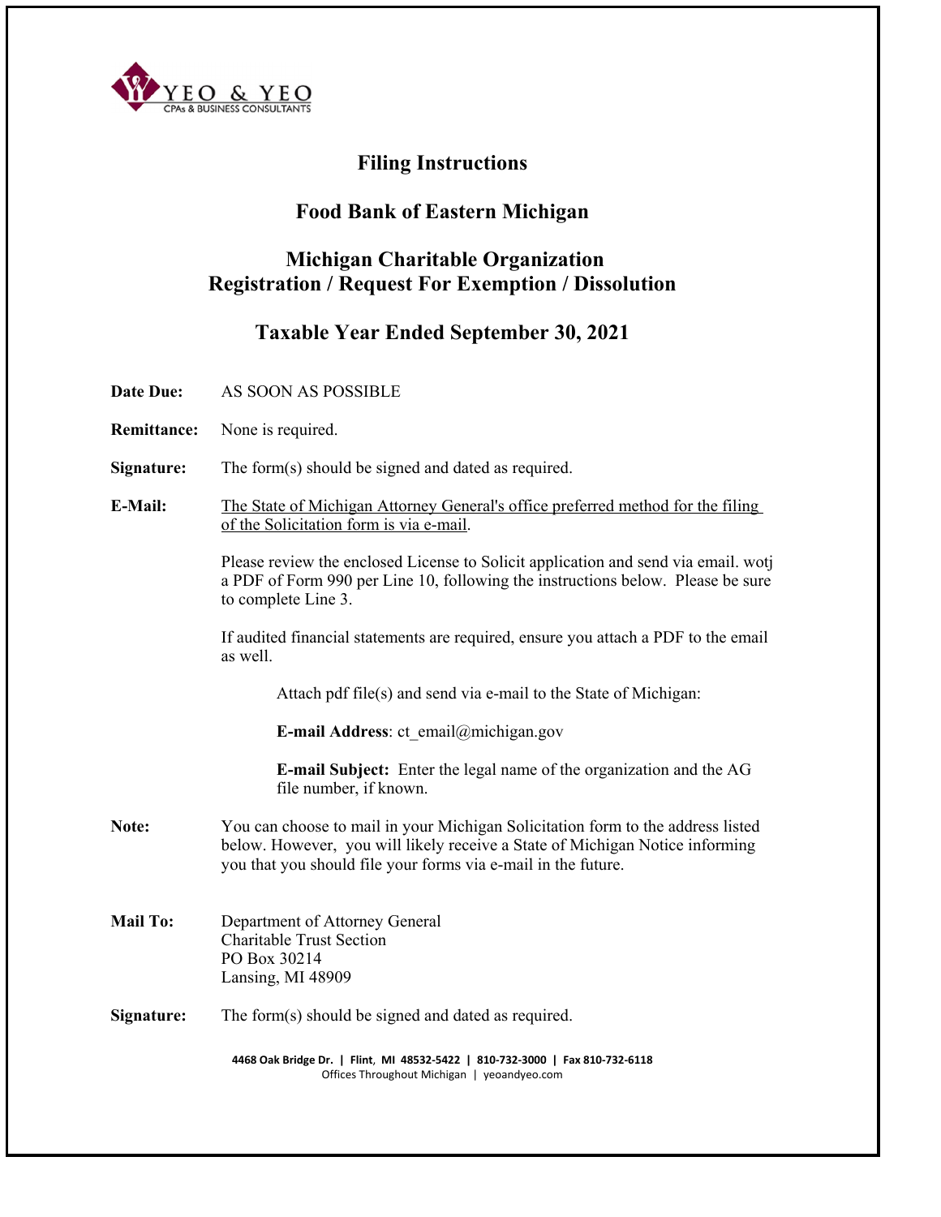YEO & YEO
CPAs & BUSINESS CONSULTANTS

# Filing Instructions

## Food Bank of Eastern Michigan

## Michigan Charitable Organization Registration / Request For Exemption / Dissolution

## Taxable Year Ended September 30, 2021

**Date Due:** AS SOON AS POSSIBLE

**Remittance:** None is required.

**Signature:** The form(s) should be signed and dated as required.

**E-Mail:** The State of Michigan Attorney General's office preferred method for the filing of the Solicitation form is via e-mail.

Please review the enclosed License to Solicit application and send via email. wotj a PDF of Form 990 per Line 10, following the instructions below. Please be sure to complete Line 3.

If audited financial statements are required, ensure you attach a PDF to the email as well.

Attach pdf file(s) and send via e-mail to the State of Michigan:

**E-mail Address**: ct_email@michigan.gov

**E-mail Subject:** Enter the legal name of the organization and the AG file number, if known.

**Note:** You can choose to mail in your Michigan Solicitation form to the address listed below. However, you will likely receive a State of Michigan Notice informing you that you should file your forms via e-mail in the future.

**Mail To:** Department of Attorney General
Charitable Trust Section
PO Box 30214
Lansing, MI 48909

**Signature:** The form(s) should be signed and dated as required.

4468 Oak Bridge Dr. | Flint, MI 48532-5422 | 810-732-3000 | Fax 810-732-6118
Offices Throughout Michigan | yeoandyeo.com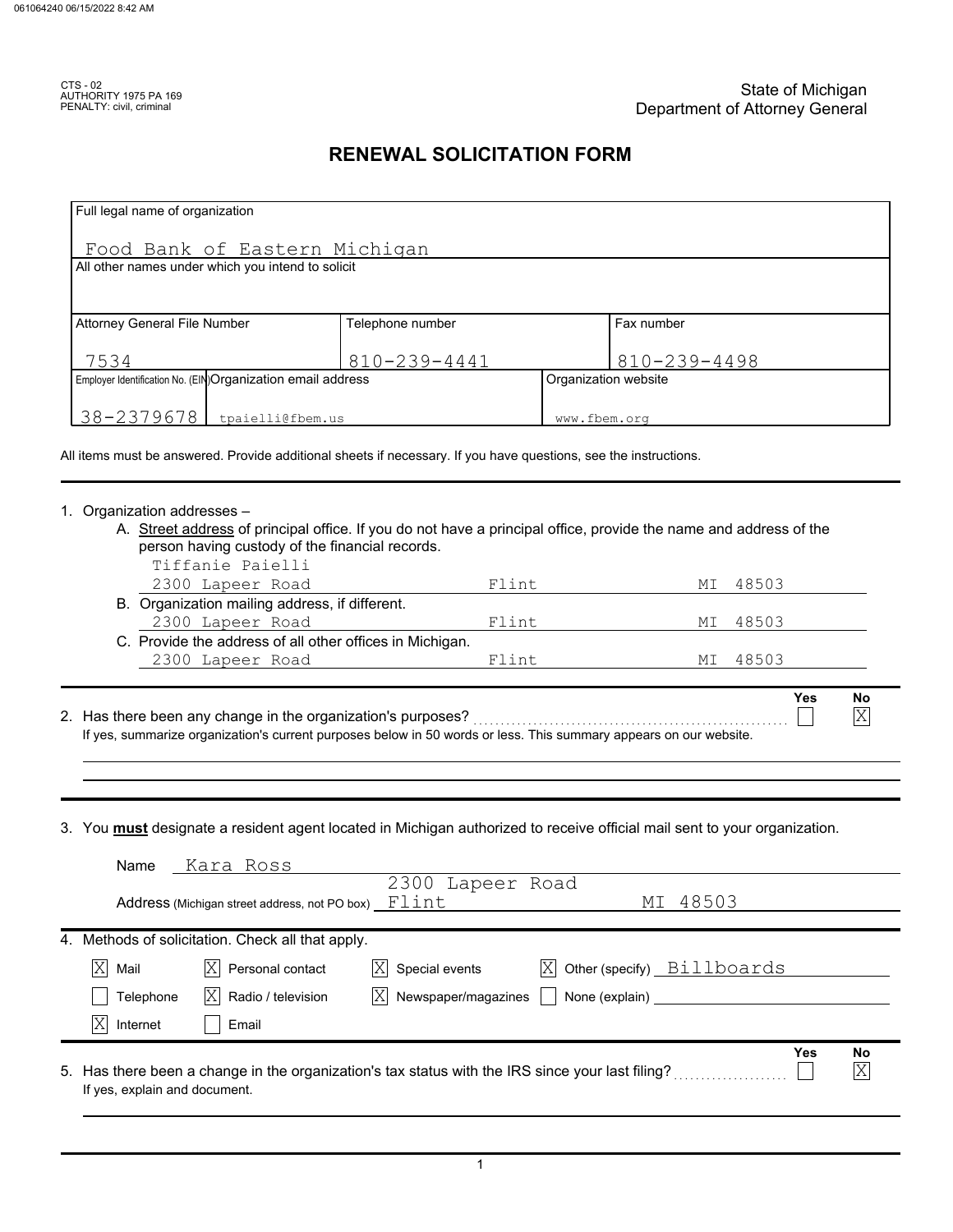CTS - 02
AUTHORITY 1975 PA 169
PENALTY: civil, criminal

State of Michigan
Department of Attorney General

# RENEWAL SOLICITATION FORM

| Full legal name of organization | | |
|---|---|---|
| Food Bank of Eastern Michigan | | |
| All other names under which you intend to solicit | | |
| | | |
| Attorney General File Number | Telephone number | Fax number |
| 7534 | 810-239-4441 | 810-239-4498 |
| Employer Identification No. (EIN) / Organization email address | | Organization website |
| 38-2379678 / tpaielli@fbem.us | | www.fbem.org |

All items must be answered. Provide additional sheets if necessary. If you have questions, see the instructions.

1. Organization addresses –
   A. Street address of principal office. If you do not have a principal office, provide the name and address of the person having custody of the financial records.
      Tiffanie Paielli
      2300 Lapeer Road Flint MI 48503
   B. Organization mailing address, if different.
      2300 Lapeer Road Flint MI 48503
   C. Provide the address of all other offices in Michigan.
      2300 Lapeer Road Flint MI 48503

2. Has there been any change in the organization's purposes? Yes [ ] No [X]
   If yes, summarize organization's current purposes below in 50 words or less. This summary appears on our website.

3. You **must** designate a resident agent located in Michigan authorized to receive official mail sent to your organization.

   Name: Kara Ross
   Address (Michigan street address, not PO box): 2300 Lapeer Road Flint MI 48503

4. Methods of solicitation. Check all that apply.

   - [X] Mail
   - [X] Personal contact
   - [X] Special events
   - [X] Other (specify) Billboards
   - [ ] Telephone
   - [X] Radio / television
   - [X] Newspaper/magazines
   - [ ] None (explain)
   - [X] Internet
   - [ ] Email

5. Has there been a change in the organization's tax status with the IRS since your last filing? Yes [ ] No [X]
   If yes, explain and document.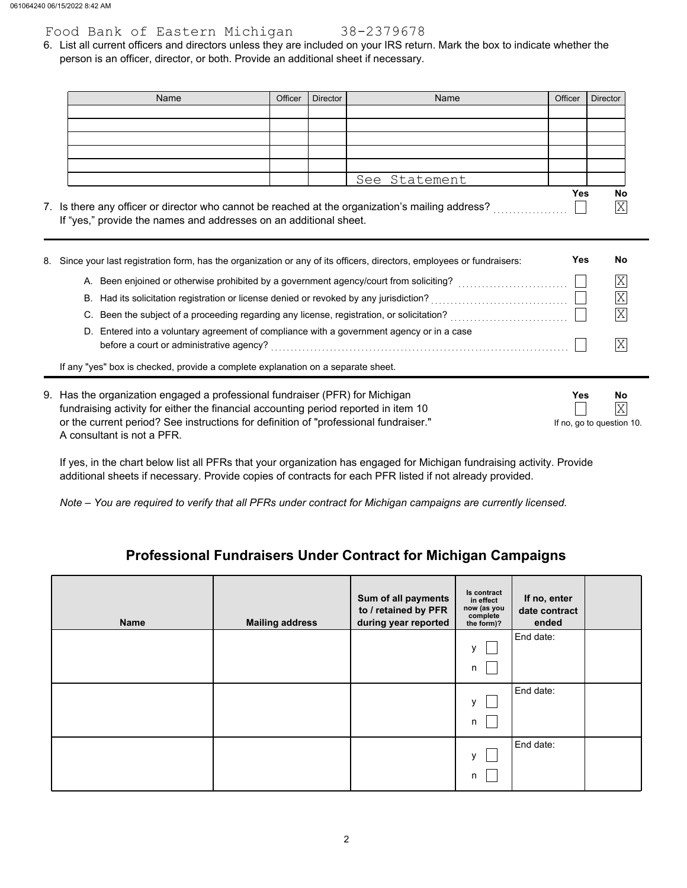Food Bank of Eastern Michigan 38-2379678

6. List all current officers and directors unless they are included on your IRS return. Mark the box to indicate whether the person is an officer, director, or both. Provide an additional sheet if necessary.

| Name | Officer | Director | Name | Officer | Director |
|---|---|---|---|---|---|
| | | | | | |
| | | | | | |
| | | | | | |
| | | | | | |
| | | | | | |
| | | | See Statement | | |

7. Is there any officer or director who cannot be reached at the organization's mailing address? Yes ☐ No ☒
   If "yes," provide the names and addresses on an additional sheet.

8. Since your last registration form, has the organization or any of its officers, directors, employees or fundraisers:

| | Yes | No |
|---|---|---|
| A. Been enjoined or otherwise prohibited by a government agency/court from soliciting? | ☐ | ☒ |
| B. Had its solicitation registration or license denied or revoked by any jurisdiction? | ☐ | ☒ |
| C. Been the subject of a proceeding regarding any license, registration, or solicitation? | ☐ | ☒ |
| D. Entered into a voluntary agreement of compliance with a government agency or in a case before a court or administrative agency? | ☐ | ☒ |

If any "yes" box is checked, provide a complete explanation on a separate sheet.

9. Has the organization engaged a professional fundraiser (PFR) for Michigan fundraising activity for either the financial accounting period reported in item 10 or the current period? See instructions for definition of "professional fundraiser." A consultant is not a PFR. Yes ☐ No ☒ If no, go to question 10.

If yes, in the chart below list all PFRs that your organization has engaged for Michigan fundraising activity. Provide additional sheets if necessary. Provide copies of contracts for each PFR listed if not already provided.

*Note – You are required to verify that all PFRs under contract for Michigan campaigns are currently licensed.*

## Professional Fundraisers Under Contract for Michigan Campaigns

| Name | Mailing address | Sum of all payments to / retained by PFR during year reported | Is contract in effect now (as you complete the form)? | If no, enter date contract ended | |
|---|---|---|---|---|---|
| | | | y ☐ n ☐ | End date: | |
| | | | y ☐ n ☐ | End date: | |
| | | | y ☐ n ☐ | End date: | |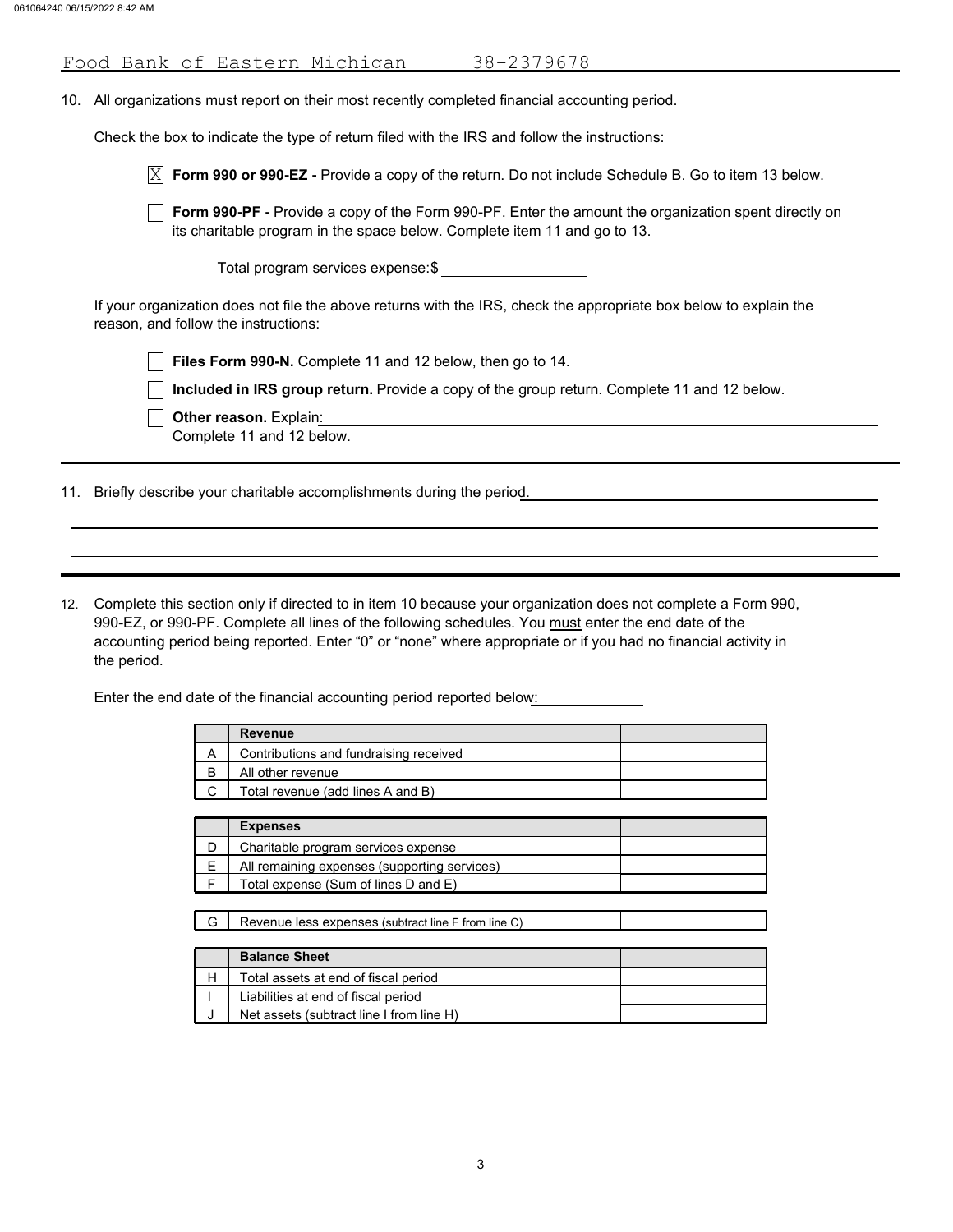Food Bank of Eastern Michigan 38-2379678

10. All organizations must report on their most recently completed financial accounting period.

    Check the box to indicate the type of return filed with the IRS and follow the instructions:

    ☒ **Form 990 or 990-EZ -** Provide a copy of the return. Do not include Schedule B. Go to item 13 below.

    ☐ **Form 990-PF -** Provide a copy of the Form 990-PF. Enter the amount the organization spent directly on its charitable program in the space below. Complete item 11 and go to 13.

    Total program services expense:$ ______________

    If your organization does not file the above returns with the IRS, check the appropriate box below to explain the reason, and follow the instructions:

    ☐ **Files Form 990-N.** Complete 11 and 12 below, then go to 14.

    ☐ **Included in IRS group return.** Provide a copy of the group return. Complete 11 and 12 below.

    ☐ **Other reason.** Explain: ______________
    Complete 11 and 12 below.

11. Briefly describe your charitable accomplishments during the period. ______________

12. Complete this section only if directed to in item 10 because your organization does not complete a Form 990, 990-EZ, or 990-PF. Complete all lines of the following schedules. You must enter the end date of the accounting period being reported. Enter "0" or "none" where appropriate or if you had no financial activity in the period.

    Enter the end date of the financial accounting period reported below: ______________

|   | Revenue |   |
|---|---|---|
| A | Contributions and fundraising received |   |
| B | All other revenue |   |
| C | Total revenue (add lines A and B) |   |

|   | Expenses |   |
|---|---|---|
| D | Charitable program services expense |   |
| E | All remaining expenses (supporting services) |   |
| F | Total expense (Sum of lines D and E) |   |

|   |   |   |
|---|---|---|
| G | Revenue less expenses (subtract line F from line C) |   |

|   | Balance Sheet |   |
|---|---|---|
| H | Total assets at end of fiscal period |   |
| I | Liabilities at end of fiscal period |   |
| J | Net assets (subtract line I from line H) |   |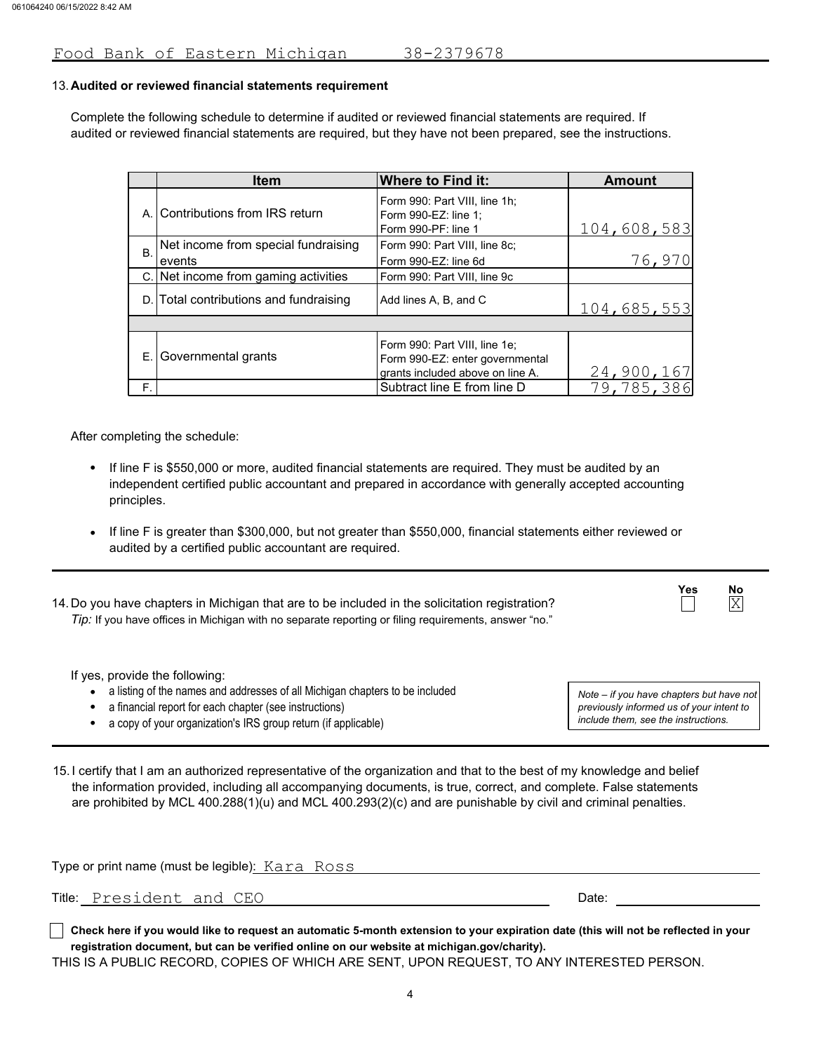Food Bank of Eastern Michigan 38-2379678

13. **Audited or reviewed financial statements requirement**

Complete the following schedule to determine if audited or reviewed financial statements are required. If audited or reviewed financial statements are required, but they have not been prepared, see the instructions.

| | Item | Where to Find it: | Amount |
|---|---|---|---|
| A. | Contributions from IRS return | Form 990: Part VIII, line 1h; Form 990-EZ: line 1; Form 990-PF: line 1 | 104,608,583 |
| B. | Net income from special fundraising events | Form 990: Part VIII, line 8c; Form 990-EZ: line 6d | 76,970 |
| C. | Net income from gaming activities | Form 990: Part VIII, line 9c | |
| D. | Total contributions and fundraising | Add lines A, B, and C | 104,685,553 |
| | | | |
| E. | Governmental grants | Form 990: Part VIII, line 1e; Form 990-EZ: enter governmental grants included above on line A. | 24,900,167 |
| F. | | Subtract line E from line D | 79,785,386 |

After completing the schedule:

- If line F is $550,000 or more, audited financial statements are required. They must be audited by an independent certified public accountant and prepared in accordance with generally accepted accounting principles.
- If line F is greater than $300,000, but not greater than $550,000, financial statements either reviewed or audited by a certified public accountant are required.

14. Do you have chapters in Michigan that are to be included in the solicitation registration? Yes ☐ No ☒
*Tip:* If you have offices in Michigan with no separate reporting or filing requirements, answer "no."

If yes, provide the following:

- a listing of the names and addresses of all Michigan chapters to be included
- a financial report for each chapter (see instructions)
- a copy of your organization's IRS group return (if applicable)

*Note – if you have chapters but have not previously informed us of your intent to include them, see the instructions.*

15. I certify that I am an authorized representative of the organization and that to the best of my knowledge and belief the information provided, including all accompanying documents, is true, correct, and complete. False statements are prohibited by MCL 400.288(1)(u) and MCL 400.293(2)(c) and are punishable by civil and criminal penalties.

Type or print name (must be legible): Kara Ross

Title: President and CEO Date:

☐ **Check here if you would like to request an automatic 5-month extension to your expiration date (this will not be reflected in your registration document, but can be verified online on our website at michigan.gov/charity).**

THIS IS A PUBLIC RECORD, COPIES OF WHICH ARE SENT, UPON REQUEST, TO ANY INTERESTED PERSON.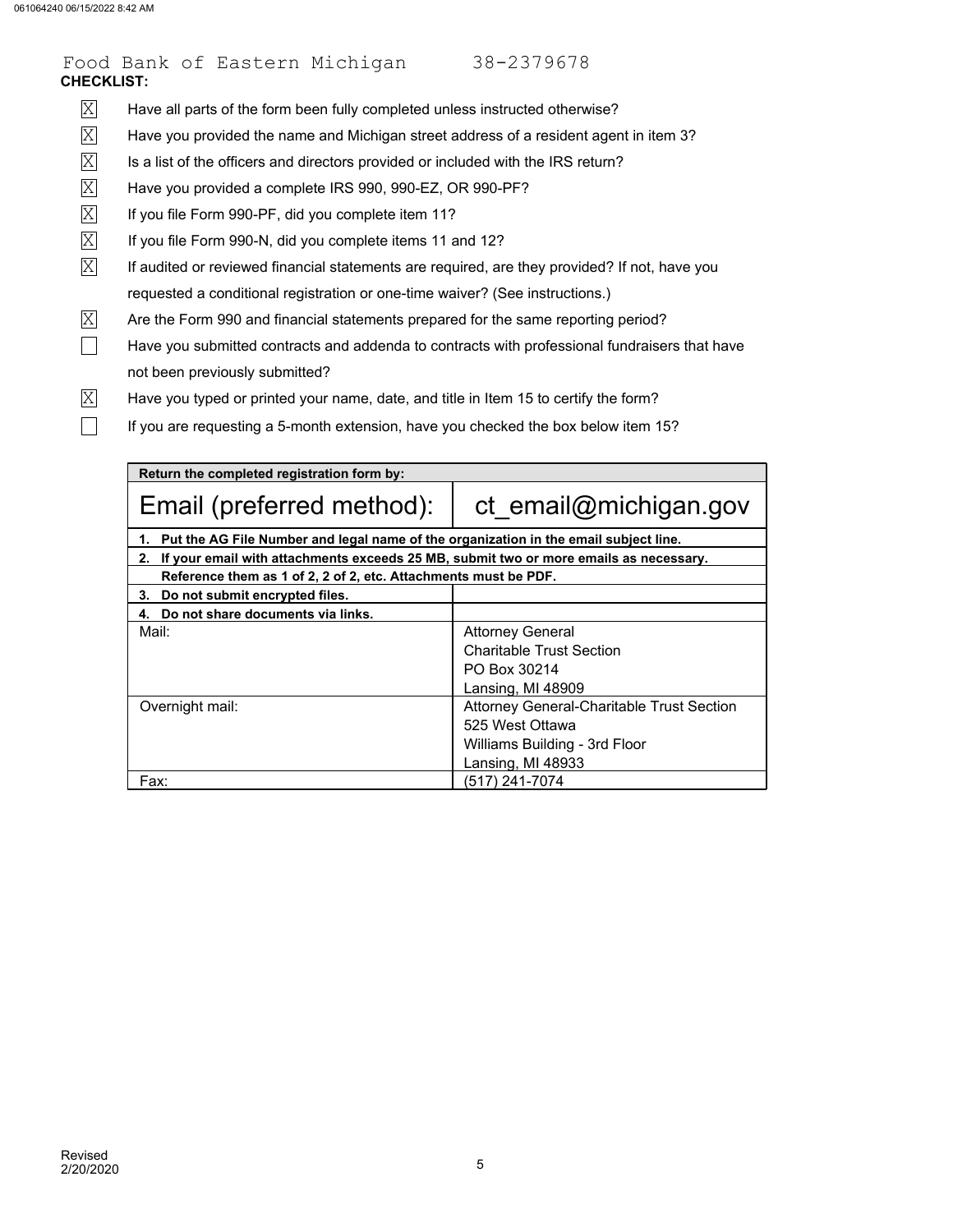Food Bank of Eastern Michigan 38-2379678

**CHECKLIST:**

- [X] Have all parts of the form been fully completed unless instructed otherwise?
- [X] Have you provided the name and Michigan street address of a resident agent in item 3?
- [X] Is a list of the officers and directors provided or included with the IRS return?
- [X] Have you provided a complete IRS 990, 990-EZ, OR 990-PF?
- [X] If you file Form 990-PF, did you complete item 11?
- [X] If you file Form 990-N, did you complete items 11 and 12?
- [X] If audited or reviewed financial statements are required, are they provided? If not, have you requested a conditional registration or one-time waiver? (See instructions.)
- [X] Are the Form 990 and financial statements prepared for the same reporting period?
- [ ] Have you submitted contracts and addenda to contracts with professional fundraisers that have not been previously submitted?
- [X] Have you typed or printed your name, date, and title in Item 15 to certify the form?
- [ ] If you are requesting a 5-month extension, have you checked the box below item 15?

| **Return the completed registration form by:** | |
|---|---|
| Email (preferred method): | ct_email@michigan.gov |
| **1. Put the AG File Number and legal name of the organization in the email subject line.** | |
| **2. If your email with attachments exceeds 25 MB, submit two or more emails as necessary. Reference them as 1 of 2, 2 of 2, etc. Attachments must be PDF.** | |
| **3. Do not submit encrypted files.** | |
| **4. Do not share documents via links.** | |
| Mail: | Attorney General<br>Charitable Trust Section<br>PO Box 30214<br>Lansing, MI 48909 |
| Overnight mail: | Attorney General-Charitable Trust Section<br>525 West Ottawa<br>Williams Building - 3rd Floor<br>Lansing, MI 48933 |
| Fax: | (517) 241-7074 |

Revised 2/20/2020